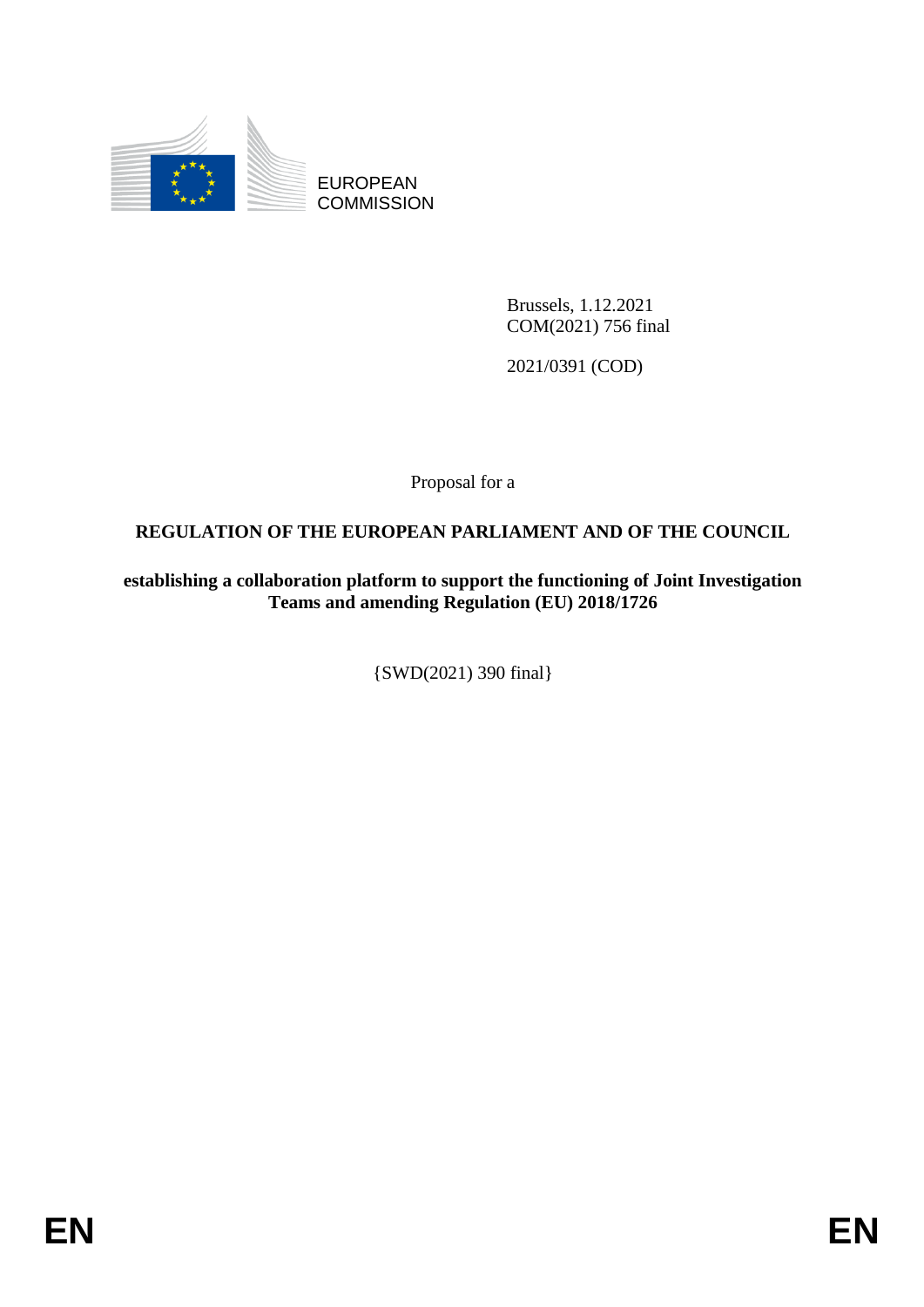EUROPEAN COMMISSION

Brussels, 1.12.2021
COM(2021) 756 final

2021/0391 (COD)

Proposal for a

**REGULATION OF THE EUROPEAN PARLIAMENT AND OF THE COUNCIL**

**establishing a collaboration platform to support the functioning of Joint Investigation Teams and amending Regulation (EU) 2018/1726**

{SWD(2021) 390 final}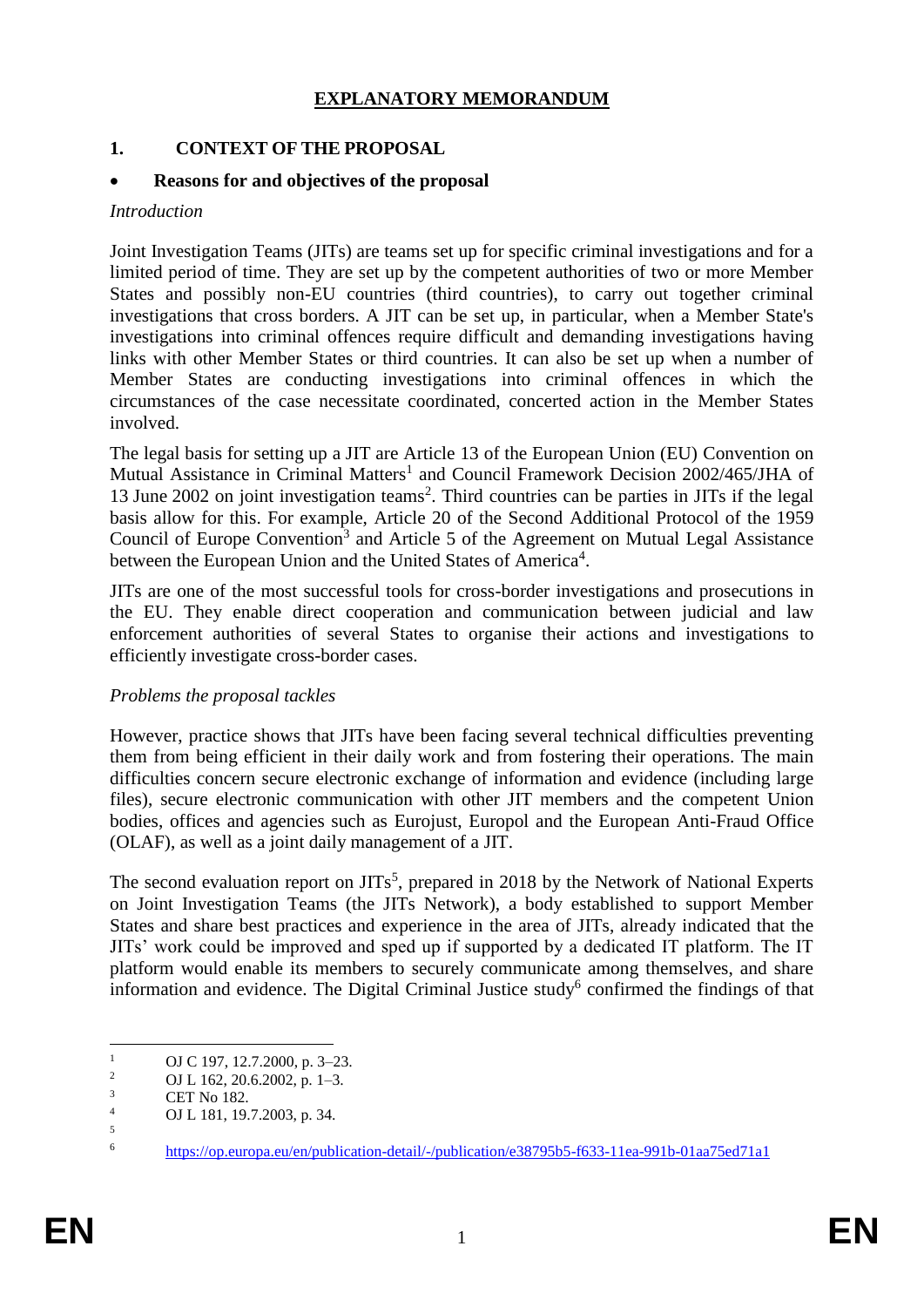# EXPLANATORY MEMORANDUM

## 1. CONTEXT OF THE PROPOSAL

- **Reasons for and objectives of the proposal**

*Introduction*

Joint Investigation Teams (JITs) are teams set up for specific criminal investigations and for a limited period of time. They are set up by the competent authorities of two or more Member States and possibly non-EU countries (third countries), to carry out together criminal investigations that cross borders. A JIT can be set up, in particular, when a Member State's investigations into criminal offences require difficult and demanding investigations having links with other Member States or third countries. It can also be set up when a number of Member States are conducting investigations into criminal offences in which the circumstances of the case necessitate coordinated, concerted action in the Member States involved.

The legal basis for setting up a JIT are Article 13 of the European Union (EU) Convention on Mutual Assistance in Criminal Matters[1] and Council Framework Decision 2002/465/JHA of 13 June 2002 on joint investigation teams[2]. Third countries can be parties in JITs if the legal basis allow for this. For example, Article 20 of the Second Additional Protocol of the 1959 Council of Europe Convention[3] and Article 5 of the Agreement on Mutual Legal Assistance between the European Union and the United States of America[4].

JITs are one of the most successful tools for cross-border investigations and prosecutions in the EU. They enable direct cooperation and communication between judicial and law enforcement authorities of several States to organise their actions and investigations to efficiently investigate cross-border cases.

*Problems the proposal tackles*

However, practice shows that JITs have been facing several technical difficulties preventing them from being efficient in their daily work and from fostering their operations. The main difficulties concern secure electronic exchange of information and evidence (including large files), secure electronic communication with other JIT members and the competent Union bodies, offices and agencies such as Eurojust, Europol and the European Anti-Fraud Office (OLAF), as well as a joint daily management of a JIT.

The second evaluation report on JITs[5], prepared in 2018 by the Network of National Experts on Joint Investigation Teams (the JITs Network), a body established to support Member States and share best practices and experience in the area of JITs, already indicated that the JITs' work could be improved and sped up if supported by a dedicated IT platform. The IT platform would enable its members to securely communicate among themselves, and share information and evidence. The Digital Criminal Justice study[6] confirmed the findings of that

---

[1] OJ C 197, 12.7.2000, p. 3–23.

[2] OJ L 162, 20.6.2002, p. 1–3.

[3] CET No 182.

[4] OJ L 181, 19.7.2003, p. 34.

[5]

[6] https://op.europa.eu/en/publication-detail/-/publication/e38795b5-f633-11ea-991b-01aa75ed71a1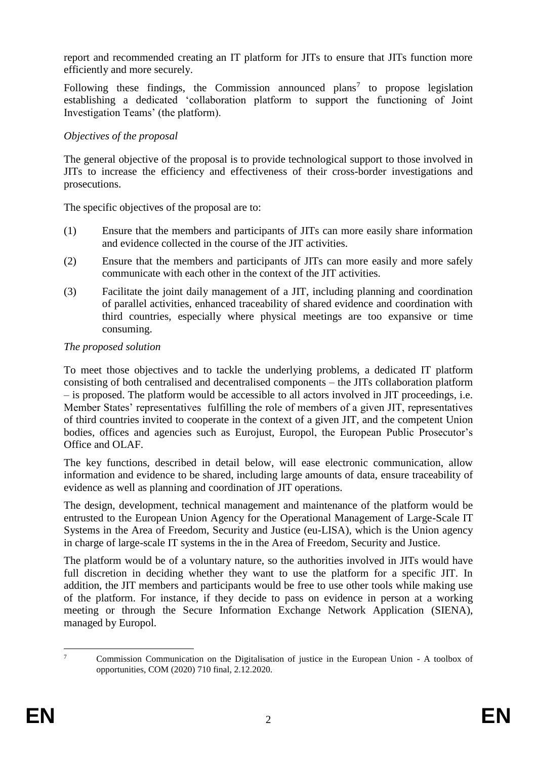report and recommended creating an IT platform for JITs to ensure that JITs function more efficiently and more securely.

Following these findings, the Commission announced plans[7] to propose legislation establishing a dedicated 'collaboration platform to support the functioning of Joint Investigation Teams' (the platform).

*Objectives of the proposal*

The general objective of the proposal is to provide technological support to those involved in JITs to increase the efficiency and effectiveness of their cross-border investigations and prosecutions.

The specific objectives of the proposal are to:

(1) Ensure that the members and participants of JITs can more easily share information and evidence collected in the course of the JIT activities.

(2) Ensure that the members and participants of JITs can more easily and more safely communicate with each other in the context of the JIT activities.

(3) Facilitate the joint daily management of a JIT, including planning and coordination of parallel activities, enhanced traceability of shared evidence and coordination with third countries, especially where physical meetings are too expansive or time consuming.

*The proposed solution*

To meet those objectives and to tackle the underlying problems, a dedicated IT platform consisting of both centralised and decentralised components – the JITs collaboration platform – is proposed. The platform would be accessible to all actors involved in JIT proceedings, i.e. Member States' representatives fulfilling the role of members of a given JIT, representatives of third countries invited to cooperate in the context of a given JIT, and the competent Union bodies, offices and agencies such as Eurojust, Europol, the European Public Prosecutor's Office and OLAF.

The key functions, described in detail below, will ease electronic communication, allow information and evidence to be shared, including large amounts of data, ensure traceability of evidence as well as planning and coordination of JIT operations.

The design, development, technical management and maintenance of the platform would be entrusted to the European Union Agency for the Operational Management of Large-Scale IT Systems in the Area of Freedom, Security and Justice (eu-LISA), which is the Union agency in charge of large-scale IT systems in the in the Area of Freedom, Security and Justice.

The platform would be of a voluntary nature, so the authorities involved in JITs would have full discretion in deciding whether they want to use the platform for a specific JIT. In addition, the JIT members and participants would be free to use other tools while making use of the platform. For instance, if they decide to pass on evidence in person at a working meeting or through the Secure Information Exchange Network Application (SIENA), managed by Europol.

[7] Commission Communication on the Digitalisation of justice in the European Union - A toolbox of opportunities, COM (2020) 710 final, 2.12.2020.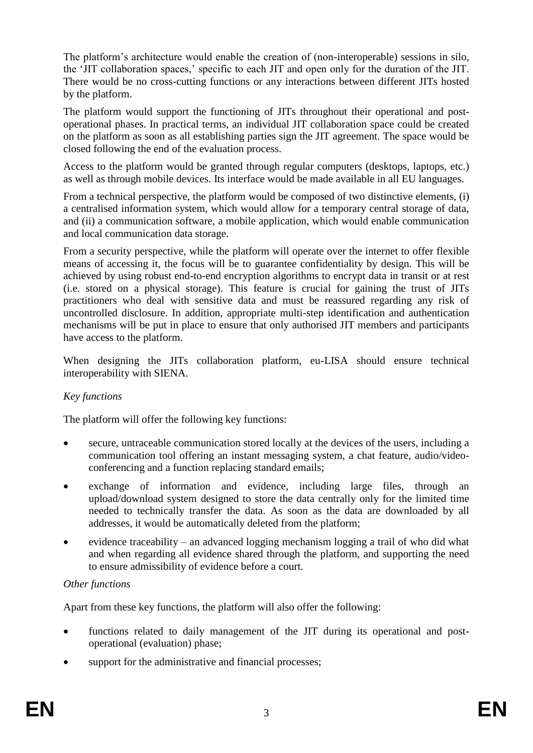The platform's architecture would enable the creation of (non-interoperable) sessions in silo, the 'JIT collaboration spaces,' specific to each JIT and open only for the duration of the JIT. There would be no cross-cutting functions or any interactions between different JITs hosted by the platform.

The platform would support the functioning of JITs throughout their operational and post-operational phases. In practical terms, an individual JIT collaboration space could be created on the platform as soon as all establishing parties sign the JIT agreement. The space would be closed following the end of the evaluation process.

Access to the platform would be granted through regular computers (desktops, laptops, etc.) as well as through mobile devices. Its interface would be made available in all EU languages.

From a technical perspective, the platform would be composed of two distinctive elements, (i) a centralised information system, which would allow for a temporary central storage of data, and (ii) a communication software, a mobile application, which would enable communication and local communication data storage.

From a security perspective, while the platform will operate over the internet to offer flexible means of accessing it, the focus will be to guarantee confidentiality by design. This will be achieved by using robust end-to-end encryption algorithms to encrypt data in transit or at rest (i.e. stored on a physical storage). This feature is crucial for gaining the trust of JITs practitioners who deal with sensitive data and must be reassured regarding any risk of uncontrolled disclosure. In addition, appropriate multi-step identification and authentication mechanisms will be put in place to ensure that only authorised JIT members and participants have access to the platform.

When designing the JITs collaboration platform, eu-LISA should ensure technical interoperability with SIENA.

*Key functions*

The platform will offer the following key functions:

- secure, untraceable communication stored locally at the devices of the users, including a communication tool offering an instant messaging system, a chat feature, audio/video-conferencing and a function replacing standard emails;
- exchange of information and evidence, including large files, through an upload/download system designed to store the data centrally only for the limited time needed to technically transfer the data. As soon as the data are downloaded by all addresses, it would be automatically deleted from the platform;
- evidence traceability – an advanced logging mechanism logging a trail of who did what and when regarding all evidence shared through the platform, and supporting the need to ensure admissibility of evidence before a court.

*Other functions*

Apart from these key functions, the platform will also offer the following:

- functions related to daily management of the JIT during its operational and post-operational (evaluation) phase;
- support for the administrative and financial processes;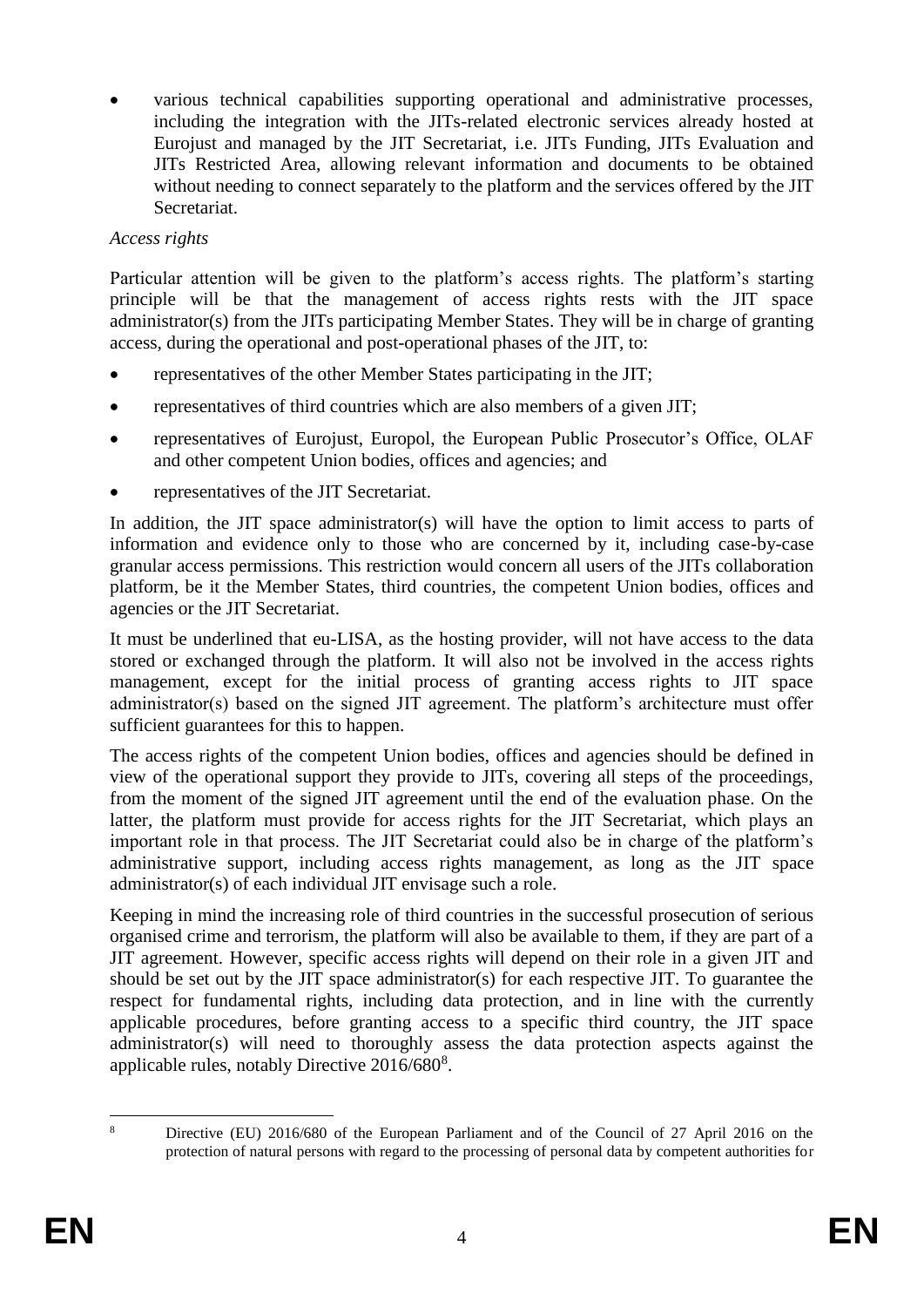- various technical capabilities supporting operational and administrative processes, including the integration with the JITs-related electronic services already hosted at Eurojust and managed by the JIT Secretariat, i.e. JITs Funding, JITs Evaluation and JITs Restricted Area, allowing relevant information and documents to be obtained without needing to connect separately to the platform and the services offered by the JIT Secretariat.

*Access rights*

Particular attention will be given to the platform's access rights. The platform's starting principle will be that the management of access rights rests with the JIT space administrator(s) from the JITs participating Member States. They will be in charge of granting access, during the operational and post-operational phases of the JIT, to:

- representatives of the other Member States participating in the JIT;
- representatives of third countries which are also members of a given JIT;
- representatives of Eurojust, Europol, the European Public Prosecutor's Office, OLAF and other competent Union bodies, offices and agencies; and
- representatives of the JIT Secretariat.

In addition, the JIT space administrator(s) will have the option to limit access to parts of information and evidence only to those who are concerned by it, including case-by-case granular access permissions. This restriction would concern all users of the JITs collaboration platform, be it the Member States, third countries, the competent Union bodies, offices and agencies or the JIT Secretariat.

It must be underlined that eu-LISA, as the hosting provider, will not have access to the data stored or exchanged through the platform. It will also not be involved in the access rights management, except for the initial process of granting access rights to JIT space administrator(s) based on the signed JIT agreement. The platform's architecture must offer sufficient guarantees for this to happen.

The access rights of the competent Union bodies, offices and agencies should be defined in view of the operational support they provide to JITs, covering all steps of the proceedings, from the moment of the signed JIT agreement until the end of the evaluation phase. On the latter, the platform must provide for access rights for the JIT Secretariat, which plays an important role in that process. The JIT Secretariat could also be in charge of the platform's administrative support, including access rights management, as long as the JIT space administrator(s) of each individual JIT envisage such a role.

Keeping in mind the increasing role of third countries in the successful prosecution of serious organised crime and terrorism, the platform will also be available to them, if they are part of a JIT agreement. However, specific access rights will depend on their role in a given JIT and should be set out by the JIT space administrator(s) for each respective JIT. To guarantee the respect for fundamental rights, including data protection, and in line with the currently applicable procedures, before granting access to a specific third country, the JIT space administrator(s) will need to thoroughly assess the data protection aspects against the applicable rules, notably Directive 2016/680[8].

[8] Directive (EU) 2016/680 of the European Parliament and of the Council of 27 April 2016 on the protection of natural persons with regard to the processing of personal data by competent authorities for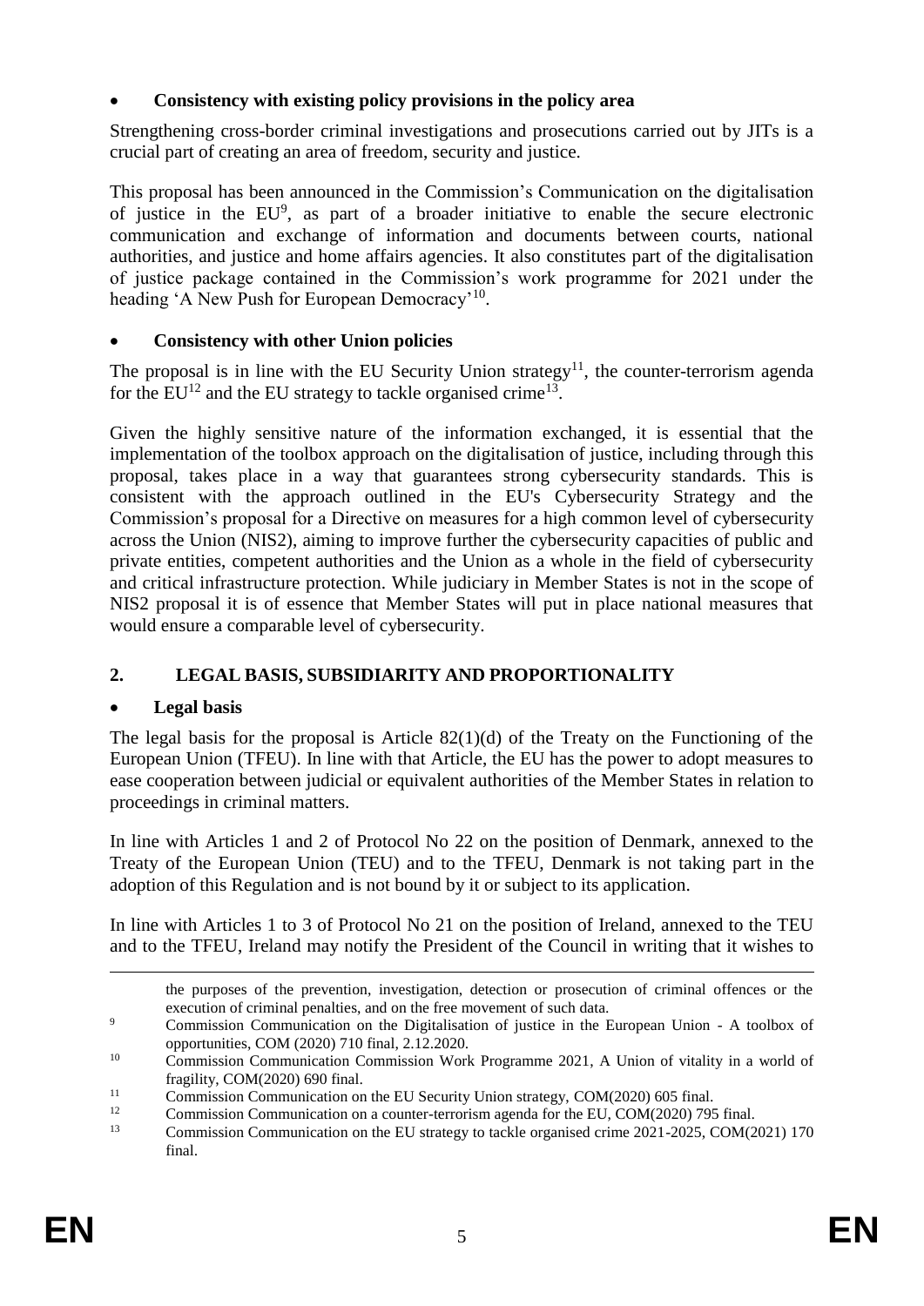- **Consistency with existing policy provisions in the policy area**

Strengthening cross-border criminal investigations and prosecutions carried out by JITs is a crucial part of creating an area of freedom, security and justice.

This proposal has been announced in the Commission's Communication on the digitalisation of justice in the EU[9], as part of a broader initiative to enable the secure electronic communication and exchange of information and documents between courts, national authorities, and justice and home affairs agencies. It also constitutes part of the digitalisation of justice package contained in the Commission's work programme for 2021 under the heading 'A New Push for European Democracy'[10].

- **Consistency with other Union policies**

The proposal is in line with the EU Security Union strategy[11], the counter-terrorism agenda for the EU[12] and the EU strategy to tackle organised crime[13].

Given the highly sensitive nature of the information exchanged, it is essential that the implementation of the toolbox approach on the digitalisation of justice, including through this proposal, takes place in a way that guarantees strong cybersecurity standards. This is consistent with the approach outlined in the EU's Cybersecurity Strategy and the Commission's proposal for a Directive on measures for a high common level of cybersecurity across the Union (NIS2), aiming to improve further the cybersecurity capacities of public and private entities, competent authorities and the Union as a whole in the field of cybersecurity and critical infrastructure protection. While judiciary in Member States is not in the scope of NIS2 proposal it is of essence that Member States will put in place national measures that would ensure a comparable level of cybersecurity.

## 2. LEGAL BASIS, SUBSIDIARITY AND PROPORTIONALITY

- **Legal basis**

The legal basis for the proposal is Article 82(1)(d) of the Treaty on the Functioning of the European Union (TFEU). In line with that Article, the EU has the power to adopt measures to ease cooperation between judicial or equivalent authorities of the Member States in relation to proceedings in criminal matters.

In line with Articles 1 and 2 of Protocol No 22 on the position of Denmark, annexed to the Treaty of the European Union (TEU) and to the TFEU, Denmark is not taking part in the adoption of this Regulation and is not bound by it or subject to its application.

In line with Articles 1 to 3 of Protocol No 21 on the position of Ireland, annexed to the TEU and to the TFEU, Ireland may notify the President of the Council in writing that it wishes to

---

the purposes of the prevention, investigation, detection or prosecution of criminal offences or the execution of criminal penalties, and on the free movement of such data.

[9] Commission Communication on the Digitalisation of justice in the European Union - A toolbox of opportunities, COM (2020) 710 final, 2.12.2020.

[10] Commission Communication Commission Work Programme 2021, A Union of vitality in a world of fragility, COM(2020) 690 final.

[11] Commission Communication on the EU Security Union strategy, COM(2020) 605 final.

[12] Commission Communication on a counter-terrorism agenda for the EU, COM(2020) 795 final.

[13] Commission Communication on the EU strategy to tackle organised crime 2021-2025, COM(2021) 170 final.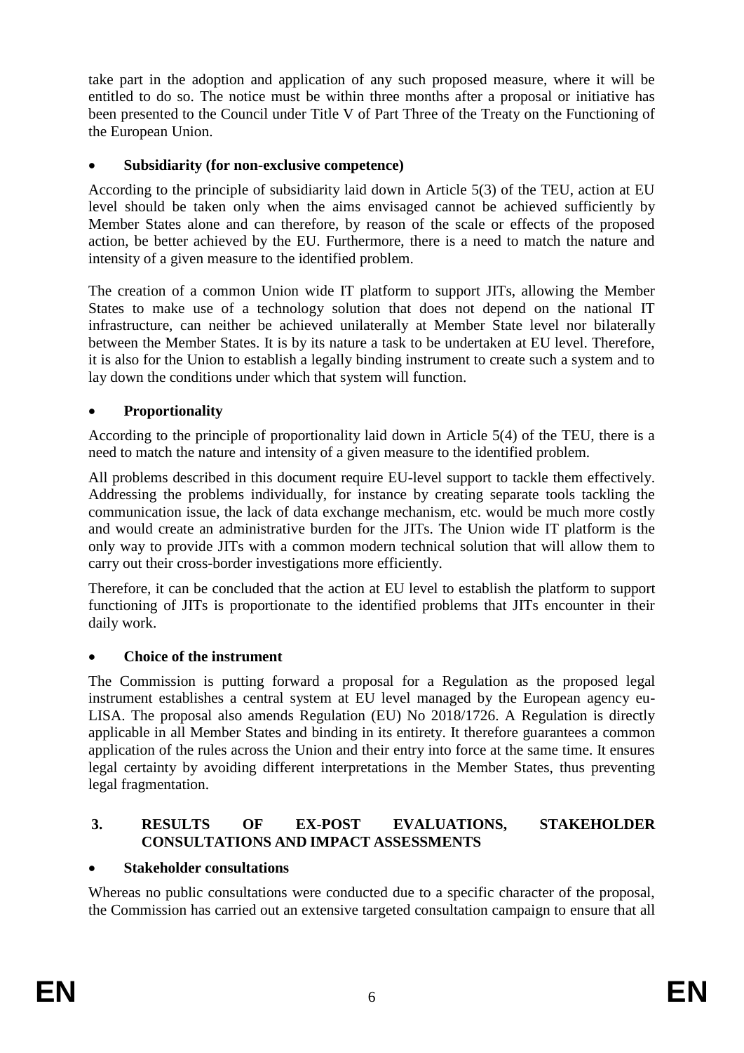take part in the adoption and application of any such proposed measure, where it will be entitled to do so. The notice must be within three months after a proposal or initiative has been presented to the Council under Title V of Part Three of the Treaty on the Functioning of the European Union.

- **Subsidiarity (for non-exclusive competence)**

According to the principle of subsidiarity laid down in Article 5(3) of the TEU, action at EU level should be taken only when the aims envisaged cannot be achieved sufficiently by Member States alone and can therefore, by reason of the scale or effects of the proposed action, be better achieved by the EU. Furthermore, there is a need to match the nature and intensity of a given measure to the identified problem.

The creation of a common Union wide IT platform to support JITs, allowing the Member States to make use of a technology solution that does not depend on the national IT infrastructure, can neither be achieved unilaterally at Member State level nor bilaterally between the Member States. It is by its nature a task to be undertaken at EU level. Therefore, it is also for the Union to establish a legally binding instrument to create such a system and to lay down the conditions under which that system will function.

- **Proportionality**

According to the principle of proportionality laid down in Article 5(4) of the TEU, there is a need to match the nature and intensity of a given measure to the identified problem.

All problems described in this document require EU-level support to tackle them effectively. Addressing the problems individually, for instance by creating separate tools tackling the communication issue, the lack of data exchange mechanism, etc. would be much more costly and would create an administrative burden for the JITs. The Union wide IT platform is the only way to provide JITs with a common modern technical solution that will allow them to carry out their cross-border investigations more efficiently.

Therefore, it can be concluded that the action at EU level to establish the platform to support functioning of JITs is proportionate to the identified problems that JITs encounter in their daily work.

- **Choice of the instrument**

The Commission is putting forward a proposal for a Regulation as the proposed legal instrument establishes a central system at EU level managed by the European agency eu-LISA. The proposal also amends Regulation (EU) No 2018/1726. A Regulation is directly applicable in all Member States and binding in its entirety. It therefore guarantees a common application of the rules across the Union and their entry into force at the same time. It ensures legal certainty by avoiding different interpretations in the Member States, thus preventing legal fragmentation.

## 3. RESULTS OF EX-POST EVALUATIONS, STAKEHOLDER CONSULTATIONS AND IMPACT ASSESSMENTS

- **Stakeholder consultations**

Whereas no public consultations were conducted due to a specific character of the proposal, the Commission has carried out an extensive targeted consultation campaign to ensure that all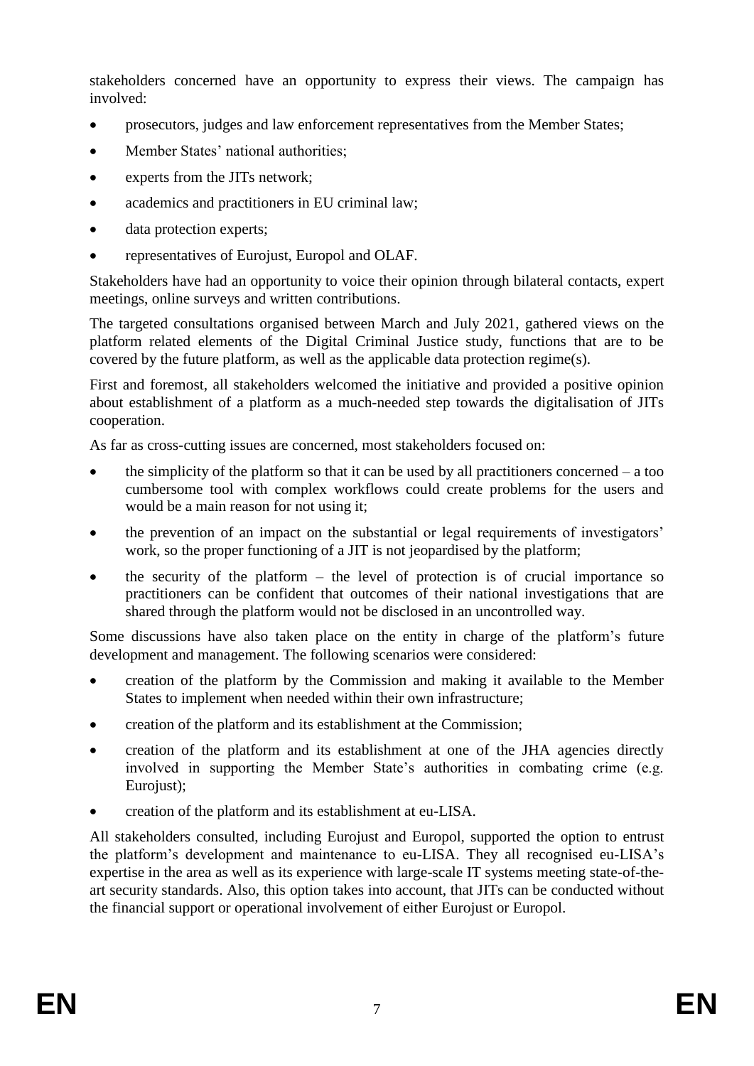stakeholders concerned have an opportunity to express their views. The campaign has involved:

- prosecutors, judges and law enforcement representatives from the Member States;
- Member States' national authorities;
- experts from the JITs network;
- academics and practitioners in EU criminal law;
- data protection experts;
- representatives of Eurojust, Europol and OLAF.

Stakeholders have had an opportunity to voice their opinion through bilateral contacts, expert meetings, online surveys and written contributions.

The targeted consultations organised between March and July 2021, gathered views on the platform related elements of the Digital Criminal Justice study, functions that are to be covered by the future platform, as well as the applicable data protection regime(s).

First and foremost, all stakeholders welcomed the initiative and provided a positive opinion about establishment of a platform as a much-needed step towards the digitalisation of JITs cooperation.

As far as cross-cutting issues are concerned, most stakeholders focused on:

- the simplicity of the platform so that it can be used by all practitioners concerned – a too cumbersome tool with complex workflows could create problems for the users and would be a main reason for not using it;
- the prevention of an impact on the substantial or legal requirements of investigators' work, so the proper functioning of a JIT is not jeopardised by the platform;
- the security of the platform – the level of protection is of crucial importance so practitioners can be confident that outcomes of their national investigations that are shared through the platform would not be disclosed in an uncontrolled way.

Some discussions have also taken place on the entity in charge of the platform's future development and management. The following scenarios were considered:

- creation of the platform by the Commission and making it available to the Member States to implement when needed within their own infrastructure;
- creation of the platform and its establishment at the Commission;
- creation of the platform and its establishment at one of the JHA agencies directly involved in supporting the Member State's authorities in combating crime (e.g. Eurojust);
- creation of the platform and its establishment at eu-LISA.

All stakeholders consulted, including Eurojust and Europol, supported the option to entrust the platform's development and maintenance to eu-LISA. They all recognised eu-LISA's expertise in the area as well as its experience with large-scale IT systems meeting state-of-the-art security standards. Also, this option takes into account, that JITs can be conducted without the financial support or operational involvement of either Eurojust or Europol.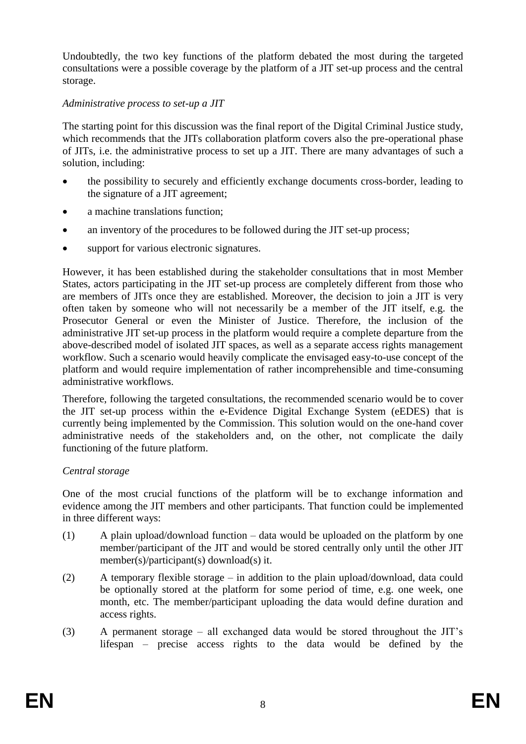Undoubtedly, the two key functions of the platform debated the most during the targeted consultations were a possible coverage by the platform of a JIT set-up process and the central storage.

*Administrative process to set-up a JIT*

The starting point for this discussion was the final report of the Digital Criminal Justice study, which recommends that the JITs collaboration platform covers also the pre-operational phase of JITs, i.e. the administrative process to set up a JIT. There are many advantages of such a solution, including:

- the possibility to securely and efficiently exchange documents cross-border, leading to the signature of a JIT agreement;
- a machine translations function;
- an inventory of the procedures to be followed during the JIT set-up process;
- support for various electronic signatures.

However, it has been established during the stakeholder consultations that in most Member States, actors participating in the JIT set-up process are completely different from those who are members of JITs once they are established. Moreover, the decision to join a JIT is very often taken by someone who will not necessarily be a member of the JIT itself, e.g. the Prosecutor General or even the Minister of Justice. Therefore, the inclusion of the administrative JIT set-up process in the platform would require a complete departure from the above-described model of isolated JIT spaces, as well as a separate access rights management workflow. Such a scenario would heavily complicate the envisaged easy-to-use concept of the platform and would require implementation of rather incomprehensible and time-consuming administrative workflows.

Therefore, following the targeted consultations, the recommended scenario would be to cover the JIT set-up process within the e-Evidence Digital Exchange System (eEDES) that is currently being implemented by the Commission. This solution would on the one-hand cover administrative needs of the stakeholders and, on the other, not complicate the daily functioning of the future platform.

*Central storage*

One of the most crucial functions of the platform will be to exchange information and evidence among the JIT members and other participants. That function could be implemented in three different ways:

(1) A plain upload/download function – data would be uploaded on the platform by one member/participant of the JIT and would be stored centrally only until the other JIT member(s)/participant(s) download(s) it.

(2) A temporary flexible storage – in addition to the plain upload/download, data could be optionally stored at the platform for some period of time, e.g. one week, one month, etc. The member/participant uploading the data would define duration and access rights.

(3) A permanent storage – all exchanged data would be stored throughout the JIT's lifespan – precise access rights to the data would be defined by the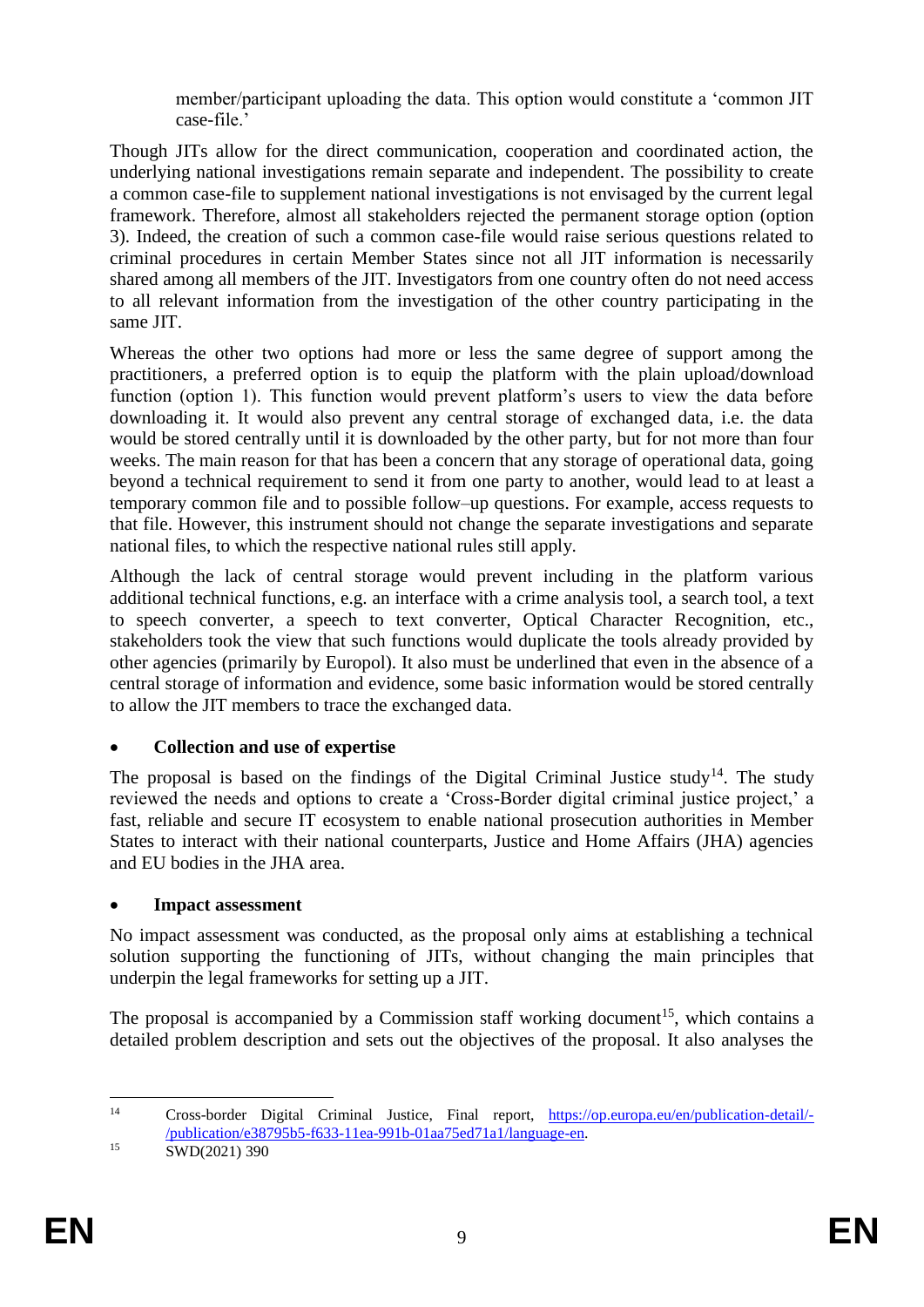member/participant uploading the data. This option would constitute a 'common JIT case-file.'

Though JITs allow for the direct communication, cooperation and coordinated action, the underlying national investigations remain separate and independent. The possibility to create a common case-file to supplement national investigations is not envisaged by the current legal framework. Therefore, almost all stakeholders rejected the permanent storage option (option 3). Indeed, the creation of such a common case-file would raise serious questions related to criminal procedures in certain Member States since not all JIT information is necessarily shared among all members of the JIT. Investigators from one country often do not need access to all relevant information from the investigation of the other country participating in the same JIT.

Whereas the other two options had more or less the same degree of support among the practitioners, a preferred option is to equip the platform with the plain upload/download function (option 1). This function would prevent platform's users to view the data before downloading it. It would also prevent any central storage of exchanged data, i.e. the data would be stored centrally until it is downloaded by the other party, but for not more than four weeks. The main reason for that has been a concern that any storage of operational data, going beyond a technical requirement to send it from one party to another, would lead to at least a temporary common file and to possible follow–up questions. For example, access requests to that file. However, this instrument should not change the separate investigations and separate national files, to which the respective national rules still apply.

Although the lack of central storage would prevent including in the platform various additional technical functions, e.g. an interface with a crime analysis tool, a search tool, a text to speech converter, a speech to text converter, Optical Character Recognition, etc., stakeholders took the view that such functions would duplicate the tools already provided by other agencies (primarily by Europol). It also must be underlined that even in the absence of a central storage of information and evidence, some basic information would be stored centrally to allow the JIT members to trace the exchanged data.

- **Collection and use of expertise**

The proposal is based on the findings of the Digital Criminal Justice study[14]. The study reviewed the needs and options to create a 'Cross-Border digital criminal justice project,' a fast, reliable and secure IT ecosystem to enable national prosecution authorities in Member States to interact with their national counterparts, Justice and Home Affairs (JHA) agencies and EU bodies in the JHA area.

- **Impact assessment**

No impact assessment was conducted, as the proposal only aims at establishing a technical solution supporting the functioning of JITs, without changing the main principles that underpin the legal frameworks for setting up a JIT.

The proposal is accompanied by a Commission staff working document[15], which contains a detailed problem description and sets out the objectives of the proposal. It also analyses the

---

[14] Cross-border Digital Criminal Justice, Final report, https://op.europa.eu/en/publication-detail/-/publication/e38795b5-f633-11ea-991b-01aa75ed71a1/language-en.

[15] SWD(2021) 390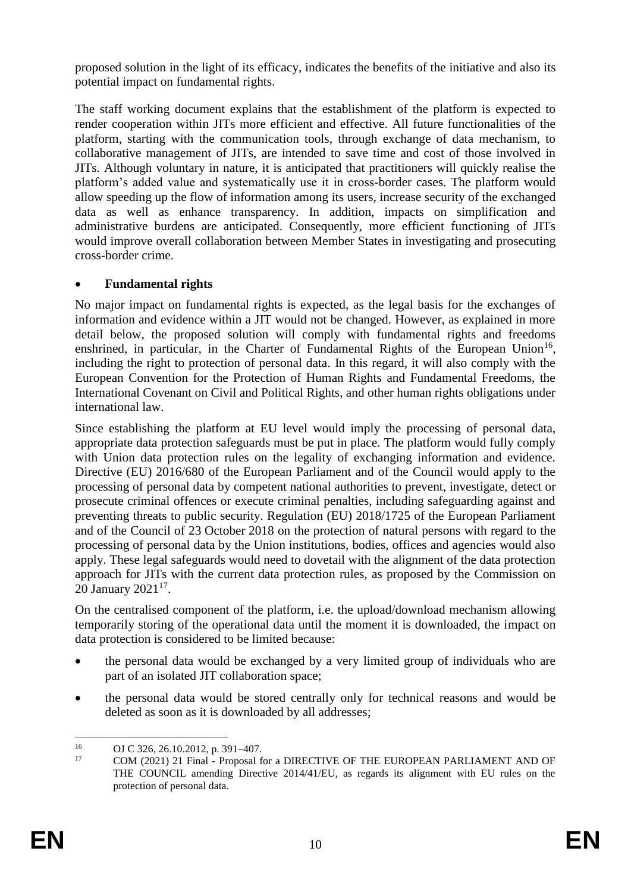proposed solution in the light of its efficacy, indicates the benefits of the initiative and also its potential impact on fundamental rights.

The staff working document explains that the establishment of the platform is expected to render cooperation within JITs more efficient and effective. All future functionalities of the platform, starting with the communication tools, through exchange of data mechanism, to collaborative management of JITs, are intended to save time and cost of those involved in JITs. Although voluntary in nature, it is anticipated that practitioners will quickly realise the platform's added value and systematically use it in cross-border cases. The platform would allow speeding up the flow of information among its users, increase security of the exchanged data as well as enhance transparency. In addition, impacts on simplification and administrative burdens are anticipated. Consequently, more efficient functioning of JITs would improve overall collaboration between Member States in investigating and prosecuting cross-border crime.

- **Fundamental rights**

No major impact on fundamental rights is expected, as the legal basis for the exchanges of information and evidence within a JIT would not be changed. However, as explained in more detail below, the proposed solution will comply with fundamental rights and freedoms enshrined, in particular, in the Charter of Fundamental Rights of the European Union[16], including the right to protection of personal data. In this regard, it will also comply with the European Convention for the Protection of Human Rights and Fundamental Freedoms, the International Covenant on Civil and Political Rights, and other human rights obligations under international law.

Since establishing the platform at EU level would imply the processing of personal data, appropriate data protection safeguards must be put in place. The platform would fully comply with Union data protection rules on the legality of exchanging information and evidence. Directive (EU) 2016/680 of the European Parliament and of the Council would apply to the processing of personal data by competent national authorities to prevent, investigate, detect or prosecute criminal offences or execute criminal penalties, including safeguarding against and preventing threats to public security. Regulation (EU) 2018/1725 of the European Parliament and of the Council of 23 October 2018 on the protection of natural persons with regard to the processing of personal data by the Union institutions, bodies, offices and agencies would also apply. These legal safeguards would need to dovetail with the alignment of the data protection approach for JITs with the current data protection rules, as proposed by the Commission on 20 January 2021[17].

On the centralised component of the platform, i.e. the upload/download mechanism allowing temporarily storing of the operational data until the moment it is downloaded, the impact on data protection is considered to be limited because:

- the personal data would be exchanged by a very limited group of individuals who are part of an isolated JIT collaboration space;
- the personal data would be stored centrally only for technical reasons and would be deleted as soon as it is downloaded by all addresses;

---

[16] OJ C 326, 26.10.2012, p. 391–407.

[17] COM (2021) 21 Final - Proposal for a DIRECTIVE OF THE EUROPEAN PARLIAMENT AND OF THE COUNCIL amending Directive 2014/41/EU, as regards its alignment with EU rules on the protection of personal data.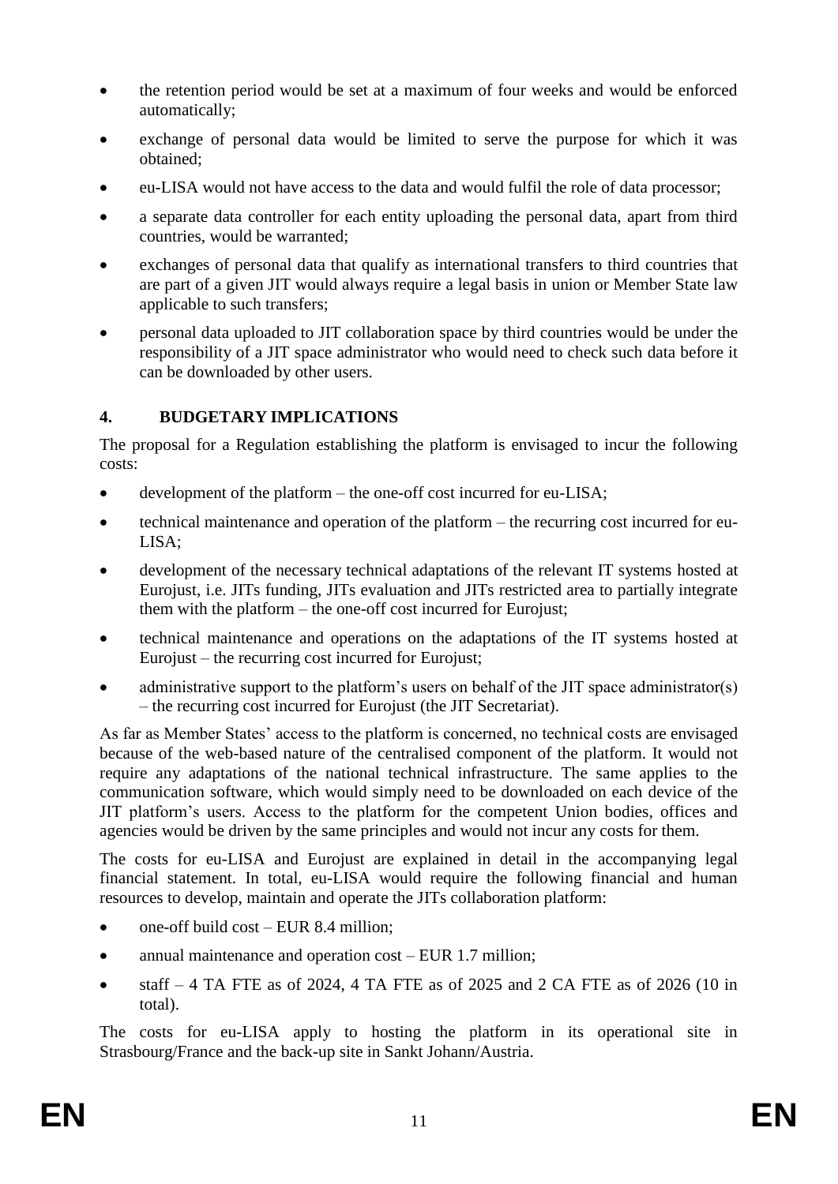- the retention period would be set at a maximum of four weeks and would be enforced automatically;
- exchange of personal data would be limited to serve the purpose for which it was obtained;
- eu-LISA would not have access to the data and would fulfil the role of data processor;
- a separate data controller for each entity uploading the personal data, apart from third countries, would be warranted;
- exchanges of personal data that qualify as international transfers to third countries that are part of a given JIT would always require a legal basis in union or Member State law applicable to such transfers;
- personal data uploaded to JIT collaboration space by third countries would be under the responsibility of a JIT space administrator who would need to check such data before it can be downloaded by other users.

## 4. BUDGETARY IMPLICATIONS

The proposal for a Regulation establishing the platform is envisaged to incur the following costs:

- development of the platform – the one-off cost incurred for eu-LISA;
- technical maintenance and operation of the platform – the recurring cost incurred for eu-LISA;
- development of the necessary technical adaptations of the relevant IT systems hosted at Eurojust, i.e. JITs funding, JITs evaluation and JITs restricted area to partially integrate them with the platform – the one-off cost incurred for Eurojust;
- technical maintenance and operations on the adaptations of the IT systems hosted at Eurojust – the recurring cost incurred for Eurojust;
- administrative support to the platform's users on behalf of the JIT space administrator(s) – the recurring cost incurred for Eurojust (the JIT Secretariat).

As far as Member States' access to the platform is concerned, no technical costs are envisaged because of the web-based nature of the centralised component of the platform. It would not require any adaptations of the national technical infrastructure. The same applies to the communication software, which would simply need to be downloaded on each device of the JIT platform's users. Access to the platform for the competent Union bodies, offices and agencies would be driven by the same principles and would not incur any costs for them.

The costs for eu-LISA and Eurojust are explained in detail in the accompanying legal financial statement. In total, eu-LISA would require the following financial and human resources to develop, maintain and operate the JITs collaboration platform:

- one-off build cost – EUR 8.4 million;
- annual maintenance and operation cost – EUR 1.7 million;
- staff – 4 TA FTE as of 2024, 4 TA FTE as of 2025 and 2 CA FTE as of 2026 (10 in total).

The costs for eu-LISA apply to hosting the platform in its operational site in Strasbourg/France and the back-up site in Sankt Johann/Austria.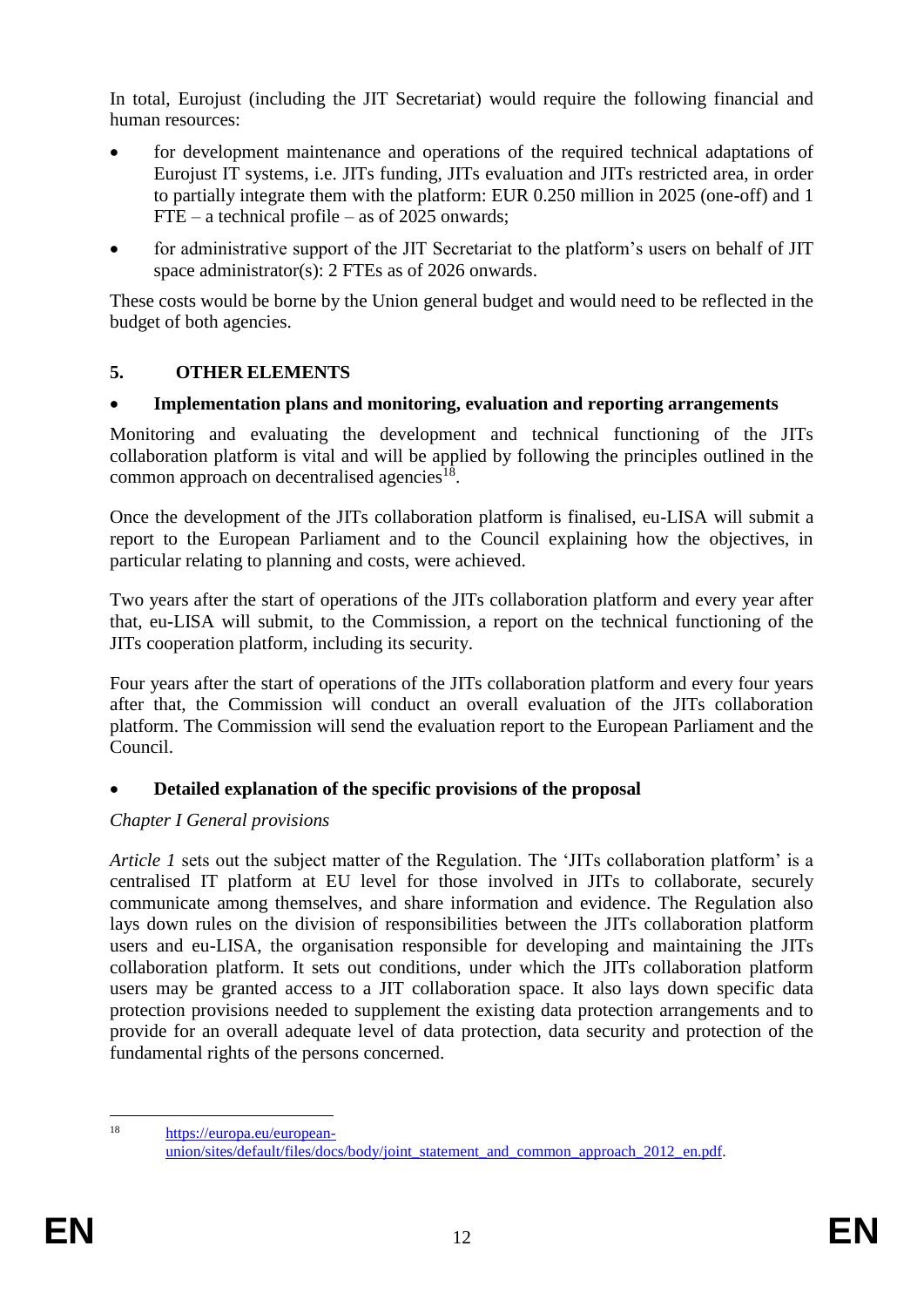In total, Eurojust (including the JIT Secretariat) would require the following financial and human resources:

- for development maintenance and operations of the required technical adaptations of Eurojust IT systems, i.e. JITs funding, JITs evaluation and JITs restricted area, in order to partially integrate them with the platform: EUR 0.250 million in 2025 (one-off) and 1 FTE – a technical profile – as of 2025 onwards;
- for administrative support of the JIT Secretariat to the platform's users on behalf of JIT space administrator(s): 2 FTEs as of 2026 onwards.

These costs would be borne by the Union general budget and would need to be reflected in the budget of both agencies.

## 5. OTHER ELEMENTS

- **Implementation plans and monitoring, evaluation and reporting arrangements**

Monitoring and evaluating the development and technical functioning of the JITs collaboration platform is vital and will be applied by following the principles outlined in the common approach on decentralised agencies[18].

Once the development of the JITs collaboration platform is finalised, eu-LISA will submit a report to the European Parliament and to the Council explaining how the objectives, in particular relating to planning and costs, were achieved.

Two years after the start of operations of the JITs collaboration platform and every year after that, eu-LISA will submit, to the Commission, a report on the technical functioning of the JITs cooperation platform, including its security.

Four years after the start of operations of the JITs collaboration platform and every four years after that, the Commission will conduct an overall evaluation of the JITs collaboration platform. The Commission will send the evaluation report to the European Parliament and the Council.

- **Detailed explanation of the specific provisions of the proposal**

*Chapter I General provisions*

*Article 1* sets out the subject matter of the Regulation. The 'JITs collaboration platform' is a centralised IT platform at EU level for those involved in JITs to collaborate, securely communicate among themselves, and share information and evidence. The Regulation also lays down rules on the division of responsibilities between the JITs collaboration platform users and eu-LISA, the organisation responsible for developing and maintaining the JITs collaboration platform. It sets out conditions, under which the JITs collaboration platform users may be granted access to a JIT collaboration space. It also lays down specific data protection provisions needed to supplement the existing data protection arrangements and to provide for an overall adequate level of data protection, data security and protection of the fundamental rights of the persons concerned.

[18] https://europa.eu/european-union/sites/default/files/docs/body/joint_statement_and_common_approach_2012_en.pdf.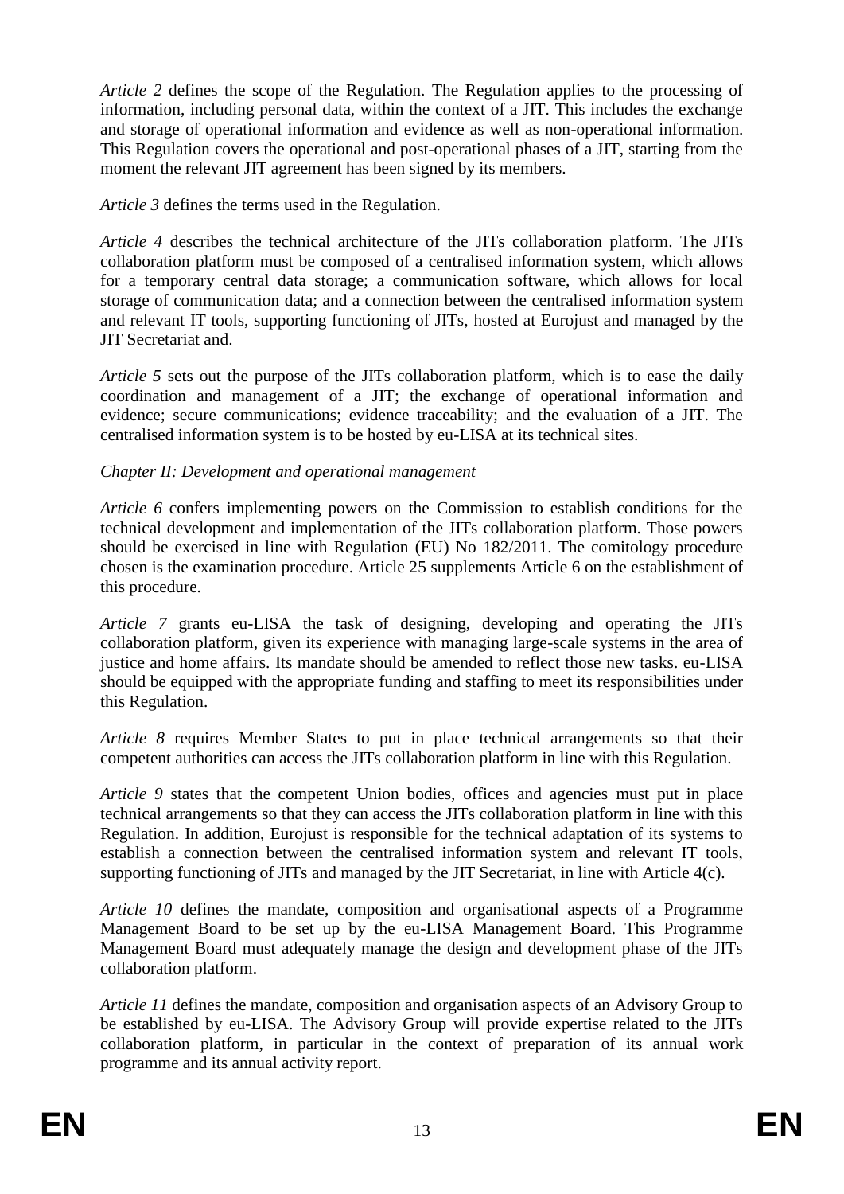*Article 2* defines the scope of the Regulation. The Regulation applies to the processing of information, including personal data, within the context of a JIT. This includes the exchange and storage of operational information and evidence as well as non-operational information. This Regulation covers the operational and post-operational phases of a JIT, starting from the moment the relevant JIT agreement has been signed by its members.

*Article 3* defines the terms used in the Regulation.

*Article 4* describes the technical architecture of the JITs collaboration platform. The JITs collaboration platform must be composed of a centralised information system, which allows for a temporary central data storage; a communication software, which allows for local storage of communication data; and a connection between the centralised information system and relevant IT tools, supporting functioning of JITs, hosted at Eurojust and managed by the JIT Secretariat and.

*Article 5* sets out the purpose of the JITs collaboration platform, which is to ease the daily coordination and management of a JIT; the exchange of operational information and evidence; secure communications; evidence traceability; and the evaluation of a JIT. The centralised information system is to be hosted by eu-LISA at its technical sites.

*Chapter II: Development and operational management*

*Article 6* confers implementing powers on the Commission to establish conditions for the technical development and implementation of the JITs collaboration platform. Those powers should be exercised in line with Regulation (EU) No 182/2011. The comitology procedure chosen is the examination procedure. Article 25 supplements Article 6 on the establishment of this procedure.

*Article 7* grants eu-LISA the task of designing, developing and operating the JITs collaboration platform, given its experience with managing large-scale systems in the area of justice and home affairs. Its mandate should be amended to reflect those new tasks. eu-LISA should be equipped with the appropriate funding and staffing to meet its responsibilities under this Regulation.

*Article 8* requires Member States to put in place technical arrangements so that their competent authorities can access the JITs collaboration platform in line with this Regulation.

*Article 9* states that the competent Union bodies, offices and agencies must put in place technical arrangements so that they can access the JITs collaboration platform in line with this Regulation. In addition, Eurojust is responsible for the technical adaptation of its systems to establish a connection between the centralised information system and relevant IT tools, supporting functioning of JITs and managed by the JIT Secretariat, in line with Article 4(c).

*Article 10* defines the mandate, composition and organisational aspects of a Programme Management Board to be set up by the eu-LISA Management Board. This Programme Management Board must adequately manage the design and development phase of the JITs collaboration platform.

*Article 11* defines the mandate, composition and organisation aspects of an Advisory Group to be established by eu-LISA. The Advisory Group will provide expertise related to the JITs collaboration platform, in particular in the context of preparation of its annual work programme and its annual activity report.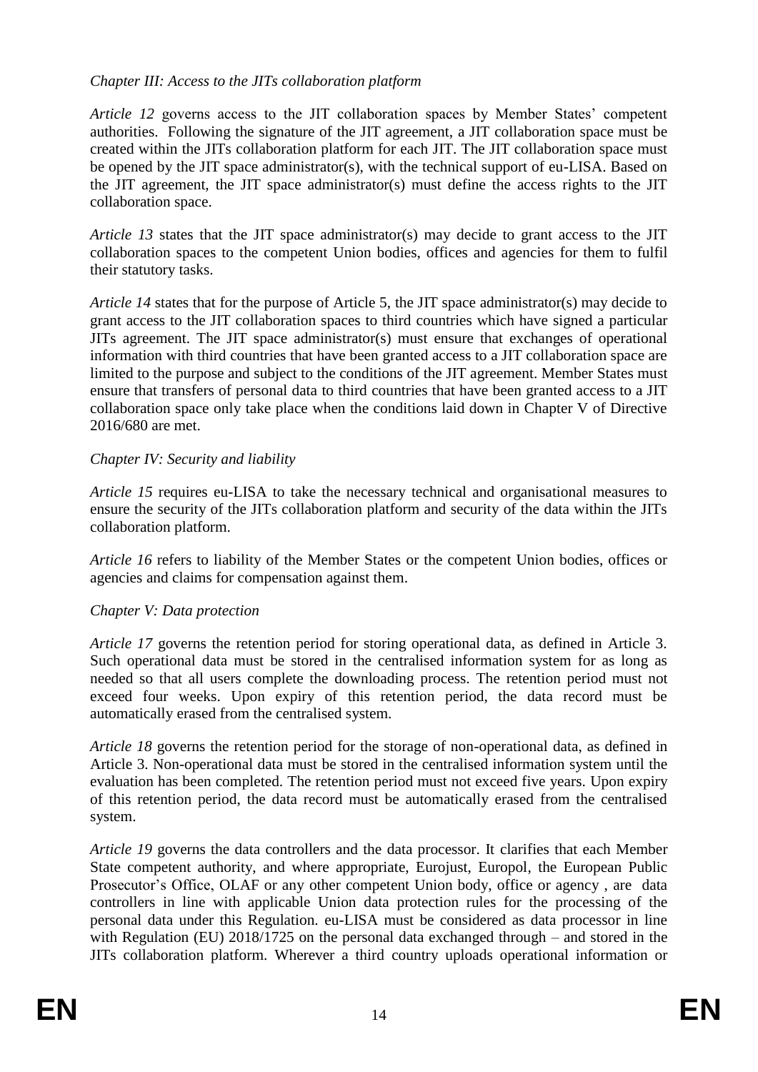*Chapter III: Access to the JITs collaboration platform*

*Article 12* governs access to the JIT collaboration spaces by Member States' competent authorities. Following the signature of the JIT agreement, a JIT collaboration space must be created within the JITs collaboration platform for each JIT. The JIT collaboration space must be opened by the JIT space administrator(s), with the technical support of eu-LISA. Based on the JIT agreement, the JIT space administrator(s) must define the access rights to the JIT collaboration space.

*Article 13* states that the JIT space administrator(s) may decide to grant access to the JIT collaboration spaces to the competent Union bodies, offices and agencies for them to fulfil their statutory tasks.

*Article 14* states that for the purpose of Article 5, the JIT space administrator(s) may decide to grant access to the JIT collaboration spaces to third countries which have signed a particular JITs agreement. The JIT space administrator(s) must ensure that exchanges of operational information with third countries that have been granted access to a JIT collaboration space are limited to the purpose and subject to the conditions of the JIT agreement. Member States must ensure that transfers of personal data to third countries that have been granted access to a JIT collaboration space only take place when the conditions laid down in Chapter V of Directive 2016/680 are met.

*Chapter IV: Security and liability*

*Article 15* requires eu-LISA to take the necessary technical and organisational measures to ensure the security of the JITs collaboration platform and security of the data within the JITs collaboration platform.

*Article 16* refers to liability of the Member States or the competent Union bodies, offices or agencies and claims for compensation against them.

*Chapter V: Data protection*

*Article 17* governs the retention period for storing operational data, as defined in Article 3. Such operational data must be stored in the centralised information system for as long as needed so that all users complete the downloading process. The retention period must not exceed four weeks. Upon expiry of this retention period, the data record must be automatically erased from the centralised system.

*Article 18* governs the retention period for the storage of non-operational data, as defined in Article 3. Non-operational data must be stored in the centralised information system until the evaluation has been completed. The retention period must not exceed five years. Upon expiry of this retention period, the data record must be automatically erased from the centralised system.

*Article 19* governs the data controllers and the data processor. It clarifies that each Member State competent authority, and where appropriate, Eurojust, Europol, the European Public Prosecutor's Office, OLAF or any other competent Union body, office or agency , are data controllers in line with applicable Union data protection rules for the processing of the personal data under this Regulation. eu-LISA must be considered as data processor in line with Regulation (EU) 2018/1725 on the personal data exchanged through – and stored in the JITs collaboration platform. Wherever a third country uploads operational information or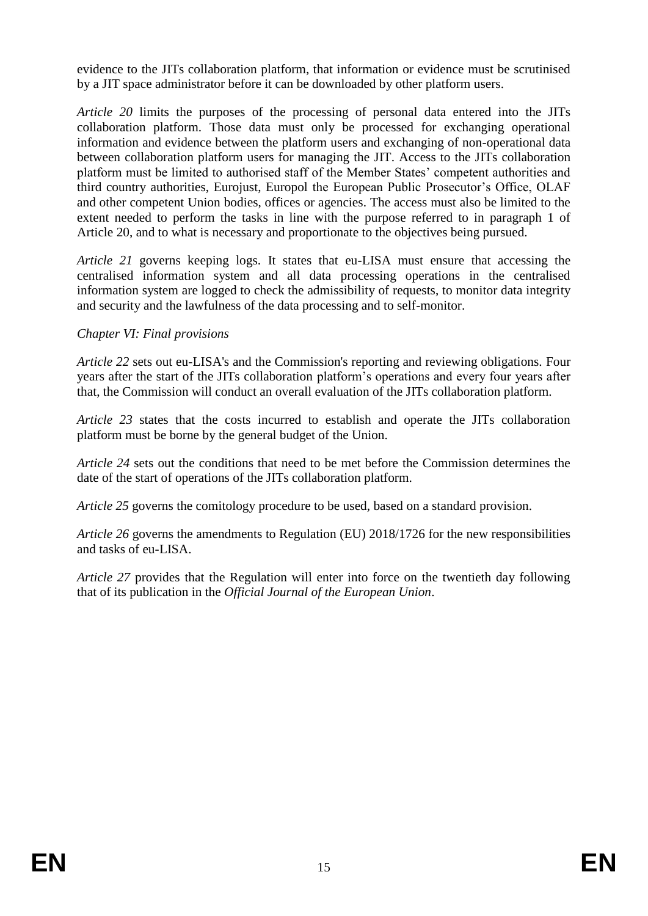evidence to the JITs collaboration platform, that information or evidence must be scrutinised by a JIT space administrator before it can be downloaded by other platform users.

*Article 20* limits the purposes of the processing of personal data entered into the JITs collaboration platform. Those data must only be processed for exchanging operational information and evidence between the platform users and exchanging of non-operational data between collaboration platform users for managing the JIT. Access to the JITs collaboration platform must be limited to authorised staff of the Member States' competent authorities and third country authorities, Eurojust, Europol the European Public Prosecutor's Office, OLAF and other competent Union bodies, offices or agencies. The access must also be limited to the extent needed to perform the tasks in line with the purpose referred to in paragraph 1 of Article 20, and to what is necessary and proportionate to the objectives being pursued.

*Article 21* governs keeping logs. It states that eu-LISA must ensure that accessing the centralised information system and all data processing operations in the centralised information system are logged to check the admissibility of requests, to monitor data integrity and security and the lawfulness of the data processing and to self-monitor.

*Chapter VI: Final provisions*

*Article 22* sets out eu-LISA's and the Commission's reporting and reviewing obligations. Four years after the start of the JITs collaboration platform's operations and every four years after that, the Commission will conduct an overall evaluation of the JITs collaboration platform.

*Article 23* states that the costs incurred to establish and operate the JITs collaboration platform must be borne by the general budget of the Union.

*Article 24* sets out the conditions that need to be met before the Commission determines the date of the start of operations of the JITs collaboration platform.

*Article 25* governs the comitology procedure to be used, based on a standard provision.

*Article 26* governs the amendments to Regulation (EU) 2018/1726 for the new responsibilities and tasks of eu-LISA.

*Article 27* provides that the Regulation will enter into force on the twentieth day following that of its publication in the *Official Journal of the European Union*.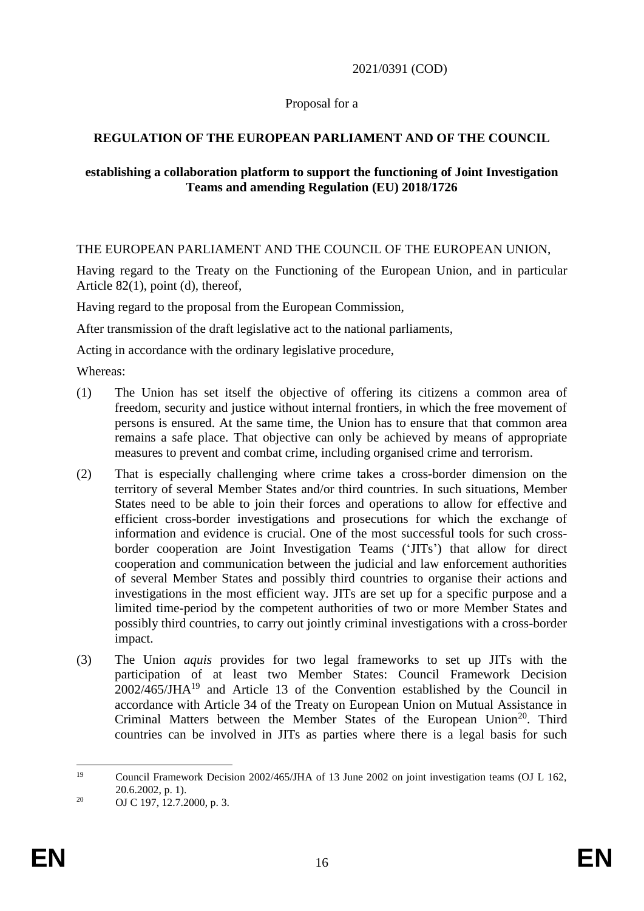2021/0391 (COD)

Proposal for a

**REGULATION OF THE EUROPEAN PARLIAMENT AND OF THE COUNCIL**

**establishing a collaboration platform to support the functioning of Joint Investigation Teams and amending Regulation (EU) 2018/1726**

THE EUROPEAN PARLIAMENT AND THE COUNCIL OF THE EUROPEAN UNION,

Having regard to the Treaty on the Functioning of the European Union, and in particular Article 82(1), point (d), thereof,

Having regard to the proposal from the European Commission,

After transmission of the draft legislative act to the national parliaments,

Acting in accordance with the ordinary legislative procedure,

Whereas:

(1) The Union has set itself the objective of offering its citizens a common area of freedom, security and justice without internal frontiers, in which the free movement of persons is ensured. At the same time, the Union has to ensure that that common area remains a safe place. That objective can only be achieved by means of appropriate measures to prevent and combat crime, including organised crime and terrorism.

(2) That is especially challenging where crime takes a cross-border dimension on the territory of several Member States and/or third countries. In such situations, Member States need to be able to join their forces and operations to allow for effective and efficient cross-border investigations and prosecutions for which the exchange of information and evidence is crucial. One of the most successful tools for such cross-border cooperation are Joint Investigation Teams ('JITs') that allow for direct cooperation and communication between the judicial and law enforcement authorities of several Member States and possibly third countries to organise their actions and investigations in the most efficient way. JITs are set up for a specific purpose and a limited time-period by the competent authorities of two or more Member States and possibly third countries, to carry out jointly criminal investigations with a cross-border impact.

(3) The Union *aquis* provides for two legal frameworks to set up JITs with the participation of at least two Member States: Council Framework Decision 2002/465/JHA[19] and Article 13 of the Convention established by the Council in accordance with Article 34 of the Treaty on European Union on Mutual Assistance in Criminal Matters between the Member States of the European Union[20]. Third countries can be involved in JITs as parties where there is a legal basis for such

[19] Council Framework Decision 2002/465/JHA of 13 June 2002 on joint investigation teams (OJ L 162, 20.6.2002, p. 1).

[20] OJ C 197, 12.7.2000, p. 3.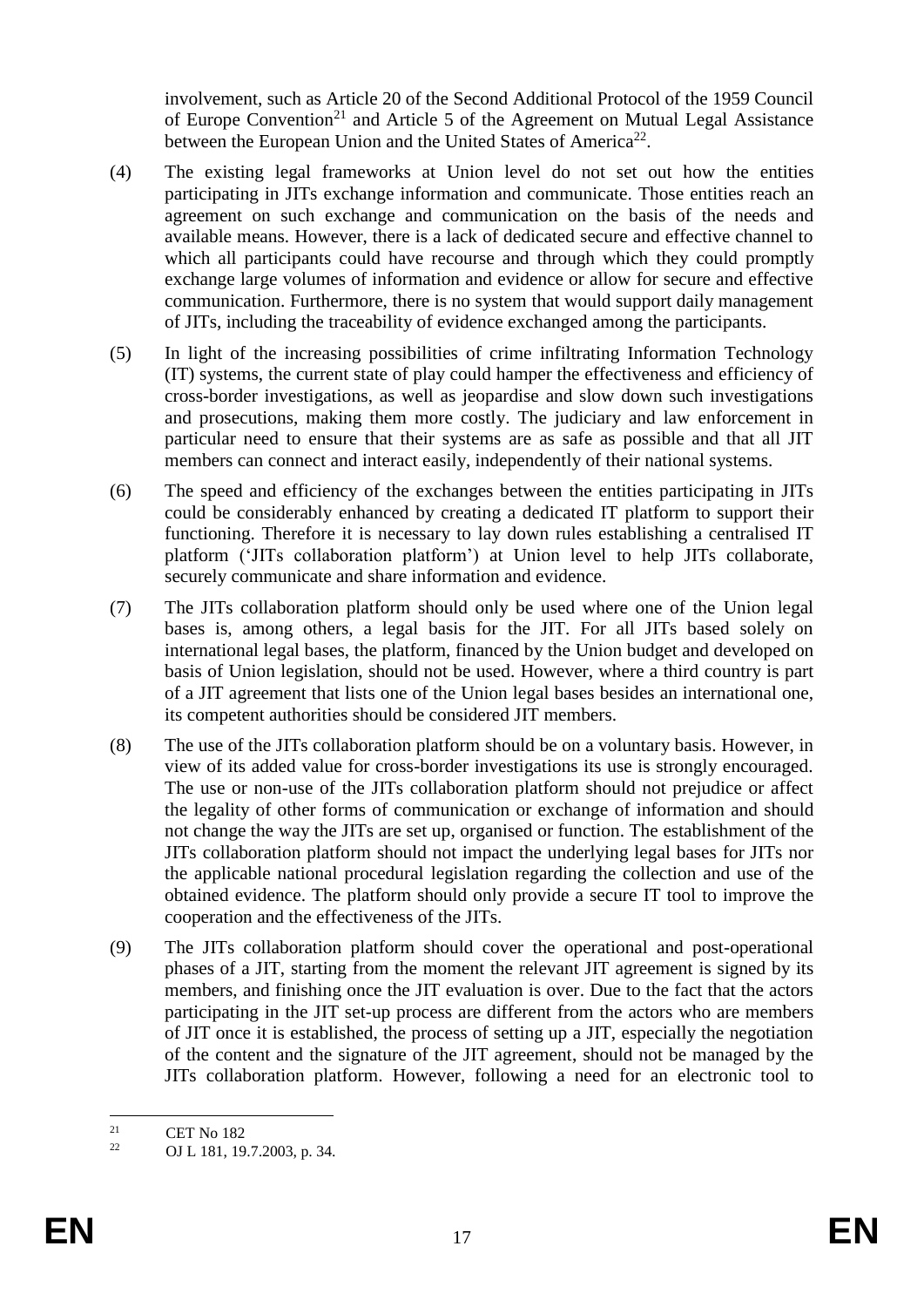involvement, such as Article 20 of the Second Additional Protocol of the 1959 Council of Europe Convention[21] and Article 5 of the Agreement on Mutual Legal Assistance between the European Union and the United States of America[22].

(4) The existing legal frameworks at Union level do not set out how the entities participating in JITs exchange information and communicate. Those entities reach an agreement on such exchange and communication on the basis of the needs and available means. However, there is a lack of dedicated secure and effective channel to which all participants could have recourse and through which they could promptly exchange large volumes of information and evidence or allow for secure and effective communication. Furthermore, there is no system that would support daily management of JITs, including the traceability of evidence exchanged among the participants.

(5) In light of the increasing possibilities of crime infiltrating Information Technology (IT) systems, the current state of play could hamper the effectiveness and efficiency of cross-border investigations, as well as jeopardise and slow down such investigations and prosecutions, making them more costly. The judiciary and law enforcement in particular need to ensure that their systems are as safe as possible and that all JIT members can connect and interact easily, independently of their national systems.

(6) The speed and efficiency of the exchanges between the entities participating in JITs could be considerably enhanced by creating a dedicated IT platform to support their functioning. Therefore it is necessary to lay down rules establishing a centralised IT platform ('JITs collaboration platform') at Union level to help JITs collaborate, securely communicate and share information and evidence.

(7) The JITs collaboration platform should only be used where one of the Union legal bases is, among others, a legal basis for the JIT. For all JITs based solely on international legal bases, the platform, financed by the Union budget and developed on basis of Union legislation, should not be used. However, where a third country is part of a JIT agreement that lists one of the Union legal bases besides an international one, its competent authorities should be considered JIT members.

(8) The use of the JITs collaboration platform should be on a voluntary basis. However, in view of its added value for cross-border investigations its use is strongly encouraged. The use or non-use of the JITs collaboration platform should not prejudice or affect the legality of other forms of communication or exchange of information and should not change the way the JITs are set up, organised or function. The establishment of the JITs collaboration platform should not impact the underlying legal bases for JITs nor the applicable national procedural legislation regarding the collection and use of the obtained evidence. The platform should only provide a secure IT tool to improve the cooperation and the effectiveness of the JITs.

(9) The JITs collaboration platform should cover the operational and post-operational phases of a JIT, starting from the moment the relevant JIT agreement is signed by its members, and finishing once the JIT evaluation is over. Due to the fact that the actors participating in the JIT set-up process are different from the actors who are members of JIT once it is established, the process of setting up a JIT, especially the negotiation of the content and the signature of the JIT agreement, should not be managed by the JITs collaboration platform. However, following a need for an electronic tool to

[21] CET No 182

[22] OJ L 181, 19.7.2003, p. 34.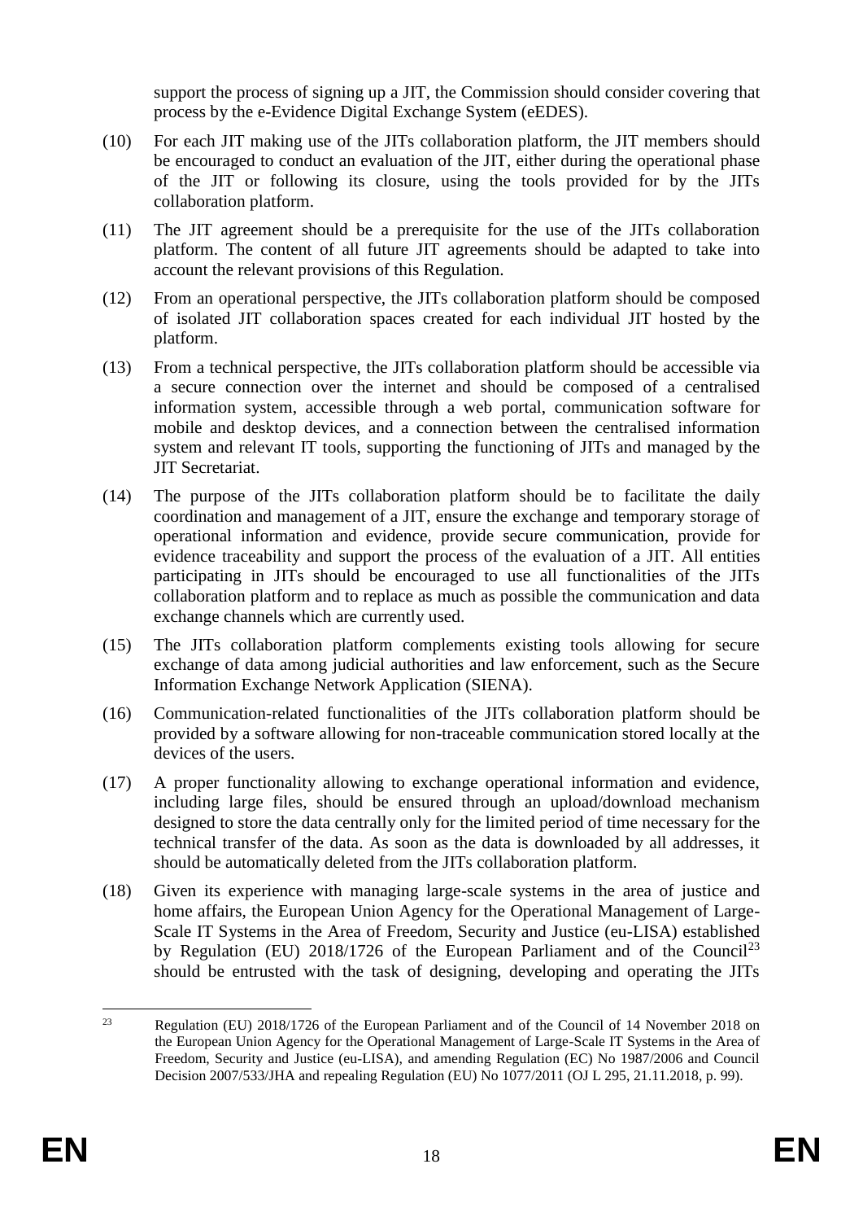support the process of signing up a JIT, the Commission should consider covering that process by the e-Evidence Digital Exchange System (eEDES).

(10) For each JIT making use of the JITs collaboration platform, the JIT members should be encouraged to conduct an evaluation of the JIT, either during the operational phase of the JIT or following its closure, using the tools provided for by the JITs collaboration platform.

(11) The JIT agreement should be a prerequisite for the use of the JITs collaboration platform. The content of all future JIT agreements should be adapted to take into account the relevant provisions of this Regulation.

(12) From an operational perspective, the JITs collaboration platform should be composed of isolated JIT collaboration spaces created for each individual JIT hosted by the platform.

(13) From a technical perspective, the JITs collaboration platform should be accessible via a secure connection over the internet and should be composed of a centralised information system, accessible through a web portal, communication software for mobile and desktop devices, and a connection between the centralised information system and relevant IT tools, supporting the functioning of JITs and managed by the JIT Secretariat.

(14) The purpose of the JITs collaboration platform should be to facilitate the daily coordination and management of a JIT, ensure the exchange and temporary storage of operational information and evidence, provide secure communication, provide for evidence traceability and support the process of the evaluation of a JIT. All entities participating in JITs should be encouraged to use all functionalities of the JITs collaboration platform and to replace as much as possible the communication and data exchange channels which are currently used.

(15) The JITs collaboration platform complements existing tools allowing for secure exchange of data among judicial authorities and law enforcement, such as the Secure Information Exchange Network Application (SIENA).

(16) Communication-related functionalities of the JITs collaboration platform should be provided by a software allowing for non-traceable communication stored locally at the devices of the users.

(17) A proper functionality allowing to exchange operational information and evidence, including large files, should be ensured through an upload/download mechanism designed to store the data centrally only for the limited period of time necessary for the technical transfer of the data. As soon as the data is downloaded by all addresses, it should be automatically deleted from the JITs collaboration platform.

(18) Given its experience with managing large-scale systems in the area of justice and home affairs, the European Union Agency for the Operational Management of Large-Scale IT Systems in the Area of Freedom, Security and Justice (eu-LISA) established by Regulation (EU) 2018/1726 of the European Parliament and of the Council[23] should be entrusted with the task of designing, developing and operating the JITs

---

[23] Regulation (EU) 2018/1726 of the European Parliament and of the Council of 14 November 2018 on the European Union Agency for the Operational Management of Large-Scale IT Systems in the Area of Freedom, Security and Justice (eu-LISA), and amending Regulation (EC) No 1987/2006 and Council Decision 2007/533/JHA and repealing Regulation (EU) No 1077/2011 (OJ L 295, 21.11.2018, p. 99).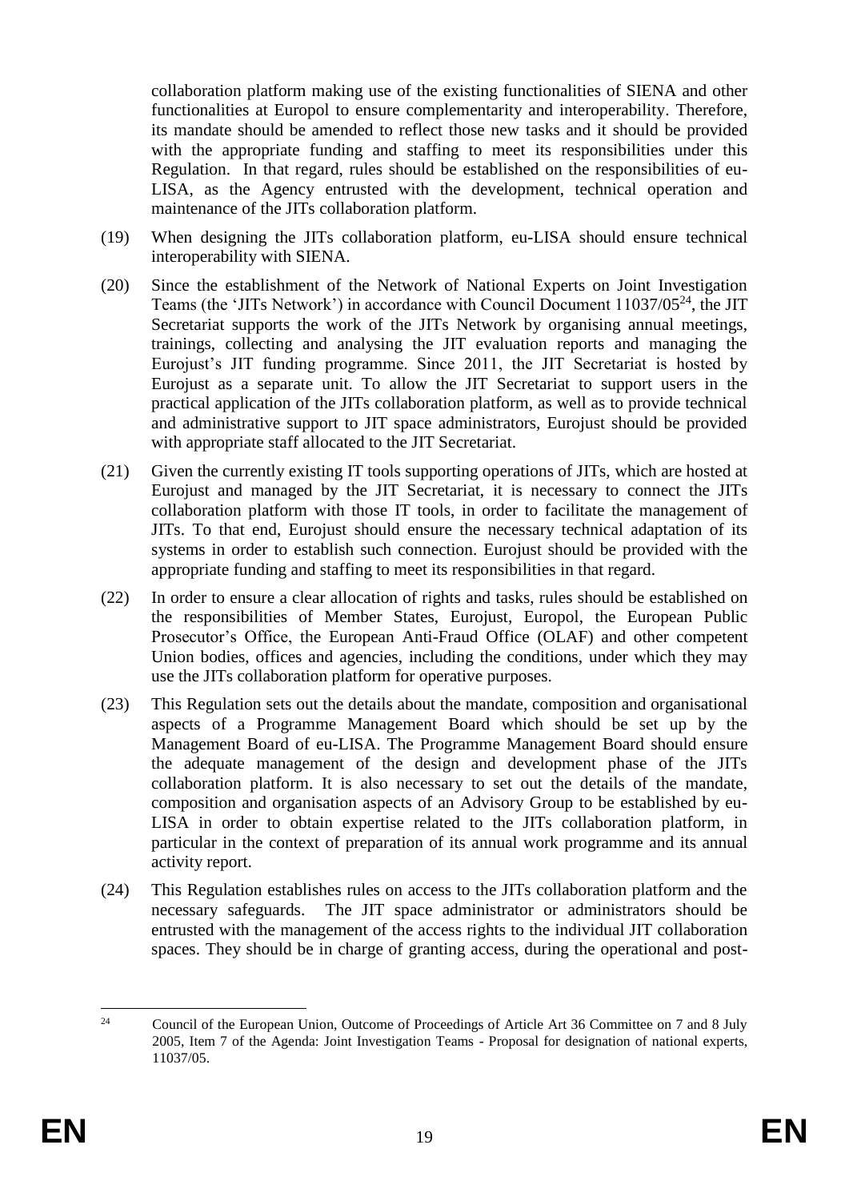collaboration platform making use of the existing functionalities of SIENA and other functionalities at Europol to ensure complementarity and interoperability. Therefore, its mandate should be amended to reflect those new tasks and it should be provided with the appropriate funding and staffing to meet its responsibilities under this Regulation. In that regard, rules should be established on the responsibilities of eu-LISA, as the Agency entrusted with the development, technical operation and maintenance of the JITs collaboration platform.

(19) When designing the JITs collaboration platform, eu-LISA should ensure technical interoperability with SIENA.

(20) Since the establishment of the Network of National Experts on Joint Investigation Teams (the 'JITs Network') in accordance with Council Document 11037/05[24], the JIT Secretariat supports the work of the JITs Network by organising annual meetings, trainings, collecting and analysing the JIT evaluation reports and managing the Eurojust's JIT funding programme. Since 2011, the JIT Secretariat is hosted by Eurojust as a separate unit. To allow the JIT Secretariat to support users in the practical application of the JITs collaboration platform, as well as to provide technical and administrative support to JIT space administrators, Eurojust should be provided with appropriate staff allocated to the JIT Secretariat.

(21) Given the currently existing IT tools supporting operations of JITs, which are hosted at Eurojust and managed by the JIT Secretariat, it is necessary to connect the JITs collaboration platform with those IT tools, in order to facilitate the management of JITs. To that end, Eurojust should ensure the necessary technical adaptation of its systems in order to establish such connection. Eurojust should be provided with the appropriate funding and staffing to meet its responsibilities in that regard.

(22) In order to ensure a clear allocation of rights and tasks, rules should be established on the responsibilities of Member States, Eurojust, Europol, the European Public Prosecutor's Office, the European Anti-Fraud Office (OLAF) and other competent Union bodies, offices and agencies, including the conditions, under which they may use the JITs collaboration platform for operative purposes.

(23) This Regulation sets out the details about the mandate, composition and organisational aspects of a Programme Management Board which should be set up by the Management Board of eu-LISA. The Programme Management Board should ensure the adequate management of the design and development phase of the JITs collaboration platform. It is also necessary to set out the details of the mandate, composition and organisation aspects of an Advisory Group to be established by eu-LISA in order to obtain expertise related to the JITs collaboration platform, in particular in the context of preparation of its annual work programme and its annual activity report.

(24) This Regulation establishes rules on access to the JITs collaboration platform and the necessary safeguards. The JIT space administrator or administrators should be entrusted with the management of the access rights to the individual JIT collaboration spaces. They should be in charge of granting access, during the operational and post-

---

[24] Council of the European Union, Outcome of Proceedings of Article Art 36 Committee on 7 and 8 July 2005, Item 7 of the Agenda: Joint Investigation Teams - Proposal for designation of national experts, 11037/05.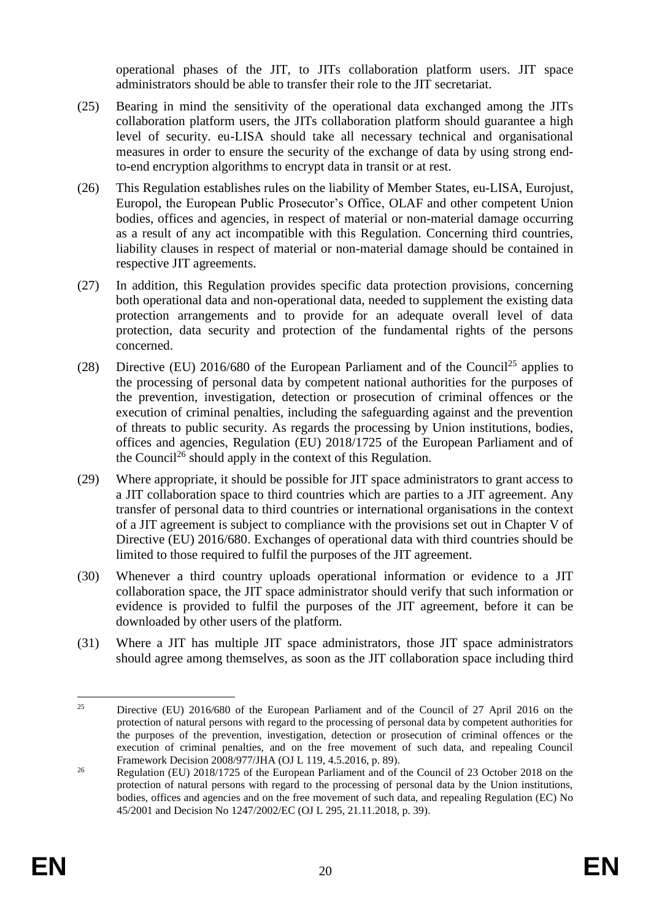operational phases of the JIT, to JITs collaboration platform users. JIT space administrators should be able to transfer their role to the JIT secretariat.

(25) Bearing in mind the sensitivity of the operational data exchanged among the JITs collaboration platform users, the JITs collaboration platform should guarantee a high level of security. eu-LISA should take all necessary technical and organisational measures in order to ensure the security of the exchange of data by using strong end-to-end encryption algorithms to encrypt data in transit or at rest.

(26) This Regulation establishes rules on the liability of Member States, eu-LISA, Eurojust, Europol, the European Public Prosecutor's Office, OLAF and other competent Union bodies, offices and agencies, in respect of material or non-material damage occurring as a result of any act incompatible with this Regulation. Concerning third countries, liability clauses in respect of material or non-material damage should be contained in respective JIT agreements.

(27) In addition, this Regulation provides specific data protection provisions, concerning both operational data and non-operational data, needed to supplement the existing data protection arrangements and to provide for an adequate overall level of data protection, data security and protection of the fundamental rights of the persons concerned.

(28) Directive (EU) 2016/680 of the European Parliament and of the Council[25] applies to the processing of personal data by competent national authorities for the purposes of the prevention, investigation, detection or prosecution of criminal offences or the execution of criminal penalties, including the safeguarding against and the prevention of threats to public security. As regards the processing by Union institutions, bodies, offices and agencies, Regulation (EU) 2018/1725 of the European Parliament and of the Council[26] should apply in the context of this Regulation.

(29) Where appropriate, it should be possible for JIT space administrators to grant access to a JIT collaboration space to third countries which are parties to a JIT agreement. Any transfer of personal data to third countries or international organisations in the context of a JIT agreement is subject to compliance with the provisions set out in Chapter V of Directive (EU) 2016/680. Exchanges of operational data with third countries should be limited to those required to fulfil the purposes of the JIT agreement.

(30) Whenever a third country uploads operational information or evidence to a JIT collaboration space, the JIT space administrator should verify that such information or evidence is provided to fulfil the purposes of the JIT agreement, before it can be downloaded by other users of the platform.

(31) Where a JIT has multiple JIT space administrators, those JIT space administrators should agree among themselves, as soon as the JIT collaboration space including third

---

[25] Directive (EU) 2016/680 of the European Parliament and of the Council of 27 April 2016 on the protection of natural persons with regard to the processing of personal data by competent authorities for the purposes of the prevention, investigation, detection or prosecution of criminal offences or the execution of criminal penalties, and on the free movement of such data, and repealing Council Framework Decision 2008/977/JHA (OJ L 119, 4.5.2016, p. 89).

[26] Regulation (EU) 2018/1725 of the European Parliament and of the Council of 23 October 2018 on the protection of natural persons with regard to the processing of personal data by the Union institutions, bodies, offices and agencies and on the free movement of such data, and repealing Regulation (EC) No 45/2001 and Decision No 1247/2002/EC (OJ L 295, 21.11.2018, p. 39).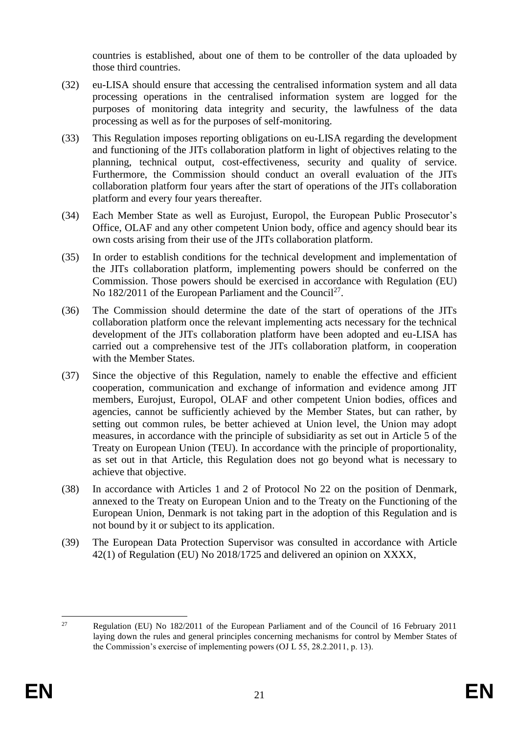countries is established, about one of them to be controller of the data uploaded by those third countries.

(32) eu-LISA should ensure that accessing the centralised information system and all data processing operations in the centralised information system are logged for the purposes of monitoring data integrity and security, the lawfulness of the data processing as well as for the purposes of self-monitoring.

(33) This Regulation imposes reporting obligations on eu-LISA regarding the development and functioning of the JITs collaboration platform in light of objectives relating to the planning, technical output, cost-effectiveness, security and quality of service. Furthermore, the Commission should conduct an overall evaluation of the JITs collaboration platform four years after the start of operations of the JITs collaboration platform and every four years thereafter.

(34) Each Member State as well as Eurojust, Europol, the European Public Prosecutor's Office, OLAF and any other competent Union body, office and agency should bear its own costs arising from their use of the JITs collaboration platform.

(35) In order to establish conditions for the technical development and implementation of the JITs collaboration platform, implementing powers should be conferred on the Commission. Those powers should be exercised in accordance with Regulation (EU) No 182/2011 of the European Parliament and the Council[27].

(36) The Commission should determine the date of the start of operations of the JITs collaboration platform once the relevant implementing acts necessary for the technical development of the JITs collaboration platform have been adopted and eu-LISA has carried out a comprehensive test of the JITs collaboration platform, in cooperation with the Member States.

(37) Since the objective of this Regulation, namely to enable the effective and efficient cooperation, communication and exchange of information and evidence among JIT members, Eurojust, Europol, OLAF and other competent Union bodies, offices and agencies, cannot be sufficiently achieved by the Member States, but can rather, by setting out common rules, be better achieved at Union level, the Union may adopt measures, in accordance with the principle of subsidiarity as set out in Article 5 of the Treaty on European Union (TEU). In accordance with the principle of proportionality, as set out in that Article, this Regulation does not go beyond what is necessary to achieve that objective.

(38) In accordance with Articles 1 and 2 of Protocol No 22 on the position of Denmark, annexed to the Treaty on European Union and to the Treaty on the Functioning of the European Union, Denmark is not taking part in the adoption of this Regulation and is not bound by it or subject to its application.

(39) The European Data Protection Supervisor was consulted in accordance with Article 42(1) of Regulation (EU) No 2018/1725 and delivered an opinion on XXXX,

---

[27] Regulation (EU) No 182/2011 of the European Parliament and of the Council of 16 February 2011 laying down the rules and general principles concerning mechanisms for control by Member States of the Commission's exercise of implementing powers (OJ L 55, 28.2.2011, p. 13).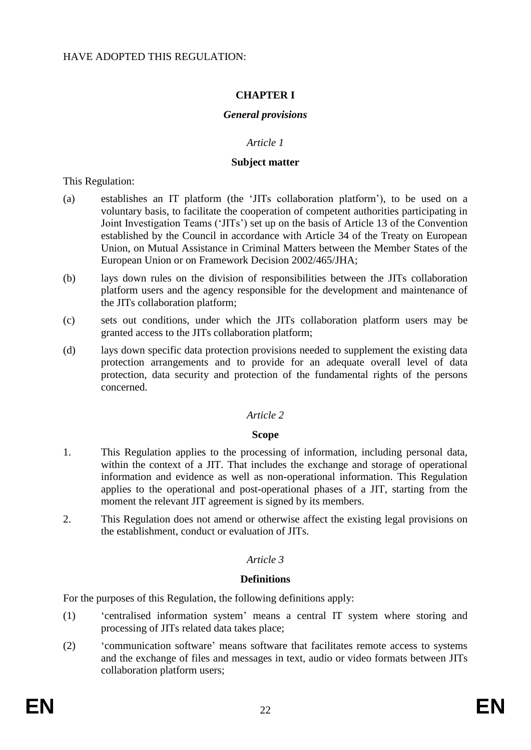HAVE ADOPTED THIS REGULATION:

## CHAPTER I

### *General provisions*

*Article 1*

**Subject matter**

This Regulation:

(a) establishes an IT platform (the 'JITs collaboration platform'), to be used on a voluntary basis, to facilitate the cooperation of competent authorities participating in Joint Investigation Teams ('JITs') set up on the basis of Article 13 of the Convention established by the Council in accordance with Article 34 of the Treaty on European Union, on Mutual Assistance in Criminal Matters between the Member States of the European Union or on Framework Decision 2002/465/JHA;

(b) lays down rules on the division of responsibilities between the JITs collaboration platform users and the agency responsible for the development and maintenance of the JITs collaboration platform;

(c) sets out conditions, under which the JITs collaboration platform users may be granted access to the JITs collaboration platform;

(d) lays down specific data protection provisions needed to supplement the existing data protection arrangements and to provide for an adequate overall level of data protection, data security and protection of the fundamental rights of the persons concerned.

*Article 2*

**Scope**

1. This Regulation applies to the processing of information, including personal data, within the context of a JIT. That includes the exchange and storage of operational information and evidence as well as non-operational information. This Regulation applies to the operational and post-operational phases of a JIT, starting from the moment the relevant JIT agreement is signed by its members.

2. This Regulation does not amend or otherwise affect the existing legal provisions on the establishment, conduct or evaluation of JITs.

*Article 3*

**Definitions**

For the purposes of this Regulation, the following definitions apply:

(1) 'centralised information system' means a central IT system where storing and processing of JITs related data takes place;

(2) 'communication software' means software that facilitates remote access to systems and the exchange of files and messages in text, audio or video formats between JITs collaboration platform users;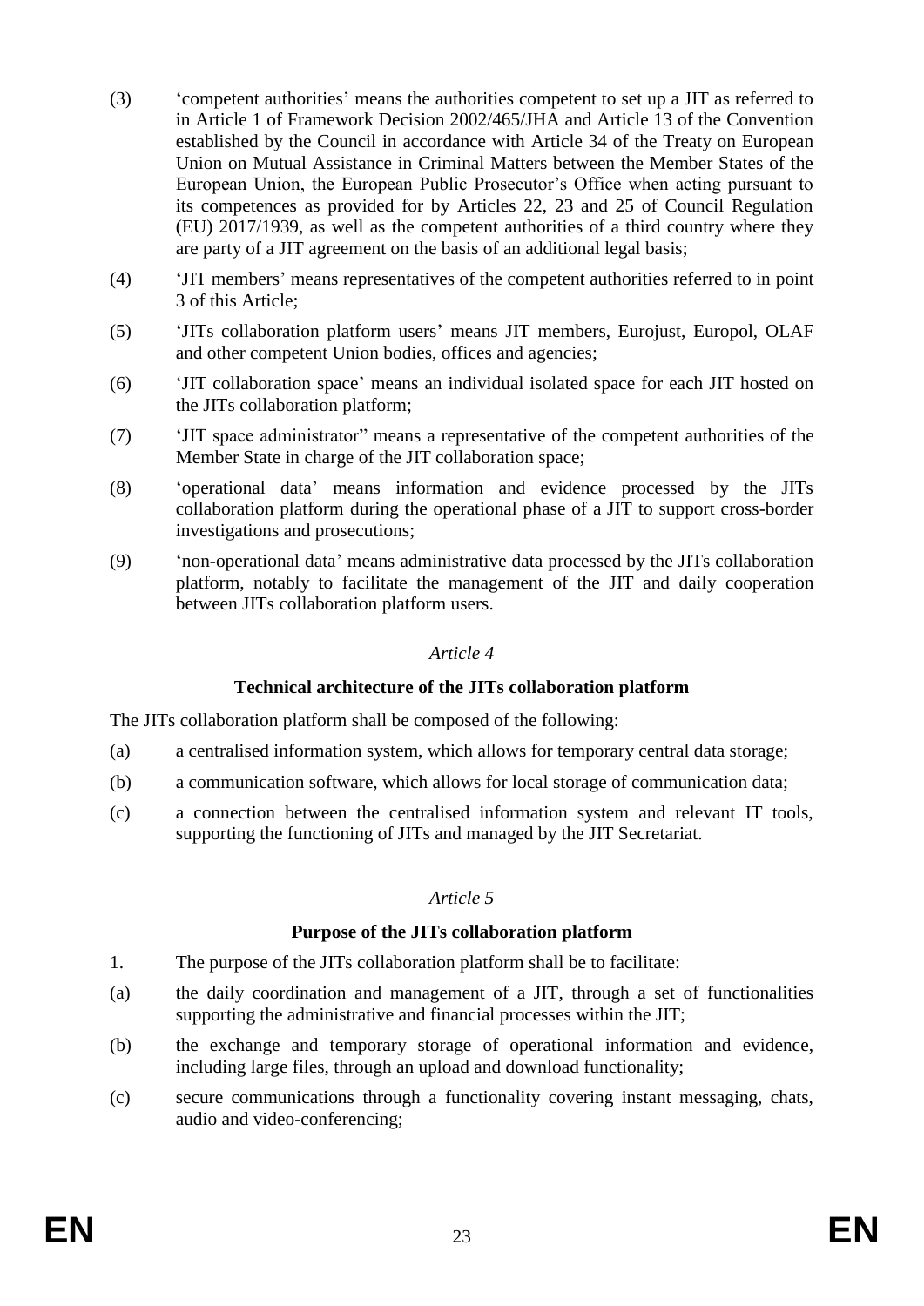(3) 'competent authorities' means the authorities competent to set up a JIT as referred to in Article 1 of Framework Decision 2002/465/JHA and Article 13 of the Convention established by the Council in accordance with Article 34 of the Treaty on European Union on Mutual Assistance in Criminal Matters between the Member States of the European Union, the European Public Prosecutor's Office when acting pursuant to its competences as provided for by Articles 22, 23 and 25 of Council Regulation (EU) 2017/1939, as well as the competent authorities of a third country where they are party of a JIT agreement on the basis of an additional legal basis;

(4) 'JIT members' means representatives of the competent authorities referred to in point 3 of this Article;

(5) 'JITs collaboration platform users' means JIT members, Eurojust, Europol, OLAF and other competent Union bodies, offices and agencies;

(6) 'JIT collaboration space' means an individual isolated space for each JIT hosted on the JITs collaboration platform;

(7) 'JIT space administrator" means a representative of the competent authorities of the Member State in charge of the JIT collaboration space;

(8) 'operational data' means information and evidence processed by the JITs collaboration platform during the operational phase of a JIT to support cross-border investigations and prosecutions;

(9) 'non-operational data' means administrative data processed by the JITs collaboration platform, notably to facilitate the management of the JIT and daily cooperation between JITs collaboration platform users.

*Article 4*

**Technical architecture of the JITs collaboration platform**

The JITs collaboration platform shall be composed of the following:

(a) a centralised information system, which allows for temporary central data storage;

(b) a communication software, which allows for local storage of communication data;

(c) a connection between the centralised information system and relevant IT tools, supporting the functioning of JITs and managed by the JIT Secretariat.

*Article 5*

**Purpose of the JITs collaboration platform**

1. The purpose of the JITs collaboration platform shall be to facilitate:

(a) the daily coordination and management of a JIT, through a set of functionalities supporting the administrative and financial processes within the JIT;

(b) the exchange and temporary storage of operational information and evidence, including large files, through an upload and download functionality;

(c) secure communications through a functionality covering instant messaging, chats, audio and video-conferencing;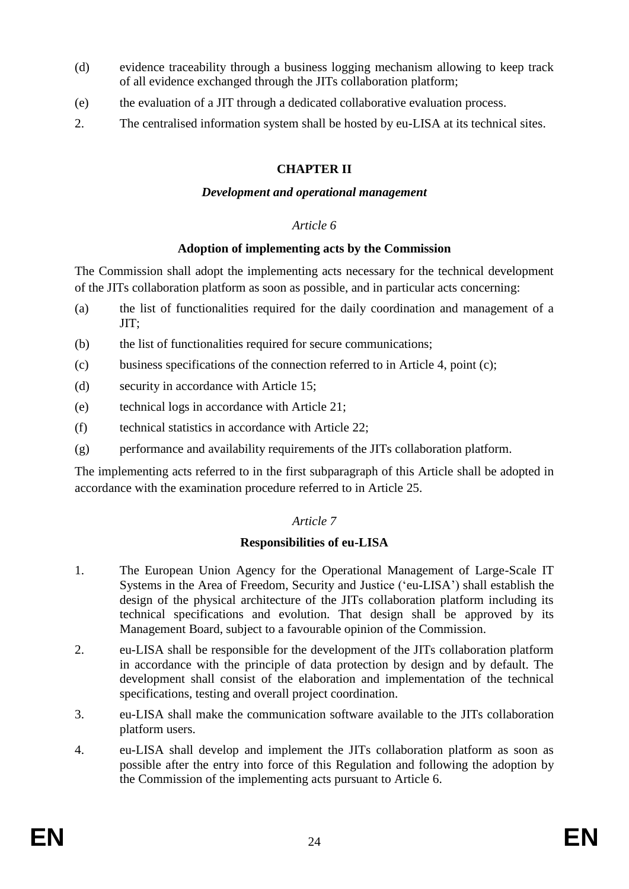(d) evidence traceability through a business logging mechanism allowing to keep track of all evidence exchanged through the JITs collaboration platform;

(e) the evaluation of a JIT through a dedicated collaborative evaluation process.

2. The centralised information system shall be hosted by eu-LISA at its technical sites.

## CHAPTER II

### *Development and operational management*

*Article 6*

**Adoption of implementing acts by the Commission**

The Commission shall adopt the implementing acts necessary for the technical development of the JITs collaboration platform as soon as possible, and in particular acts concerning:

(a) the list of functionalities required for the daily coordination and management of a JIT;

(b) the list of functionalities required for secure communications;

(c) business specifications of the connection referred to in Article 4, point (c);

(d) security in accordance with Article 15;

(e) technical logs in accordance with Article 21;

(f) technical statistics in accordance with Article 22;

(g) performance and availability requirements of the JITs collaboration platform.

The implementing acts referred to in the first subparagraph of this Article shall be adopted in accordance with the examination procedure referred to in Article 25.

*Article 7*

**Responsibilities of eu-LISA**

1. The European Union Agency for the Operational Management of Large-Scale IT Systems in the Area of Freedom, Security and Justice ('eu-LISA') shall establish the design of the physical architecture of the JITs collaboration platform including its technical specifications and evolution. That design shall be approved by its Management Board, subject to a favourable opinion of the Commission.

2. eu-LISA shall be responsible for the development of the JITs collaboration platform in accordance with the principle of data protection by design and by default. The development shall consist of the elaboration and implementation of the technical specifications, testing and overall project coordination.

3. eu-LISA shall make the communication software available to the JITs collaboration platform users.

4. eu-LISA shall develop and implement the JITs collaboration platform as soon as possible after the entry into force of this Regulation and following the adoption by the Commission of the implementing acts pursuant to Article 6.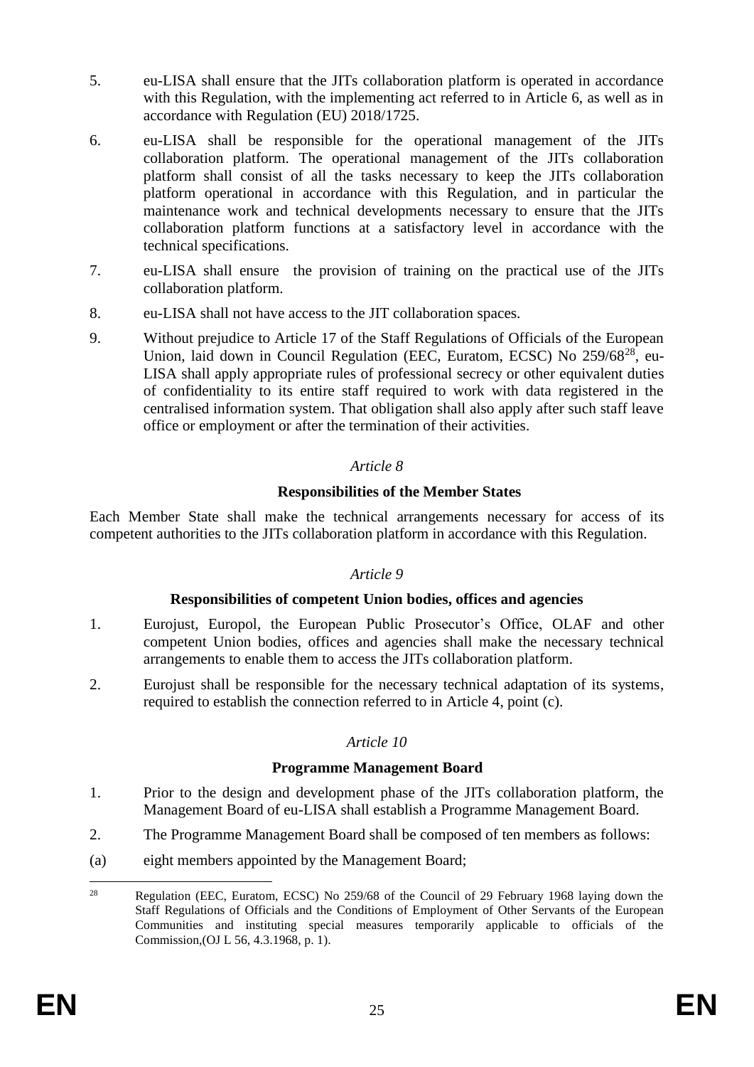5. eu-LISA shall ensure that the JITs collaboration platform is operated in accordance with this Regulation, with the implementing act referred to in Article 6, as well as in accordance with Regulation (EU) 2018/1725.

6. eu-LISA shall be responsible for the operational management of the JITs collaboration platform. The operational management of the JITs collaboration platform shall consist of all the tasks necessary to keep the JITs collaboration platform operational in accordance with this Regulation, and in particular the maintenance work and technical developments necessary to ensure that the JITs collaboration platform functions at a satisfactory level in accordance with the technical specifications.

7. eu-LISA shall ensure the provision of training on the practical use of the JITs collaboration platform.

8. eu-LISA shall not have access to the JIT collaboration spaces.

9. Without prejudice to Article 17 of the Staff Regulations of Officials of the European Union, laid down in Council Regulation (EEC, Euratom, ECSC) No 259/68[28], eu-LISA shall apply appropriate rules of professional secrecy or other equivalent duties of confidentiality to its entire staff required to work with data registered in the centralised information system. That obligation shall also apply after such staff leave office or employment or after the termination of their activities.

*Article 8*

**Responsibilities of the Member States**

Each Member State shall make the technical arrangements necessary for access of its competent authorities to the JITs collaboration platform in accordance with this Regulation.

*Article 9*

**Responsibilities of competent Union bodies, offices and agencies**

1. Eurojust, Europol, the European Public Prosecutor's Office, OLAF and other competent Union bodies, offices and agencies shall make the necessary technical arrangements to enable them to access the JITs collaboration platform.

2. Eurojust shall be responsible for the necessary technical adaptation of its systems, required to establish the connection referred to in Article 4, point (c).

*Article 10*

**Programme Management Board**

1. Prior to the design and development phase of the JITs collaboration platform, the Management Board of eu-LISA shall establish a Programme Management Board.

2. The Programme Management Board shall be composed of ten members as follows:

(a) eight members appointed by the Management Board;

---

[28] Regulation (EEC, Euratom, ECSC) No 259/68 of the Council of 29 February 1968 laying down the Staff Regulations of Officials and the Conditions of Employment of Other Servants of the European Communities and instituting special measures temporarily applicable to officials of the Commission,(OJ L 56, 4.3.1968, p. 1).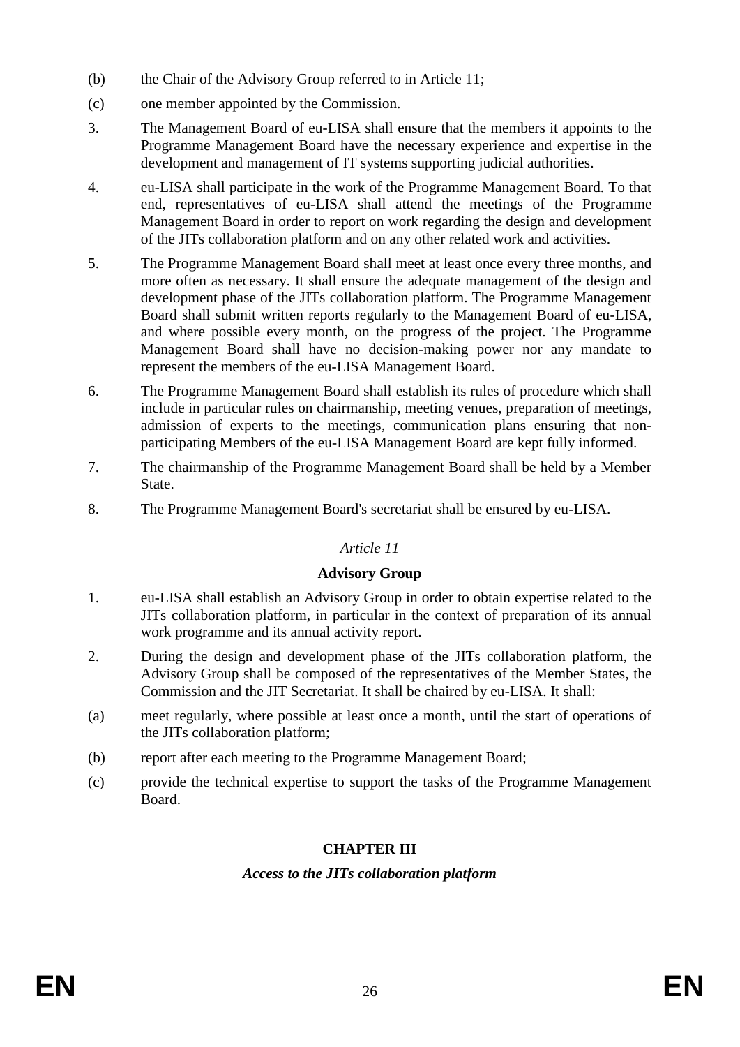(b) the Chair of the Advisory Group referred to in Article 11;

(c) one member appointed by the Commission.

3. The Management Board of eu-LISA shall ensure that the members it appoints to the Programme Management Board have the necessary experience and expertise in the development and management of IT systems supporting judicial authorities.

4. eu-LISA shall participate in the work of the Programme Management Board. To that end, representatives of eu-LISA shall attend the meetings of the Programme Management Board in order to report on work regarding the design and development of the JITs collaboration platform and on any other related work and activities.

5. The Programme Management Board shall meet at least once every three months, and more often as necessary. It shall ensure the adequate management of the design and development phase of the JITs collaboration platform. The Programme Management Board shall submit written reports regularly to the Management Board of eu-LISA, and where possible every month, on the progress of the project. The Programme Management Board shall have no decision-making power nor any mandate to represent the members of the eu-LISA Management Board.

6. The Programme Management Board shall establish its rules of procedure which shall include in particular rules on chairmanship, meeting venues, preparation of meetings, admission of experts to the meetings, communication plans ensuring that non-participating Members of the eu-LISA Management Board are kept fully informed.

7. The chairmanship of the Programme Management Board shall be held by a Member State.

8. The Programme Management Board's secretariat shall be ensured by eu-LISA.

*Article 11*

**Advisory Group**

1. eu-LISA shall establish an Advisory Group in order to obtain expertise related to the JITs collaboration platform, in particular in the context of preparation of its annual work programme and its annual activity report.

2. During the design and development phase of the JITs collaboration platform, the Advisory Group shall be composed of the representatives of the Member States, the Commission and the JIT Secretariat. It shall be chaired by eu-LISA. It shall:

(a) meet regularly, where possible at least once a month, until the start of operations of the JITs collaboration platform;

(b) report after each meeting to the Programme Management Board;

(c) provide the technical expertise to support the tasks of the Programme Management Board.

**CHAPTER III**

***Access to the JITs collaboration platform***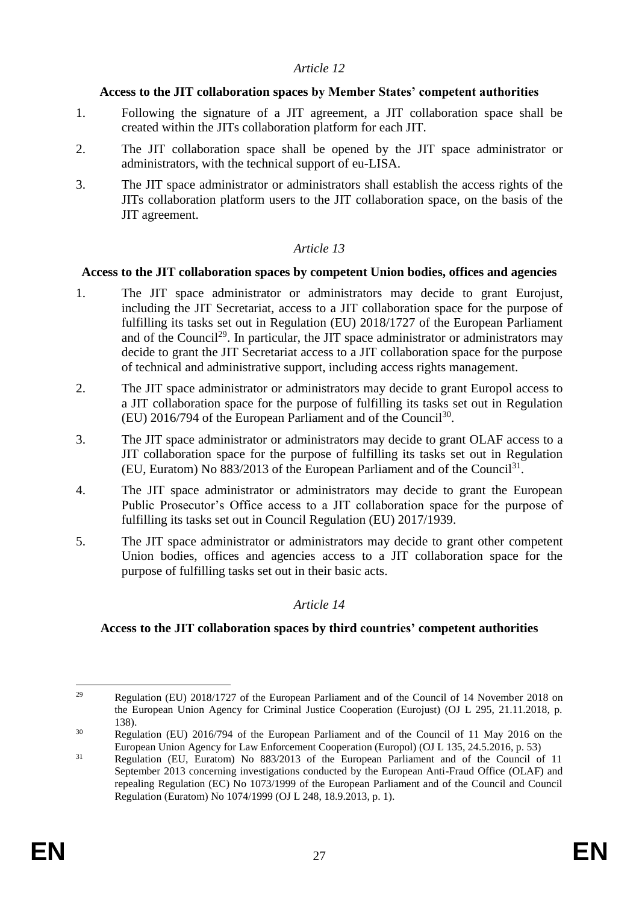*Article 12*

**Access to the JIT collaboration spaces by Member States' competent authorities**

1. Following the signature of a JIT agreement, a JIT collaboration space shall be created within the JITs collaboration platform for each JIT.

2. The JIT collaboration space shall be opened by the JIT space administrator or administrators, with the technical support of eu-LISA.

3. The JIT space administrator or administrators shall establish the access rights of the JITs collaboration platform users to the JIT collaboration space, on the basis of the JIT agreement.

*Article 13*

**Access to the JIT collaboration spaces by competent Union bodies, offices and agencies**

1. The JIT space administrator or administrators may decide to grant Eurojust, including the JIT Secretariat, access to a JIT collaboration space for the purpose of fulfilling its tasks set out in Regulation (EU) 2018/1727 of the European Parliament and of the Council[29]. In particular, the JIT space administrator or administrators may decide to grant the JIT Secretariat access to a JIT collaboration space for the purpose of technical and administrative support, including access rights management.

2. The JIT space administrator or administrators may decide to grant Europol access to a JIT collaboration space for the purpose of fulfilling its tasks set out in Regulation (EU) 2016/794 of the European Parliament and of the Council[30].

3. The JIT space administrator or administrators may decide to grant OLAF access to a JIT collaboration space for the purpose of fulfilling its tasks set out in Regulation (EU, Euratom) No 883/2013 of the European Parliament and of the Council[31].

4. The JIT space administrator or administrators may decide to grant the European Public Prosecutor's Office access to a JIT collaboration space for the purpose of fulfilling its tasks set out in Council Regulation (EU) 2017/1939.

5. The JIT space administrator or administrators may decide to grant other competent Union bodies, offices and agencies access to a JIT collaboration space for the purpose of fulfilling tasks set out in their basic acts.

*Article 14*

**Access to the JIT collaboration spaces by third countries' competent authorities**

---

[29] Regulation (EU) 2018/1727 of the European Parliament and of the Council of 14 November 2018 on the European Union Agency for Criminal Justice Cooperation (Eurojust) (OJ L 295, 21.11.2018, p. 138).

[30] Regulation (EU) 2016/794 of the European Parliament and of the Council of 11 May 2016 on the European Union Agency for Law Enforcement Cooperation (Europol) (OJ L 135, 24.5.2016, p. 53)

[31] Regulation (EU, Euratom) No 883/2013 of the European Parliament and of the Council of 11 September 2013 concerning investigations conducted by the European Anti-Fraud Office (OLAF) and repealing Regulation (EC) No 1073/1999 of the European Parliament and of the Council and Council Regulation (Euratom) No 1074/1999 (OJ L 248, 18.9.2013, p. 1).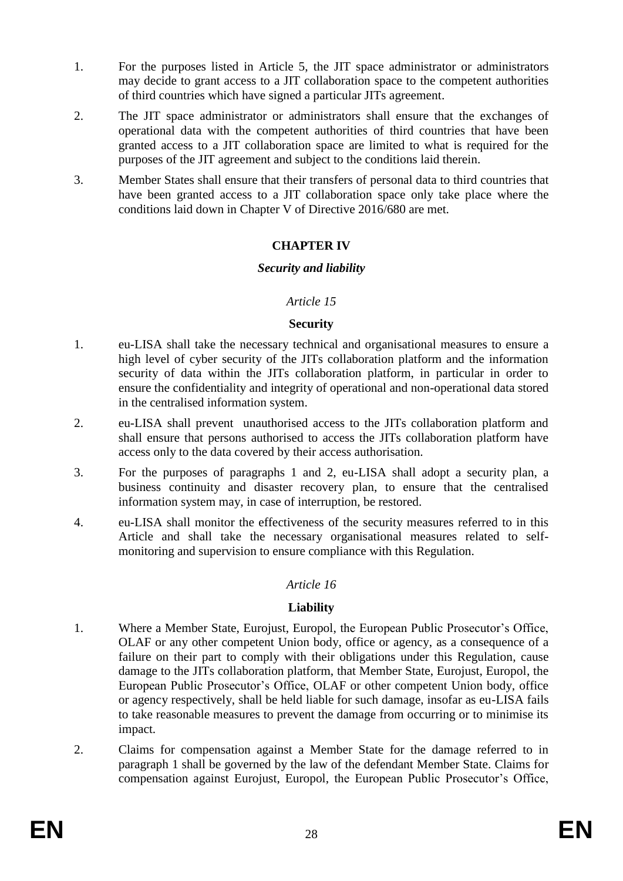1. For the purposes listed in Article 5, the JIT space administrator or administrators may decide to grant access to a JIT collaboration space to the competent authorities of third countries which have signed a particular JITs agreement.

2. The JIT space administrator or administrators shall ensure that the exchanges of operational data with the competent authorities of third countries that have been granted access to a JIT collaboration space are limited to what is required for the purposes of the JIT agreement and subject to the conditions laid therein.

3. Member States shall ensure that their transfers of personal data to third countries that have been granted access to a JIT collaboration space only take place where the conditions laid down in Chapter V of Directive 2016/680 are met.

## CHAPTER IV

### *Security and liability*

#### *Article 15*

#### **Security**

1. eu-LISA shall take the necessary technical and organisational measures to ensure a high level of cyber security of the JITs collaboration platform and the information security of data within the JITs collaboration platform, in particular in order to ensure the confidentiality and integrity of operational and non-operational data stored in the centralised information system.

2. eu-LISA shall prevent unauthorised access to the JITs collaboration platform and shall ensure that persons authorised to access the JITs collaboration platform have access only to the data covered by their access authorisation.

3. For the purposes of paragraphs 1 and 2, eu-LISA shall adopt a security plan, a business continuity and disaster recovery plan, to ensure that the centralised information system may, in case of interruption, be restored.

4. eu-LISA shall monitor the effectiveness of the security measures referred to in this Article and shall take the necessary organisational measures related to self-monitoring and supervision to ensure compliance with this Regulation.

#### *Article 16*

#### **Liability**

1. Where a Member State, Eurojust, Europol, the European Public Prosecutor's Office, OLAF or any other competent Union body, office or agency, as a consequence of a failure on their part to comply with their obligations under this Regulation, cause damage to the JITs collaboration platform, that Member State, Eurojust, Europol, the European Public Prosecutor's Office, OLAF or other competent Union body, office or agency respectively, shall be held liable for such damage, insofar as eu-LISA fails to take reasonable measures to prevent the damage from occurring or to minimise its impact.

2. Claims for compensation against a Member State for the damage referred to in paragraph 1 shall be governed by the law of the defendant Member State. Claims for compensation against Eurojust, Europol, the European Public Prosecutor's Office,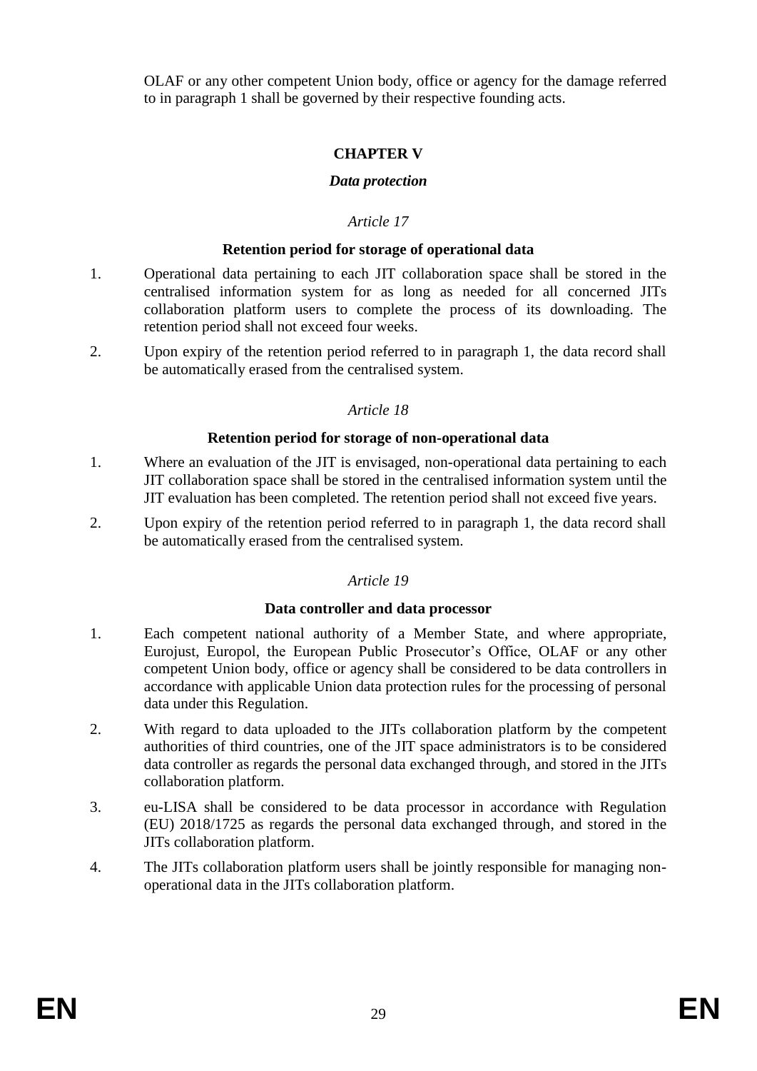OLAF or any other competent Union body, office or agency for the damage referred to in paragraph 1 shall be governed by their respective founding acts.

## CHAPTER V

### *Data protection*

*Article 17*

**Retention period for storage of operational data**

1. Operational data pertaining to each JIT collaboration space shall be stored in the centralised information system for as long as needed for all concerned JITs collaboration platform users to complete the process of its downloading. The retention period shall not exceed four weeks.

2. Upon expiry of the retention period referred to in paragraph 1, the data record shall be automatically erased from the centralised system.

*Article 18*

**Retention period for storage of non-operational data**

1. Where an evaluation of the JIT is envisaged, non-operational data pertaining to each JIT collaboration space shall be stored in the centralised information system until the JIT evaluation has been completed. The retention period shall not exceed five years.

2. Upon expiry of the retention period referred to in paragraph 1, the data record shall be automatically erased from the centralised system.

*Article 19*

**Data controller and data processor**

1. Each competent national authority of a Member State, and where appropriate, Eurojust, Europol, the European Public Prosecutor's Office, OLAF or any other competent Union body, office or agency shall be considered to be data controllers in accordance with applicable Union data protection rules for the processing of personal data under this Regulation.

2. With regard to data uploaded to the JITs collaboration platform by the competent authorities of third countries, one of the JIT space administrators is to be considered data controller as regards the personal data exchanged through, and stored in the JITs collaboration platform.

3. eu-LISA shall be considered to be data processor in accordance with Regulation (EU) 2018/1725 as regards the personal data exchanged through, and stored in the JITs collaboration platform.

4. The JITs collaboration platform users shall be jointly responsible for managing non-operational data in the JITs collaboration platform.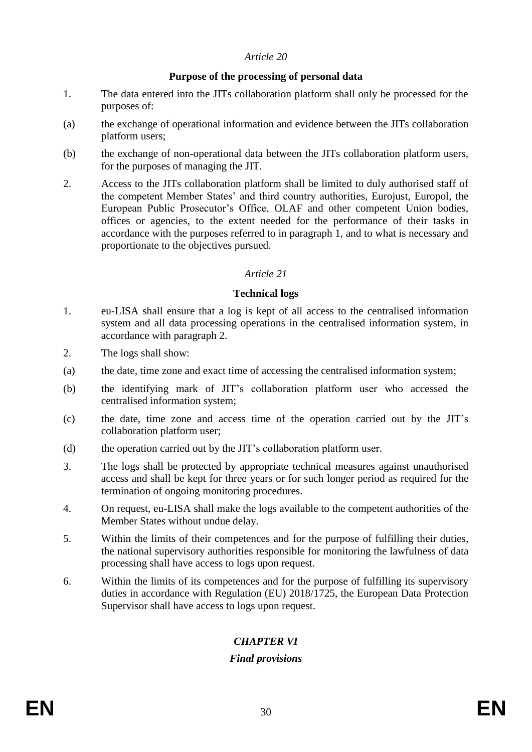*Article 20*

**Purpose of the processing of personal data**

1. The data entered into the JITs collaboration platform shall only be processed for the purposes of:

(a) the exchange of operational information and evidence between the JITs collaboration platform users;

(b) the exchange of non-operational data between the JITs collaboration platform users, for the purposes of managing the JIT.

2. Access to the JITs collaboration platform shall be limited to duly authorised staff of the competent Member States' and third country authorities, Eurojust, Europol, the European Public Prosecutor's Office, OLAF and other competent Union bodies, offices or agencies, to the extent needed for the performance of their tasks in accordance with the purposes referred to in paragraph 1, and to what is necessary and proportionate to the objectives pursued.

*Article 21*

**Technical logs**

1. eu-LISA shall ensure that a log is kept of all access to the centralised information system and all data processing operations in the centralised information system, in accordance with paragraph 2.

2. The logs shall show:

(a) the date, time zone and exact time of accessing the centralised information system;

(b) the identifying mark of JIT's collaboration platform user who accessed the centralised information system;

(c) the date, time zone and access time of the operation carried out by the JIT's collaboration platform user;

(d) the operation carried out by the JIT's collaboration platform user.

3. The logs shall be protected by appropriate technical measures against unauthorised access and shall be kept for three years or for such longer period as required for the termination of ongoing monitoring procedures.

4. On request, eu-LISA shall make the logs available to the competent authorities of the Member States without undue delay.

5. Within the limits of their competences and for the purpose of fulfilling their duties, the national supervisory authorities responsible for monitoring the lawfulness of data processing shall have access to logs upon request.

6. Within the limits of its competences and for the purpose of fulfilling its supervisory duties in accordance with Regulation (EU) 2018/1725, the European Data Protection Supervisor shall have access to logs upon request.

***CHAPTER VI***

***Final provisions***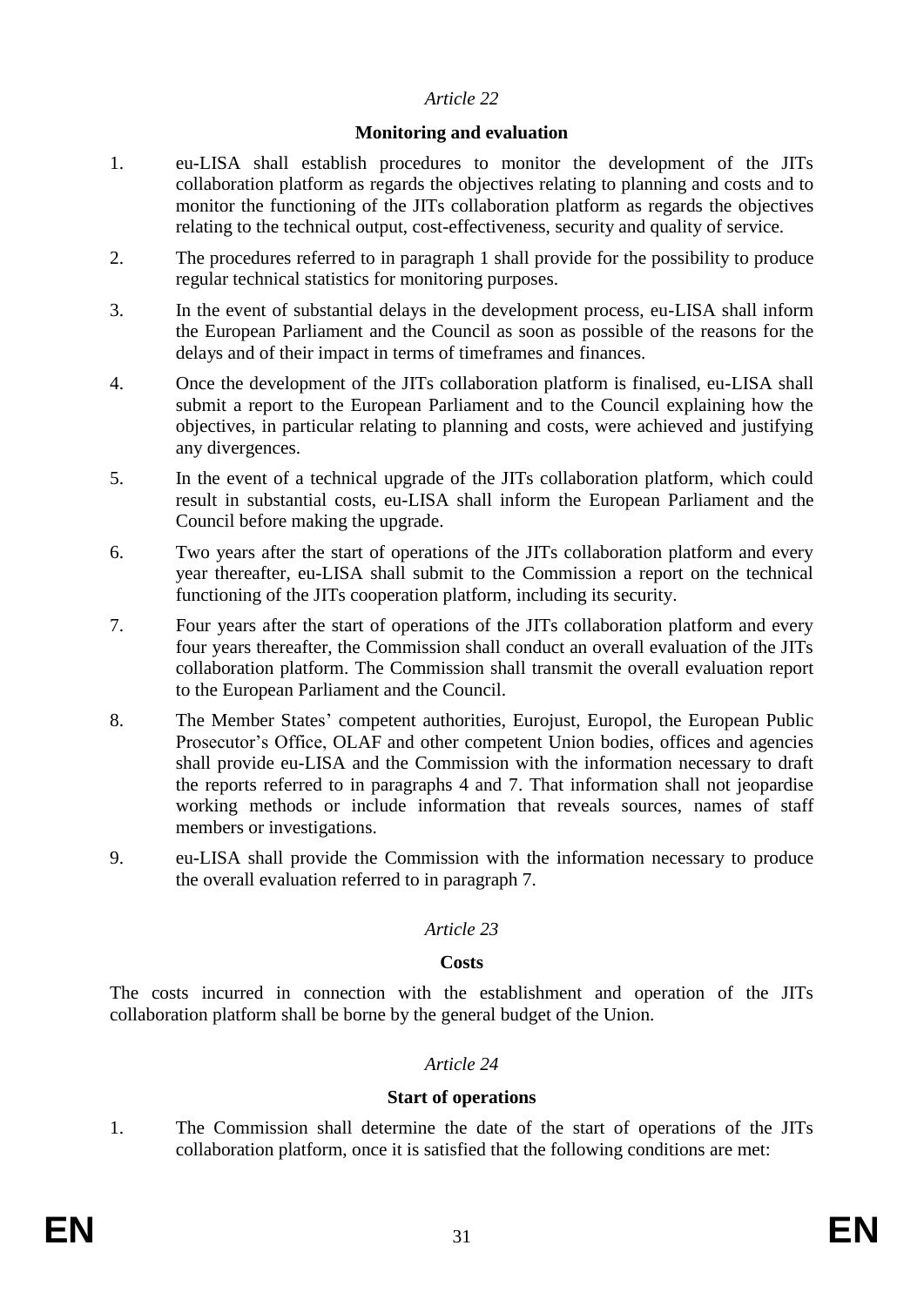*Article 22*

**Monitoring and evaluation**

1. eu-LISA shall establish procedures to monitor the development of the JITs collaboration platform as regards the objectives relating to planning and costs and to monitor the functioning of the JITs collaboration platform as regards the objectives relating to the technical output, cost-effectiveness, security and quality of service.

2. The procedures referred to in paragraph 1 shall provide for the possibility to produce regular technical statistics for monitoring purposes.

3. In the event of substantial delays in the development process, eu-LISA shall inform the European Parliament and the Council as soon as possible of the reasons for the delays and of their impact in terms of timeframes and finances.

4. Once the development of the JITs collaboration platform is finalised, eu-LISA shall submit a report to the European Parliament and to the Council explaining how the objectives, in particular relating to planning and costs, were achieved and justifying any divergences.

5. In the event of a technical upgrade of the JITs collaboration platform, which could result in substantial costs, eu-LISA shall inform the European Parliament and the Council before making the upgrade.

6. Two years after the start of operations of the JITs collaboration platform and every year thereafter, eu-LISA shall submit to the Commission a report on the technical functioning of the JITs cooperation platform, including its security.

7. Four years after the start of operations of the JITs collaboration platform and every four years thereafter, the Commission shall conduct an overall evaluation of the JITs collaboration platform. The Commission shall transmit the overall evaluation report to the European Parliament and the Council.

8. The Member States' competent authorities, Eurojust, Europol, the European Public Prosecutor's Office, OLAF and other competent Union bodies, offices and agencies shall provide eu-LISA and the Commission with the information necessary to draft the reports referred to in paragraphs 4 and 7. That information shall not jeopardise working methods or include information that reveals sources, names of staff members or investigations.

9. eu-LISA shall provide the Commission with the information necessary to produce the overall evaluation referred to in paragraph 7.

*Article 23*

**Costs**

The costs incurred in connection with the establishment and operation of the JITs collaboration platform shall be borne by the general budget of the Union.

*Article 24*

**Start of operations**

1. The Commission shall determine the date of the start of operations of the JITs collaboration platform, once it is satisfied that the following conditions are met: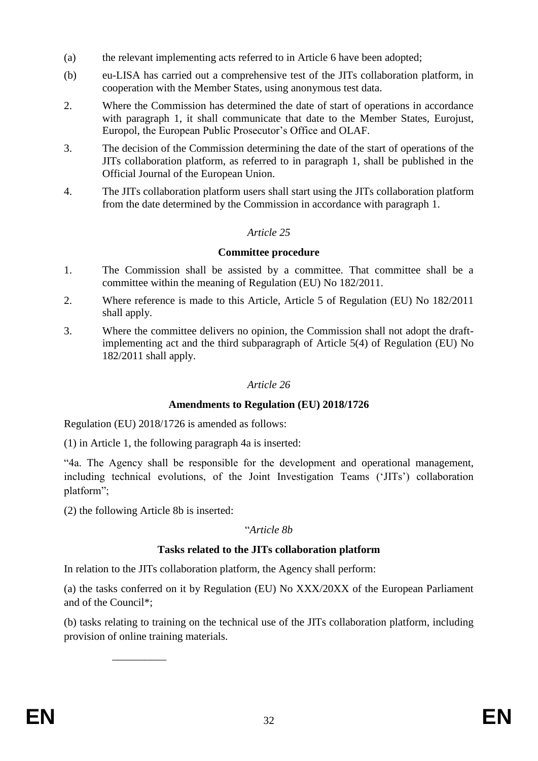(a) the relevant implementing acts referred to in Article 6 have been adopted;

(b) eu-LISA has carried out a comprehensive test of the JITs collaboration platform, in cooperation with the Member States, using anonymous test data.

2. Where the Commission has determined the date of start of operations in accordance with paragraph 1, it shall communicate that date to the Member States, Eurojust, Europol, the European Public Prosecutor's Office and OLAF.

3. The decision of the Commission determining the date of the start of operations of the JITs collaboration platform, as referred to in paragraph 1, shall be published in the Official Journal of the European Union.

4. The JITs collaboration platform users shall start using the JITs collaboration platform from the date determined by the Commission in accordance with paragraph 1.

*Article 25*

**Committee procedure**

1. The Commission shall be assisted by a committee. That committee shall be a committee within the meaning of Regulation (EU) No 182/2011.

2. Where reference is made to this Article, Article 5 of Regulation (EU) No 182/2011 shall apply.

3. Where the committee delivers no opinion, the Commission shall not adopt the draft-implementing act and the third subparagraph of Article 5(4) of Regulation (EU) No 182/2011 shall apply.

*Article 26*

**Amendments to Regulation (EU) 2018/1726**

Regulation (EU) 2018/1726 is amended as follows:

(1) in Article 1, the following paragraph 4a is inserted:

"4a. The Agency shall be responsible for the development and operational management, including technical evolutions, of the Joint Investigation Teams ('JITs') collaboration platform";

(2) the following Article 8b is inserted:

"*Article 8b*

**Tasks related to the JITs collaboration platform**

In relation to the JITs collaboration platform, the Agency shall perform:

(a) the tasks conferred on it by Regulation (EU) No XXX/20XX of the European Parliament and of the Council*;

(b) tasks relating to training on the technical use of the JITs collaboration platform, including provision of online training materials.

__________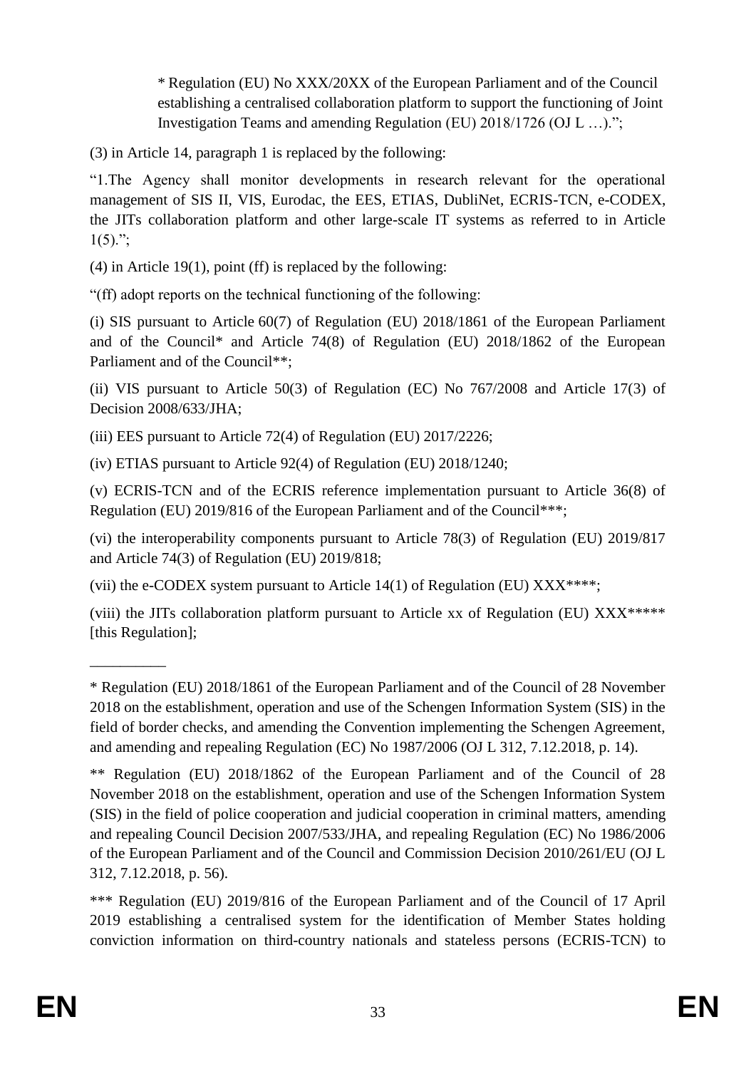* Regulation (EU) No XXX/20XX of the European Parliament and of the Council establishing a centralised collaboration platform to support the functioning of Joint Investigation Teams and amending Regulation (EU) 2018/1726 (OJ L …).";

(3) in Article 14, paragraph 1 is replaced by the following:

"1.The Agency shall monitor developments in research relevant for the operational management of SIS II, VIS, Eurodac, the EES, ETIAS, DubliNet, ECRIS-TCN, e-CODEX, the JITs collaboration platform and other large-scale IT systems as referred to in Article 1(5).";

(4) in Article 19(1), point (ff) is replaced by the following:

"(ff) adopt reports on the technical functioning of the following:

(i) SIS pursuant to Article 60(7) of Regulation (EU) 2018/1861 of the European Parliament and of the Council* and Article 74(8) of Regulation (EU) 2018/1862 of the European Parliament and of the Council**;

(ii) VIS pursuant to Article 50(3) of Regulation (EC) No 767/2008 and Article 17(3) of Decision 2008/633/JHA;

(iii) EES pursuant to Article 72(4) of Regulation (EU) 2017/2226;

(iv) ETIAS pursuant to Article 92(4) of Regulation (EU) 2018/1240;

(v) ECRIS-TCN and of the ECRIS reference implementation pursuant to Article 36(8) of Regulation (EU) 2019/816 of the European Parliament and of the Council***;

(vi) the interoperability components pursuant to Article 78(3) of Regulation (EU) 2019/817 and Article 74(3) of Regulation (EU) 2019/818;

(vii) the e-CODEX system pursuant to Article 14(1) of Regulation (EU) XXX****;

(viii) the JITs collaboration platform pursuant to Article xx of Regulation (EU) XXX***** [this Regulation];

__________

* Regulation (EU) 2018/1861 of the European Parliament and of the Council of 28 November 2018 on the establishment, operation and use of the Schengen Information System (SIS) in the field of border checks, and amending the Convention implementing the Schengen Agreement, and amending and repealing Regulation (EC) No 1987/2006 (OJ L 312, 7.12.2018, p. 14).

** Regulation (EU) 2018/1862 of the European Parliament and of the Council of 28 November 2018 on the establishment, operation and use of the Schengen Information System (SIS) in the field of police cooperation and judicial cooperation in criminal matters, amending and repealing Council Decision 2007/533/JHA, and repealing Regulation (EC) No 1986/2006 of the European Parliament and of the Council and Commission Decision 2010/261/EU (OJ L 312, 7.12.2018, p. 56).

*** Regulation (EU) 2019/816 of the European Parliament and of the Council of 17 April 2019 establishing a centralised system for the identification of Member States holding conviction information on third-country nationals and stateless persons (ECRIS-TCN) to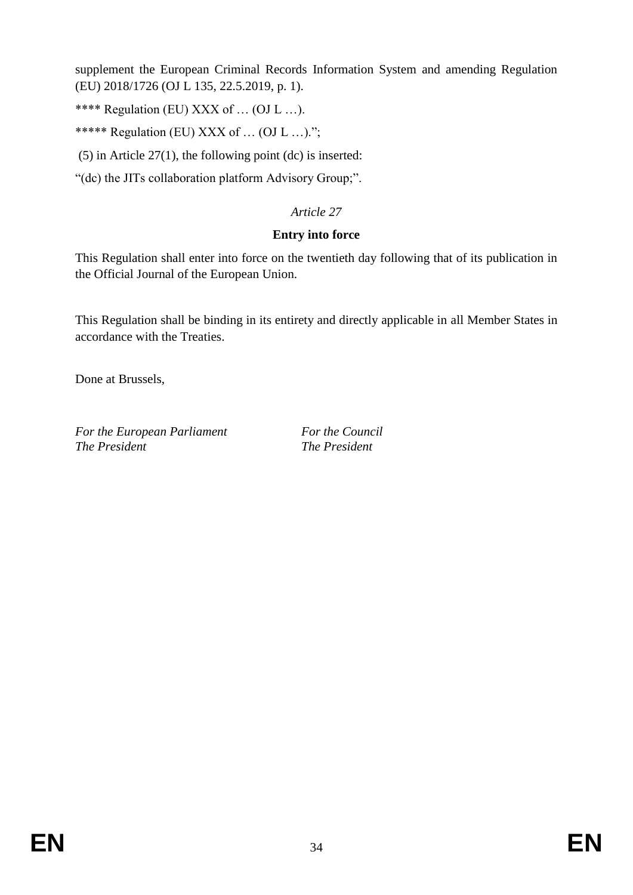supplement the European Criminal Records Information System and amending Regulation (EU) 2018/1726 (OJ L 135, 22.5.2019, p. 1).

**** Regulation (EU) XXX of … (OJ L …).

***** Regulation (EU) XXX of … (OJ L …).";

(5) in Article 27(1), the following point (dc) is inserted:

"(dc) the JITs collaboration platform Advisory Group;".

*Article 27*

**Entry into force**

This Regulation shall enter into force on the twentieth day following that of its publication in the Official Journal of the European Union.

This Regulation shall be binding in its entirety and directly applicable in all Member States in accordance with the Treaties.

Done at Brussels,

| *For the European Parliament* | *For the Council* |
|---|---|
| *The President* | *The President* |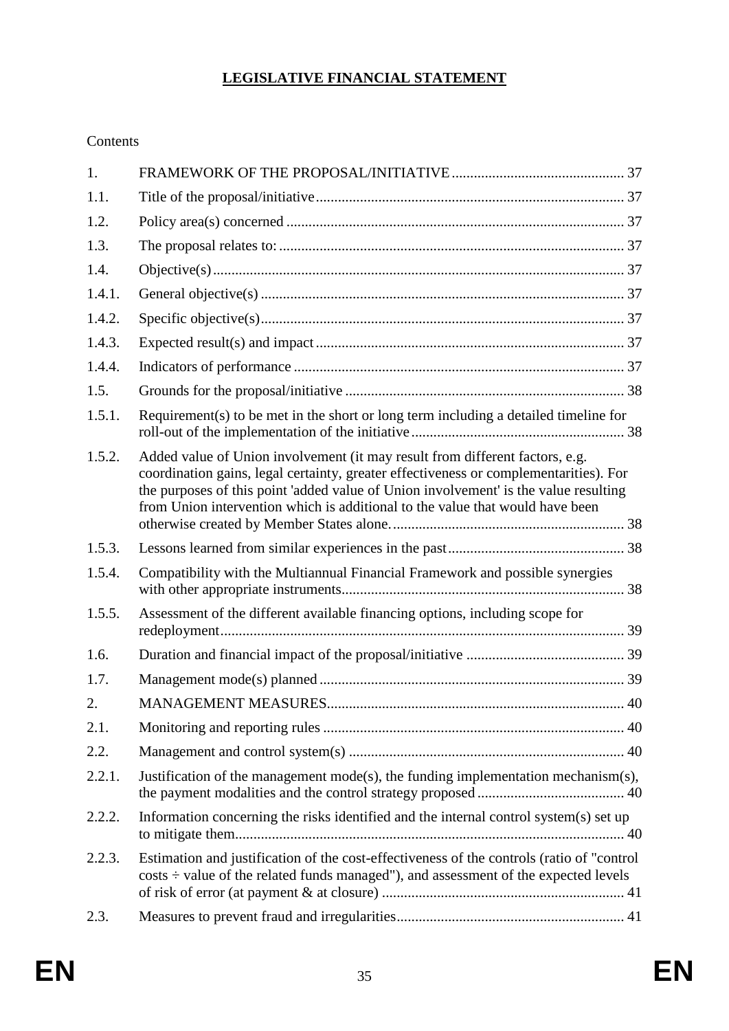# LEGISLATIVE FINANCIAL STATEMENT

Contents

| | | |
|---|---|---|
| 1. | FRAMEWORK OF THE PROPOSAL/INITIATIVE | 37 |
| 1.1. | Title of the proposal/initiative | 37 |
| 1.2. | Policy area(s) concerned | 37 |
| 1.3. | The proposal relates to: | 37 |
| 1.4. | Objective(s) | 37 |
| 1.4.1. | General objective(s) | 37 |
| 1.4.2. | Specific objective(s) | 37 |
| 1.4.3. | Expected result(s) and impact | 37 |
| 1.4.4. | Indicators of performance | 37 |
| 1.5. | Grounds for the proposal/initiative | 38 |
| 1.5.1. | Requirement(s) to be met in the short or long term including a detailed timeline for roll-out of the implementation of the initiative | 38 |
| 1.5.2. | Added value of Union involvement (it may result from different factors, e.g. coordination gains, legal certainty, greater effectiveness or complementarities). For the purposes of this point 'added value of Union involvement' is the value resulting from Union intervention which is additional to the value that would have been otherwise created by Member States alone. | 38 |
| 1.5.3. | Lessons learned from similar experiences in the past | 38 |
| 1.5.4. | Compatibility with the Multiannual Financial Framework and possible synergies with other appropriate instruments | 38 |
| 1.5.5. | Assessment of the different available financing options, including scope for redeployment | 39 |
| 1.6. | Duration and financial impact of the proposal/initiative | 39 |
| 1.7. | Management mode(s) planned | 39 |
| 2. | MANAGEMENT MEASURES | 40 |
| 2.1. | Monitoring and reporting rules | 40 |
| 2.2. | Management and control system(s) | 40 |
| 2.2.1. | Justification of the management mode(s), the funding implementation mechanism(s), the payment modalities and the control strategy proposed | 40 |
| 2.2.2. | Information concerning the risks identified and the internal control system(s) set up to mitigate them | 40 |
| 2.2.3. | Estimation and justification of the cost-effectiveness of the controls (ratio of "control costs ÷ value of the related funds managed"), and assessment of the expected levels of risk of error (at payment & at closure) | 41 |
| 2.3. | Measures to prevent fraud and irregularities | 41 |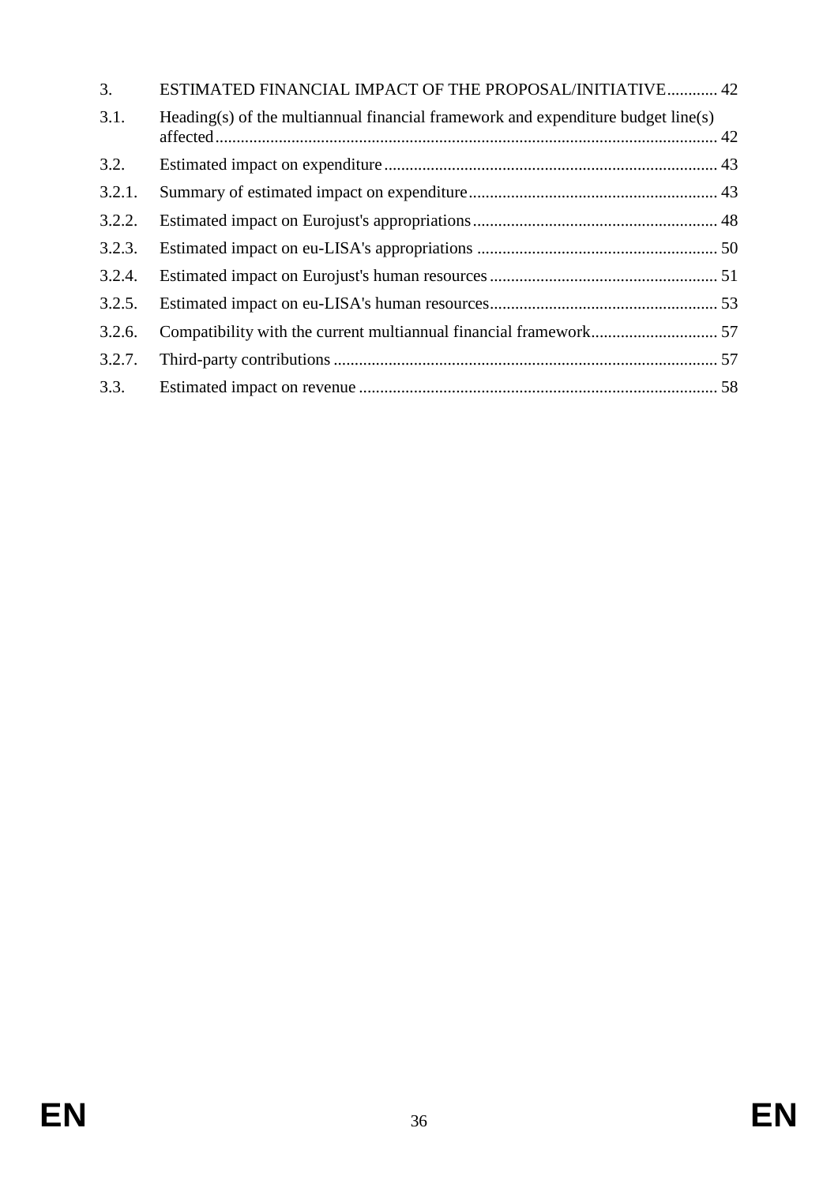3. ESTIMATED FINANCIAL IMPACT OF THE PROPOSAL/INITIATIVE............ 42

3.1. Heading(s) of the multiannual financial framework and expenditure budget line(s) affected....................................................................................................................... 42

3.2. Estimated impact on expenditure.............................................................................. 43

3.2.1. Summary of estimated impact on expenditure........................................................... 43

3.2.2. Estimated impact on Eurojust's appropriations.......................................................... 48

3.2.3. Estimated impact on eu-LISA's appropriations ......................................................... 50

3.2.4. Estimated impact on Eurojust's human resources...................................................... 51

3.2.5. Estimated impact on eu-LISA's human resources...................................................... 53

3.2.6. Compatibility with the current multiannual financial framework.............................. 57

3.2.7. Third-party contributions........................................................................................... 57

3.3. Estimated impact on revenue..................................................................................... 58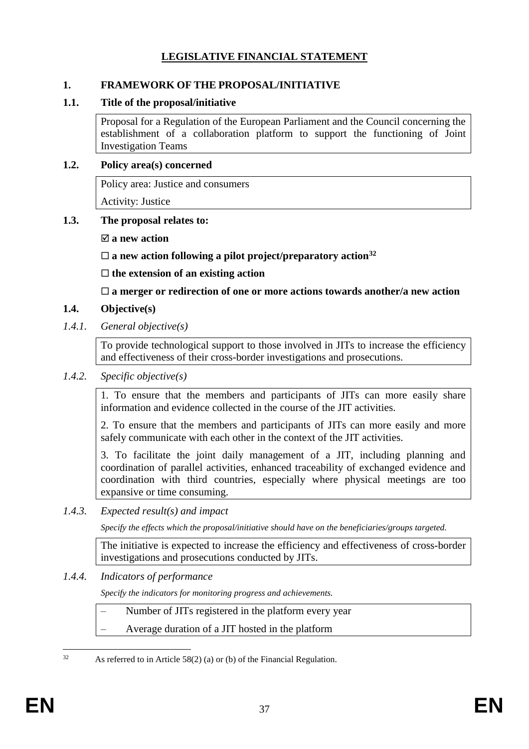# LEGISLATIVE FINANCIAL STATEMENT

## 1. FRAMEWORK OF THE PROPOSAL/INITIATIVE

### 1.1. Title of the proposal/initiative

Proposal for a Regulation of the European Parliament and the Council concerning the establishment of a collaboration platform to support the functioning of Joint Investigation Teams

### 1.2. Policy area(s) concerned

Policy area: Justice and consumers

Activity: Justice

### 1.3. The proposal relates to:

☑ **a new action**

☐ **a new action following a pilot project/preparatory action**[32]

☐ **the extension of an existing action**

☐ **a merger or redirection of one or more actions towards another/a new action**

### 1.4. Objective(s)

#### *1.4.1. General objective(s)*

To provide technological support to those involved in JITs to increase the efficiency and effectiveness of their cross-border investigations and prosecutions.

#### *1.4.2. Specific objective(s)*

1. To ensure that the members and participants of JITs can more easily share information and evidence collected in the course of the JIT activities.

2. To ensure that the members and participants of JITs can more easily and more safely communicate with each other in the context of the JIT activities.

3. To facilitate the joint daily management of a JIT, including planning and coordination of parallel activities, enhanced traceability of exchanged evidence and coordination with third countries, especially where physical meetings are too expansive or time consuming.

#### *1.4.3. Expected result(s) and impact*

*Specify the effects which the proposal/initiative should have on the beneficiaries/groups targeted.*

The initiative is expected to increase the efficiency and effectiveness of cross-border investigations and prosecutions conducted by JITs.

#### *1.4.4. Indicators of performance*

*Specify the indicators for monitoring progress and achievements.*

– Number of JITs registered in the platform every year

– Average duration of a JIT hosted in the platform

---

[32] As referred to in Article 58(2) (a) or (b) of the Financial Regulation.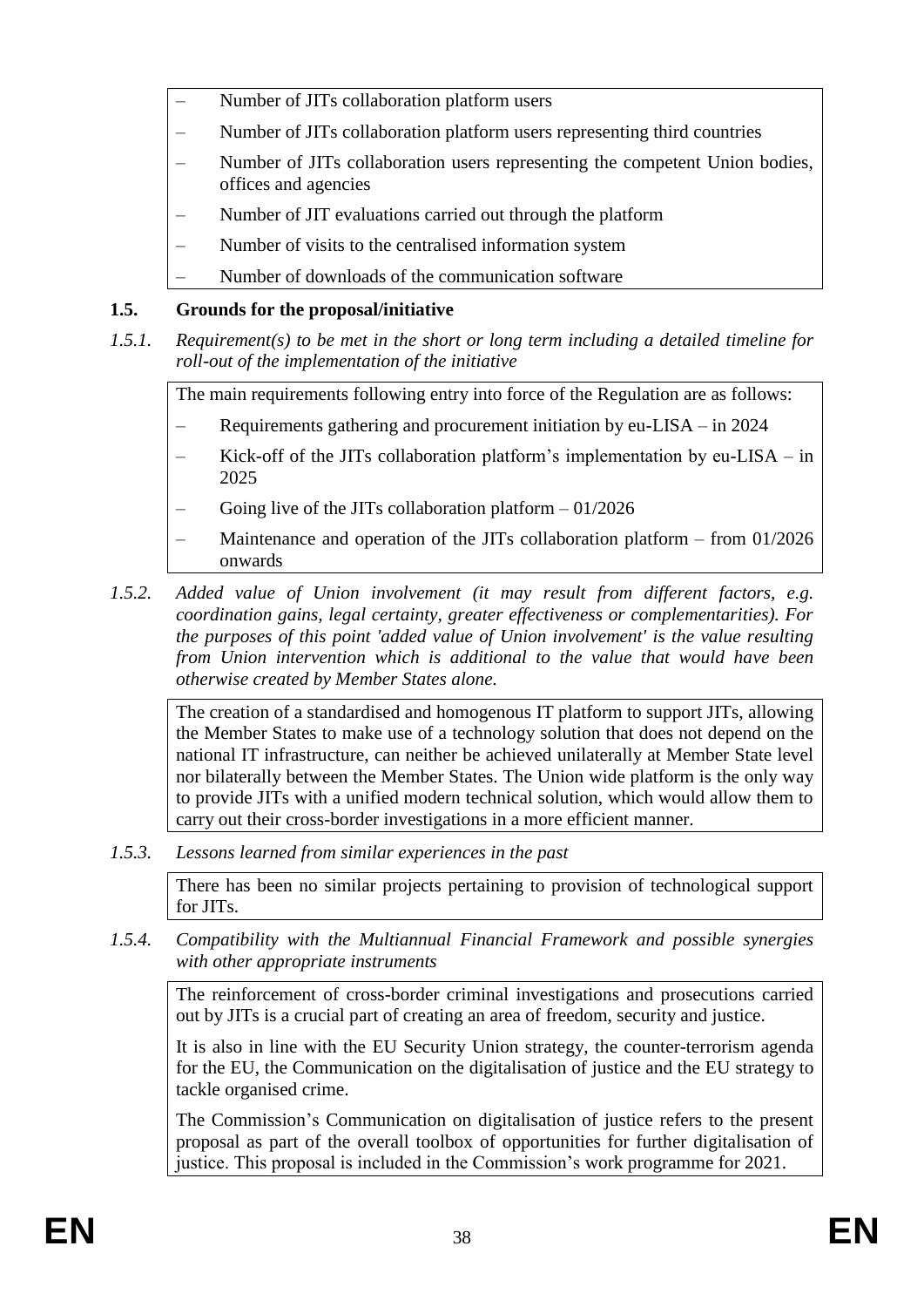- Number of JITs collaboration platform users
- Number of JITs collaboration platform users representing third countries
- Number of JITs collaboration users representing the competent Union bodies, offices and agencies
- Number of JIT evaluations carried out through the platform
- Number of visits to the centralised information system
- Number of downloads of the communication software

### 1.5. Grounds for the proposal/initiative

*1.5.1. Requirement(s) to be met in the short or long term including a detailed timeline for roll-out of the implementation of the initiative*

The main requirements following entry into force of the Regulation are as follows:

- Requirements gathering and procurement initiation by eu-LISA – in 2024
- Kick-off of the JITs collaboration platform's implementation by eu-LISA – in 2025
- Going live of the JITs collaboration platform – 01/2026
- Maintenance and operation of the JITs collaboration platform – from 01/2026 onwards

*1.5.2. Added value of Union involvement (it may result from different factors, e.g. coordination gains, legal certainty, greater effectiveness or complementarities). For the purposes of this point 'added value of Union involvement' is the value resulting from Union intervention which is additional to the value that would have been otherwise created by Member States alone.*

The creation of a standardised and homogenous IT platform to support JITs, allowing the Member States to make use of a technology solution that does not depend on the national IT infrastructure, can neither be achieved unilaterally at Member State level nor bilaterally between the Member States. The Union wide platform is the only way to provide JITs with a unified modern technical solution, which would allow them to carry out their cross-border investigations in a more efficient manner.

*1.5.3. Lessons learned from similar experiences in the past*

There has been no similar projects pertaining to provision of technological support for JITs.

*1.5.4. Compatibility with the Multiannual Financial Framework and possible synergies with other appropriate instruments*

The reinforcement of cross-border criminal investigations and prosecutions carried out by JITs is a crucial part of creating an area of freedom, security and justice.

It is also in line with the EU Security Union strategy, the counter-terrorism agenda for the EU, the Communication on the digitalisation of justice and the EU strategy to tackle organised crime.

The Commission's Communication on digitalisation of justice refers to the present proposal as part of the overall toolbox of opportunities for further digitalisation of justice. This proposal is included in the Commission's work programme for 2021.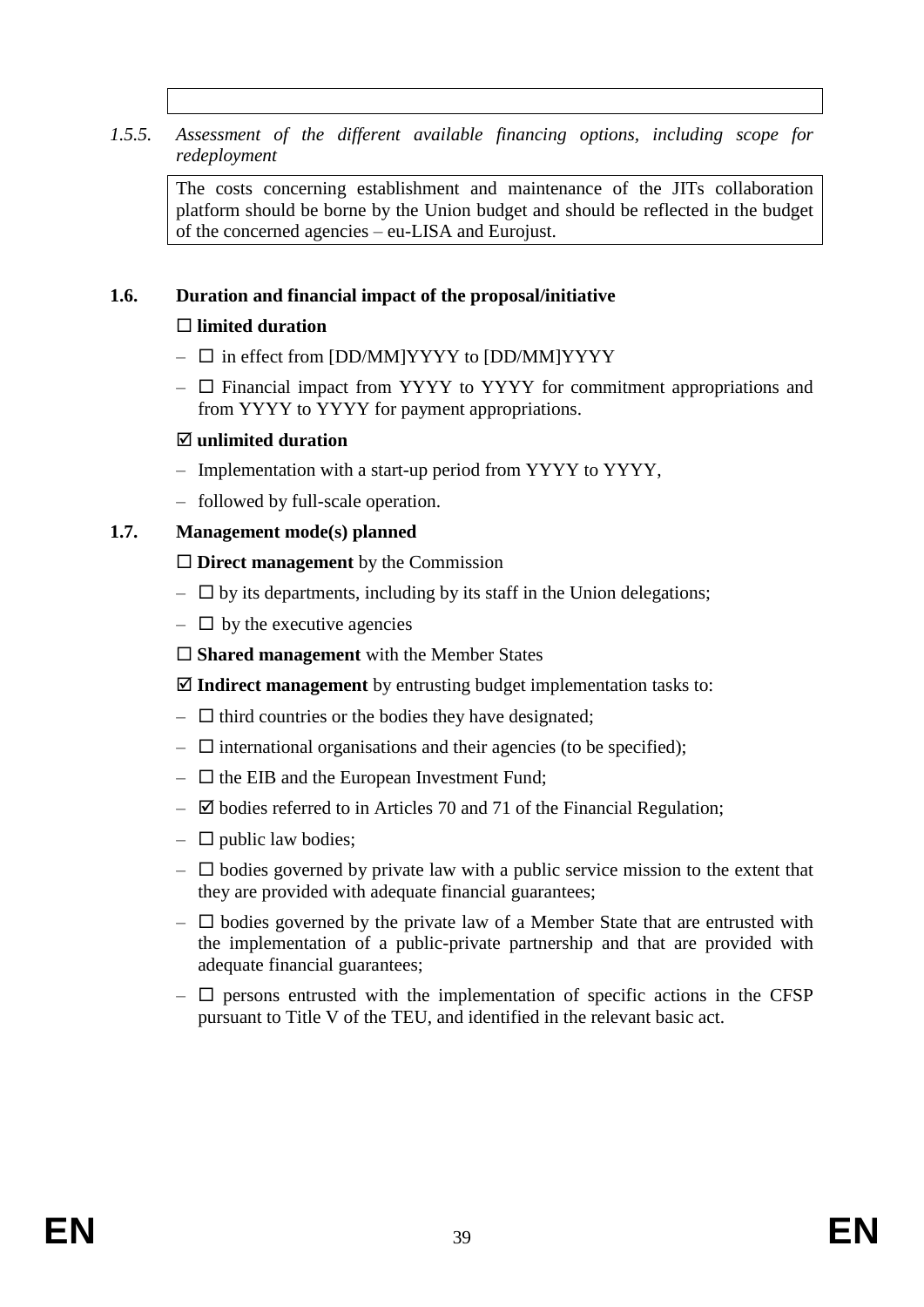*1.5.5. Assessment of the different available financing options, including scope for redeployment*

The costs concerning establishment and maintenance of the JITs collaboration platform should be borne by the Union budget and should be reflected in the budget of the concerned agencies – eu-LISA and Eurojust.

**1.6. Duration and financial impact of the proposal/initiative**

☐ **limited duration**

– ☐ in effect from [DD/MM]YYYY to [DD/MM]YYYY

– ☐ Financial impact from YYYY to YYYY for commitment appropriations and from YYYY to YYYY for payment appropriations.

☑ **unlimited duration**

– Implementation with a start-up period from YYYY to YYYY,

– followed by full-scale operation.

**1.7. Management mode(s) planned**

☐ **Direct management** by the Commission

– ☐ by its departments, including by its staff in the Union delegations;

– ☐ by the executive agencies

☐ **Shared management** with the Member States

☑ **Indirect management** by entrusting budget implementation tasks to:

– ☐ third countries or the bodies they have designated;

– ☐ international organisations and their agencies (to be specified);

– ☐ the EIB and the European Investment Fund;

– ☑ bodies referred to in Articles 70 and 71 of the Financial Regulation;

– ☐ public law bodies;

– ☐ bodies governed by private law with a public service mission to the extent that they are provided with adequate financial guarantees;

– ☐ bodies governed by the private law of a Member State that are entrusted with the implementation of a public-private partnership and that are provided with adequate financial guarantees;

– ☐ persons entrusted with the implementation of specific actions in the CFSP pursuant to Title V of the TEU, and identified in the relevant basic act.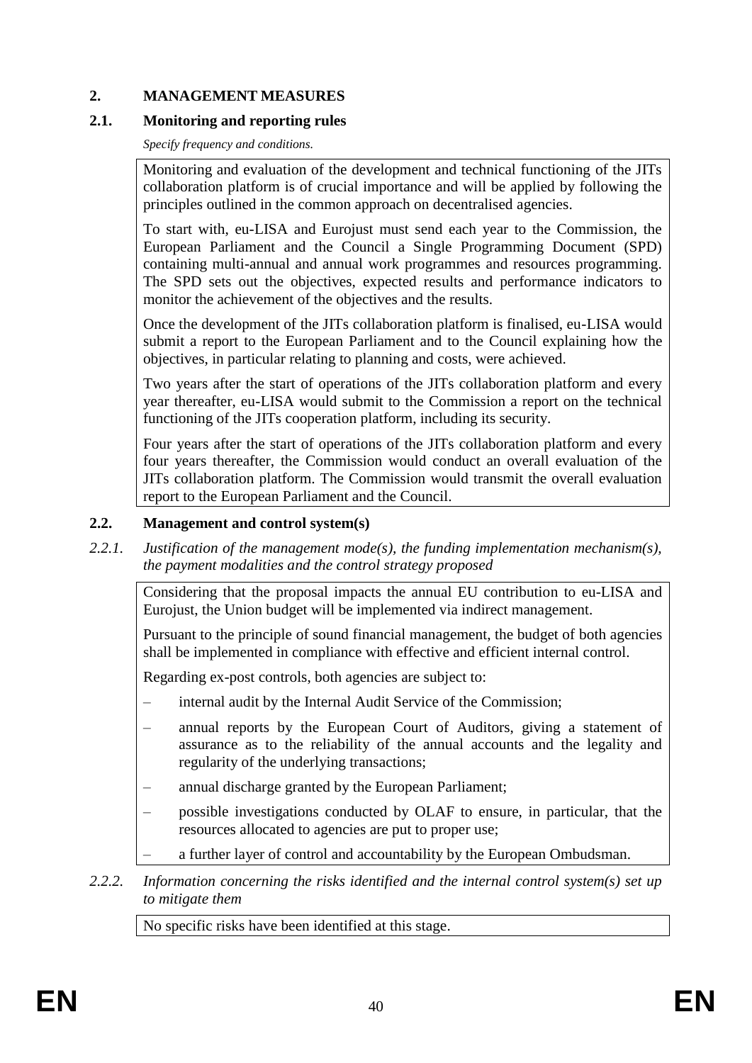## 2. MANAGEMENT MEASURES

### 2.1. Monitoring and reporting rules

*Specify frequency and conditions.*

Monitoring and evaluation of the development and technical functioning of the JITs collaboration platform is of crucial importance and will be applied by following the principles outlined in the common approach on decentralised agencies.

To start with, eu-LISA and Eurojust must send each year to the Commission, the European Parliament and the Council a Single Programming Document (SPD) containing multi-annual and annual work programmes and resources programming. The SPD sets out the objectives, expected results and performance indicators to monitor the achievement of the objectives and the results.

Once the development of the JITs collaboration platform is finalised, eu-LISA would submit a report to the European Parliament and to the Council explaining how the objectives, in particular relating to planning and costs, were achieved.

Two years after the start of operations of the JITs collaboration platform and every year thereafter, eu-LISA would submit to the Commission a report on the technical functioning of the JITs cooperation platform, including its security.

Four years after the start of operations of the JITs collaboration platform and every four years thereafter, the Commission would conduct an overall evaluation of the JITs collaboration platform. The Commission would transmit the overall evaluation report to the European Parliament and the Council.

### 2.2. Management and control system(s)

#### *2.2.1. Justification of the management mode(s), the funding implementation mechanism(s), the payment modalities and the control strategy proposed*

Considering that the proposal impacts the annual EU contribution to eu-LISA and Eurojust, the Union budget will be implemented via indirect management.

Pursuant to the principle of sound financial management, the budget of both agencies shall be implemented in compliance with effective and efficient internal control.

Regarding ex-post controls, both agencies are subject to:

– internal audit by the Internal Audit Service of the Commission;

– annual reports by the European Court of Auditors, giving a statement of assurance as to the reliability of the annual accounts and the legality and regularity of the underlying transactions;

– annual discharge granted by the European Parliament;

– possible investigations conducted by OLAF to ensure, in particular, that the resources allocated to agencies are put to proper use;

– a further layer of control and accountability by the European Ombudsman.

#### *2.2.2. Information concerning the risks identified and the internal control system(s) set up to mitigate them*

No specific risks have been identified at this stage.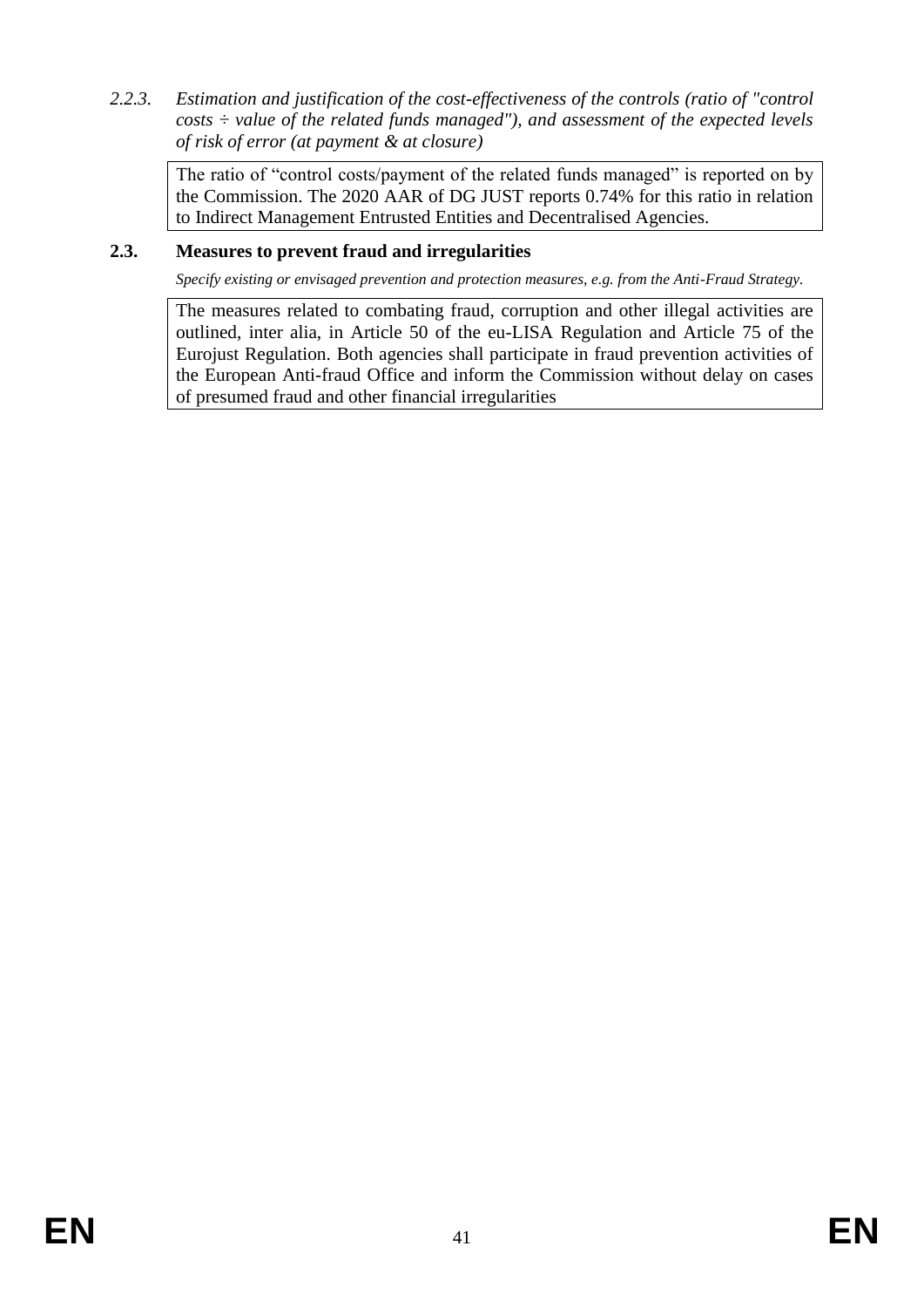*2.2.3. Estimation and justification of the cost-effectiveness of the controls (ratio of "control costs ÷ value of the related funds managed"), and assessment of the expected levels of risk of error (at payment & at closure)*

The ratio of "control costs/payment of the related funds managed" is reported on by the Commission. The 2020 AAR of DG JUST reports 0.74% for this ratio in relation to Indirect Management Entrusted Entities and Decentralised Agencies.

### 2.3. Measures to prevent fraud and irregularities

*Specify existing or envisaged prevention and protection measures, e.g. from the Anti-Fraud Strategy.*

The measures related to combating fraud, corruption and other illegal activities are outlined, inter alia, in Article 50 of the eu-LISA Regulation and Article 75 of the Eurojust Regulation. Both agencies shall participate in fraud prevention activities of the European Anti-fraud Office and inform the Commission without delay on cases of presumed fraud and other financial irregularities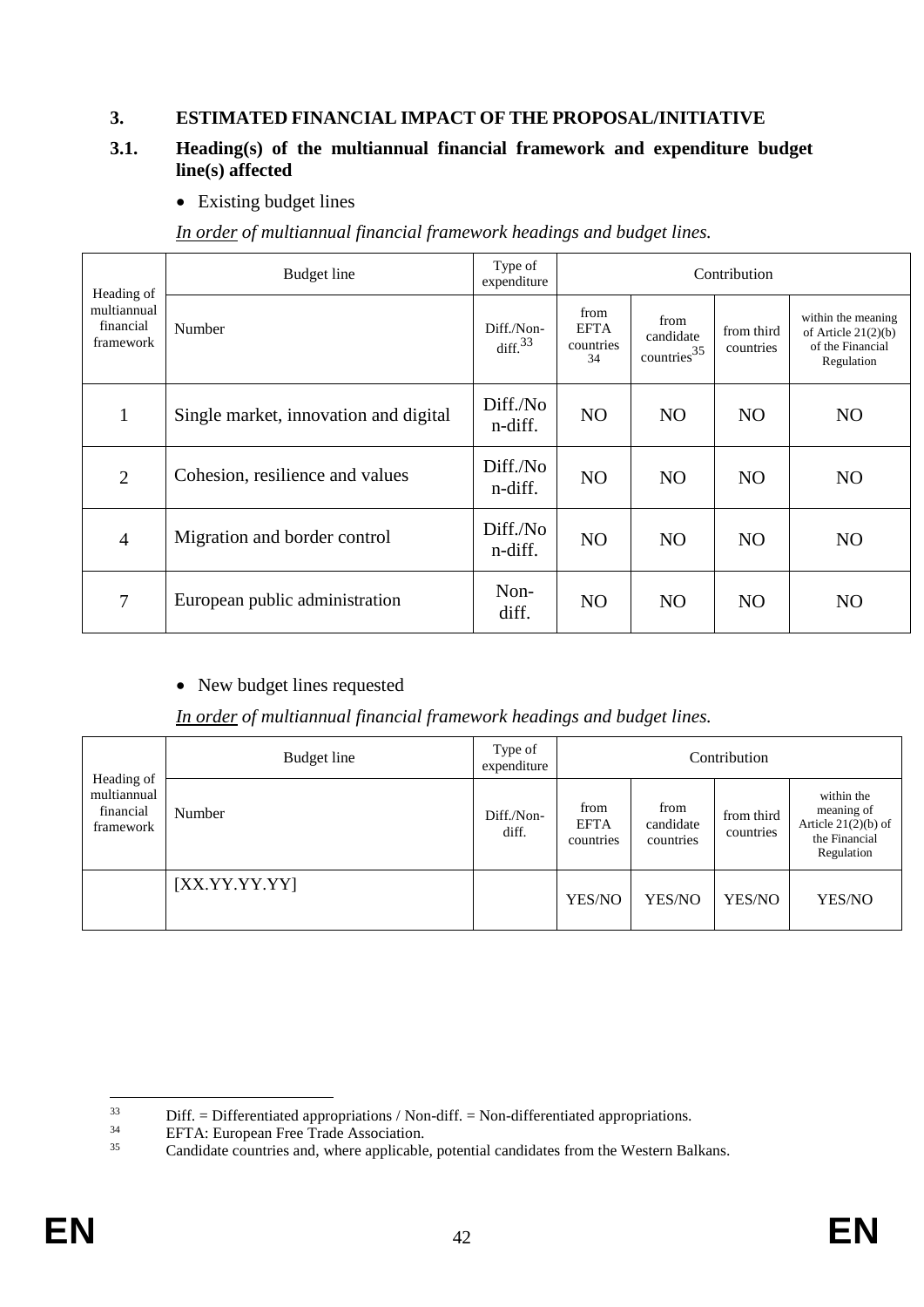## 3. ESTIMATED FINANCIAL IMPACT OF THE PROPOSAL/INITIATIVE

### 3.1. Heading(s) of the multiannual financial framework and expenditure budget line(s) affected

- Existing budget lines

*<u>In order</u> of multiannual financial framework headings and budget lines.*

| Heading of multiannual financial framework | Budget line | Type of expenditure | Contribution | | | |
|---|---|---|---|---|---|---|
| | Number | Diff./Non-diff.[33] | from EFTA countries[34] | from candidate countries[35] | from third countries | within the meaning of Article 21(2)(b) of the Financial Regulation |
| 1 | Single market, innovation and digital | Diff./Non-diff. | NO | NO | NO | NO |
| 2 | Cohesion, resilience and values | Diff./Non-diff. | NO | NO | NO | NO |
| 4 | Migration and border control | Diff./Non-diff. | NO | NO | NO | NO |
| 7 | European public administration | Non-diff. | NO | NO | NO | NO |

- New budget lines requested

*<u>In order</u> of multiannual financial framework headings and budget lines.*

| Heading of multiannual financial framework | Budget line | Type of expenditure | Contribution | | | |
|---|---|---|---|---|---|---|
| | Number | Diff./Non-diff. | from EFTA countries | from candidate countries | from third countries | within the meaning of Article 21(2)(b) of the Financial Regulation |
| | [XX.YY.YY.YY] | | YES/NO | YES/NO | YES/NO | YES/NO |

---

[33] Diff. = Differentiated appropriations / Non-diff. = Non-differentiated appropriations.

[34] EFTA: European Free Trade Association.

[35] Candidate countries and, where applicable, potential candidates from the Western Balkans.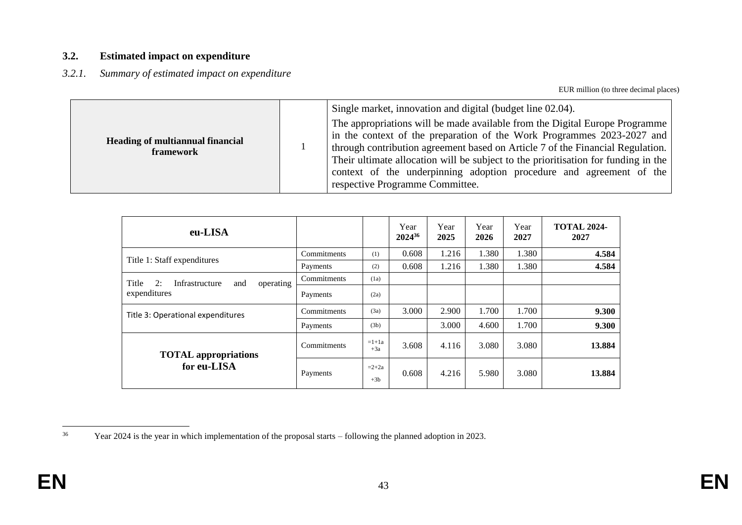### 3.2. Estimated impact on expenditure

*3.2.1. Summary of estimated impact on expenditure*

EUR million (to three decimal places)

| Heading of multiannual financial framework | 1 | Single market, innovation and digital (budget line 02.04).<br>The appropriations will be made available from the Digital Europe Programme in the context of the preparation of the Work Programmes 2023-2027 and through contribution agreement based on Article 7 of the Financial Regulation. Their ultimate allocation will be subject to the prioritisation for funding in the context of the underpinning adoption procedure and agreement of the respective Programme Committee. |
|---|---|---|

| eu-LISA | | | Year 2024[36] | Year 2025 | Year 2026 | Year 2027 | TOTAL 2024-2027 |
|---|---|---|---|---|---|---|---|
| Title 1: Staff expenditures | Commitments | (1) | 0.608 | 1.216 | 1.380 | 1.380 | **4.584** |
| | Payments | (2) | 0.608 | 1.216 | 1.380 | 1.380 | **4.584** |
| Title 2: Infrastructure and operating expenditures | Commitments | (1a) | | | | | |
| | Payments | (2a) | | | | | |
| Title 3: Operational expenditures | Commitments | (3a) | 3.000 | 2.900 | 1.700 | 1.700 | **9.300** |
| | Payments | (3b) | | 3.000 | 4.600 | 1.700 | **9.300** |
| **TOTAL appropriations for eu-LISA** | Commitments | =1+1a +3a | 3.608 | 4.116 | 3.080 | 3.080 | **13.884** |
| | Payments | =2+2a +3b | 0.608 | 4.216 | 5.980 | 3.080 | **13.884** |

[36] Year 2024 is the year in which implementation of the proposal starts – following the planned adoption in 2023.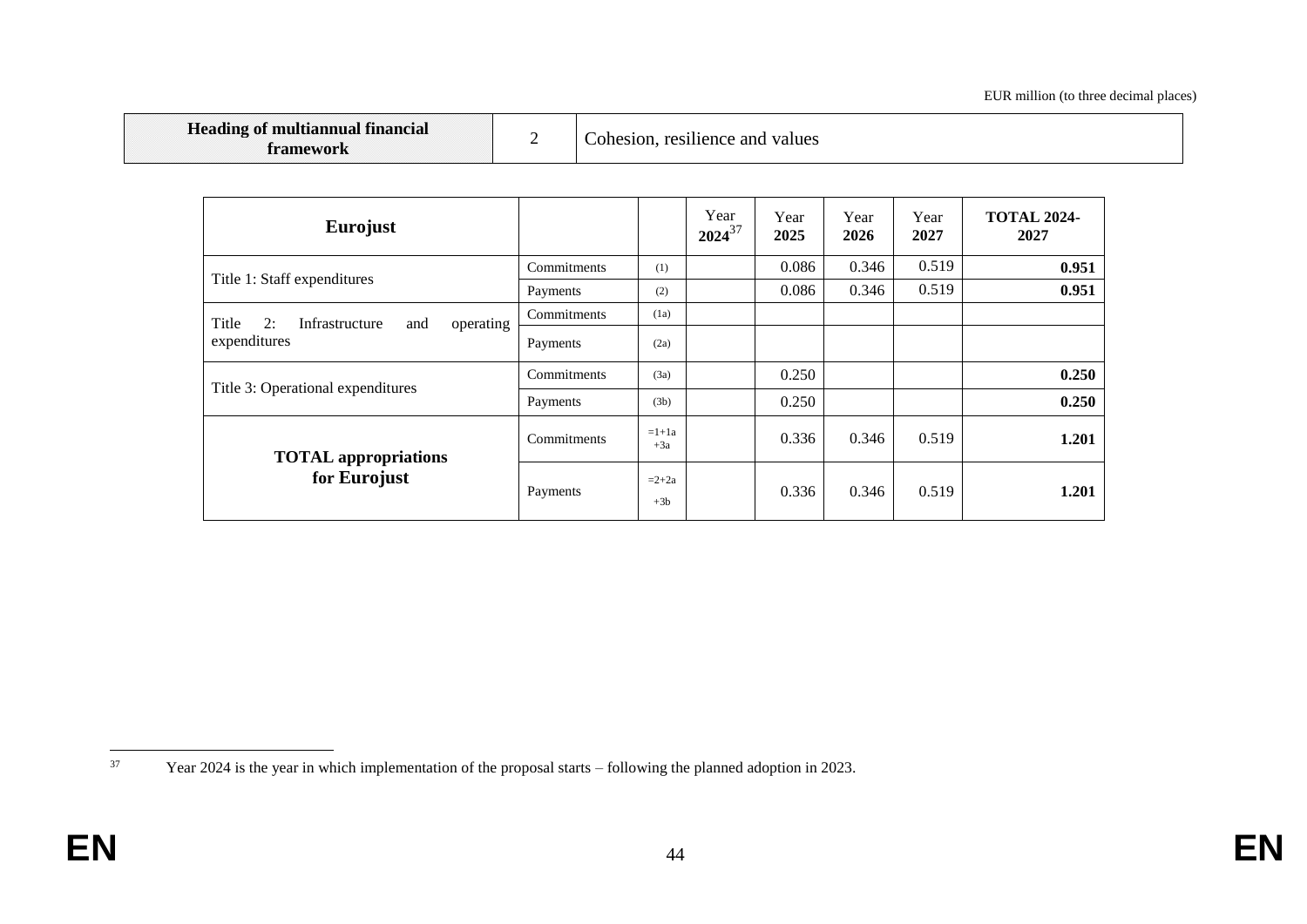EUR million (to three decimal places)

| Heading of multiannual financial framework | 2 | Cohesion, resilience and values |
|---|---|---|

| Eurojust | | | Year 2024[37] | Year 2025 | Year 2026 | Year 2027 | TOTAL 2024-2027 |
|---|---|---|---|---|---|---|---|
| Title 1: Staff expenditures | Commitments | (1) | | 0.086 | 0.346 | 0.519 | **0.951** |
| | Payments | (2) | | 0.086 | 0.346 | 0.519 | **0.951** |
| Title 2: Infrastructure and operating expenditures | Commitments | (1a) | | | | | |
| | Payments | (2a) | | | | | |
| Title 3: Operational expenditures | Commitments | (3a) | | 0.250 | | | **0.250** |
| | Payments | (3b) | | 0.250 | | | **0.250** |
| **TOTAL appropriations for Eurojust** | Commitments | =1+1a +3a | | 0.336 | 0.346 | 0.519 | **1.201** |
| | Payments | =2+2a +3b | | 0.336 | 0.346 | 0.519 | **1.201** |

[37] Year 2024 is the year in which implementation of the proposal starts – following the planned adoption in 2023.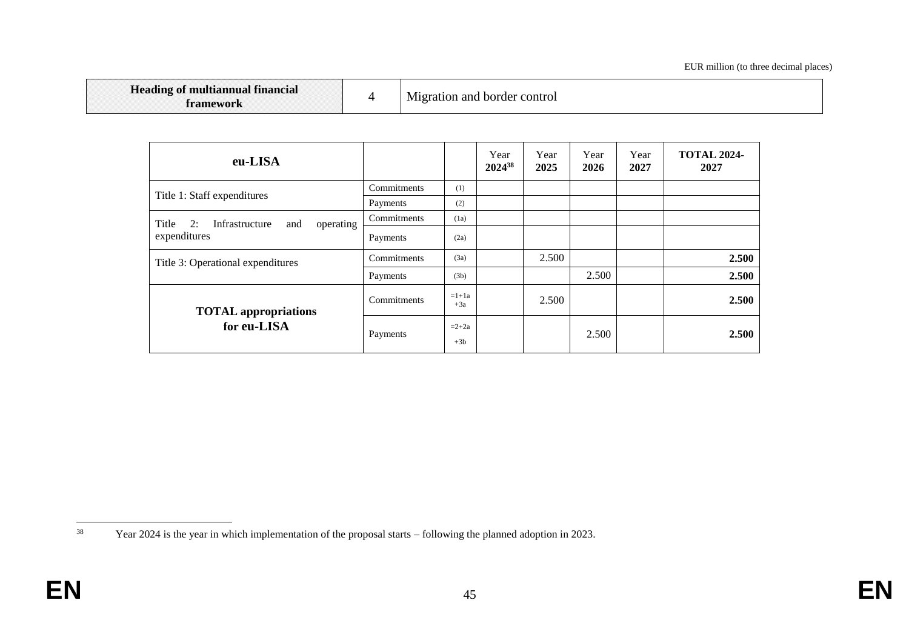EUR million (to three decimal places)

| Heading of multiannual financial framework | 4 | Migration and border control |
| --- | --- | --- |

| eu-LISA | | | Year 2024[38] | Year 2025 | Year 2026 | Year 2027 | TOTAL 2024-2027 |
| --- | --- | --- | --- | --- | --- | --- | --- |
| Title 1: Staff expenditures | Commitments | (1) | | | | | |
| | Payments | (2) | | | | | |
| Title 2: Infrastructure and operating expenditures | Commitments | (1a) | | | | | |
| | Payments | (2a) | | | | | |
| Title 3: Operational expenditures | Commitments | (3a) | | 2.500 | | | **2.500** |
| | Payments | (3b) | | | 2.500 | | **2.500** |
| **TOTAL appropriations for eu-LISA** | Commitments | =1+1a +3a | | 2.500 | | | **2.500** |
| | Payments | =2+2a +3b | | | 2.500 | | **2.500** |

[38] Year 2024 is the year in which implementation of the proposal starts – following the planned adoption in 2023.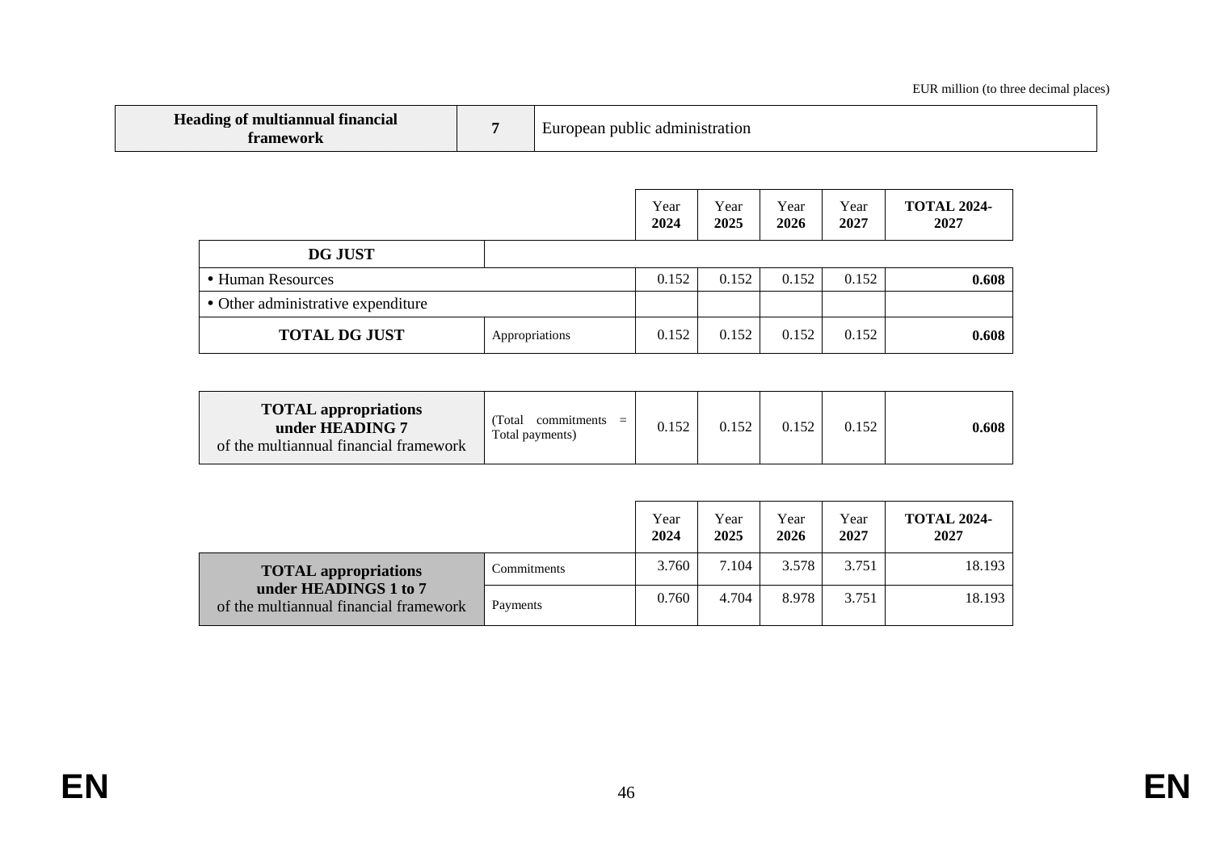EUR million (to three decimal places)

| Heading of multiannual financial framework | 7 | European public administration |
|---|---|---|

| | | Year 2024 | Year 2025 | Year 2026 | Year 2027 | TOTAL 2024-2027 |
|---|---|---|---|---|---|---|
| **DG JUST** | | | | | | |
| • Human Resources | | 0.152 | 0.152 | 0.152 | 0.152 | **0.608** |
| • Other administrative expenditure | | | | | | |
| **TOTAL DG JUST** | Appropriations | 0.152 | 0.152 | 0.152 | 0.152 | **0.608** |

| | | | | | | |
|---|---|---|---|---|---|---|
| **TOTAL appropriations under HEADING 7** of the multiannual financial framework | (Total commitments = Total payments) | 0.152 | 0.152 | 0.152 | 0.152 | **0.608** |

| | | Year 2024 | Year 2025 | Year 2026 | Year 2027 | TOTAL 2024-2027 |
|---|---|---|---|---|---|---|
| **TOTAL appropriations under HEADINGS 1 to 7** of the multiannual financial framework | Commitments | 3.760 | 7.104 | 3.578 | 3.751 | 18.193 |
| | Payments | 0.760 | 4.704 | 8.978 | 3.751 | 18.193 |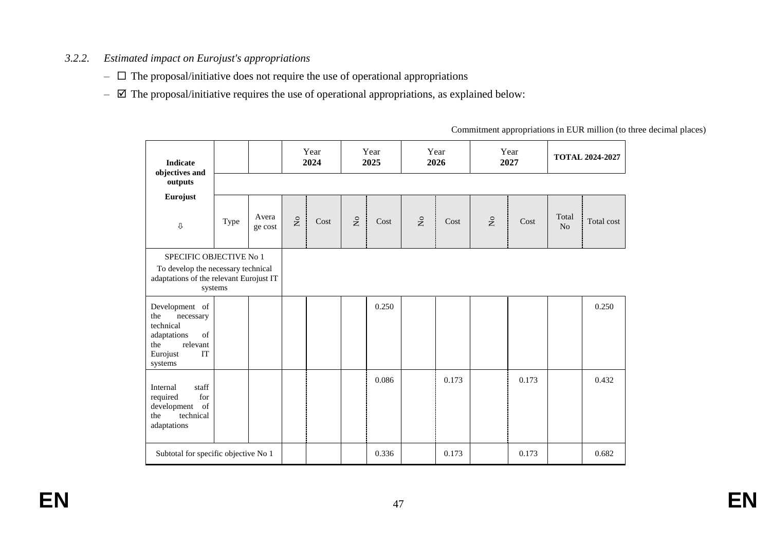*3.2.2. Estimated impact on Eurojust's appropriations*

– ☐ The proposal/initiative does not require the use of operational appropriations

– ☑ The proposal/initiative requires the use of operational appropriations, as explained below:

Commitment appropriations in EUR million (to three decimal places)

| **Indicate objectives and outputs** | | | Year **2024** | | Year **2025** | | Year **2026** | | Year **2027** | | **TOTAL 2024-2027** | |
|---|---|---|---|---|---|---|---|---|---|---|---|---|
| **Eurojust** ⇩ | Type | Average cost | No | Cost | No | Cost | No | Cost | No | Cost | Total No | Total cost |
| SPECIFIC OBJECTIVE No 1 To develop the necessary technical adaptations of the relevant Eurojust IT systems | | | | | | | | | | | | |
| Development of the necessary technical adaptations of the relevant Eurojust IT systems | | | | | | 0.250 | | | | | | 0.250 |
| Internal staff required for development of the technical adaptations | | | | | | 0.086 | | 0.173 | | 0.173 | | 0.432 |
| Subtotal for specific objective No 1 | | | | | | 0.336 | | 0.173 | | 0.173 | | 0.682 |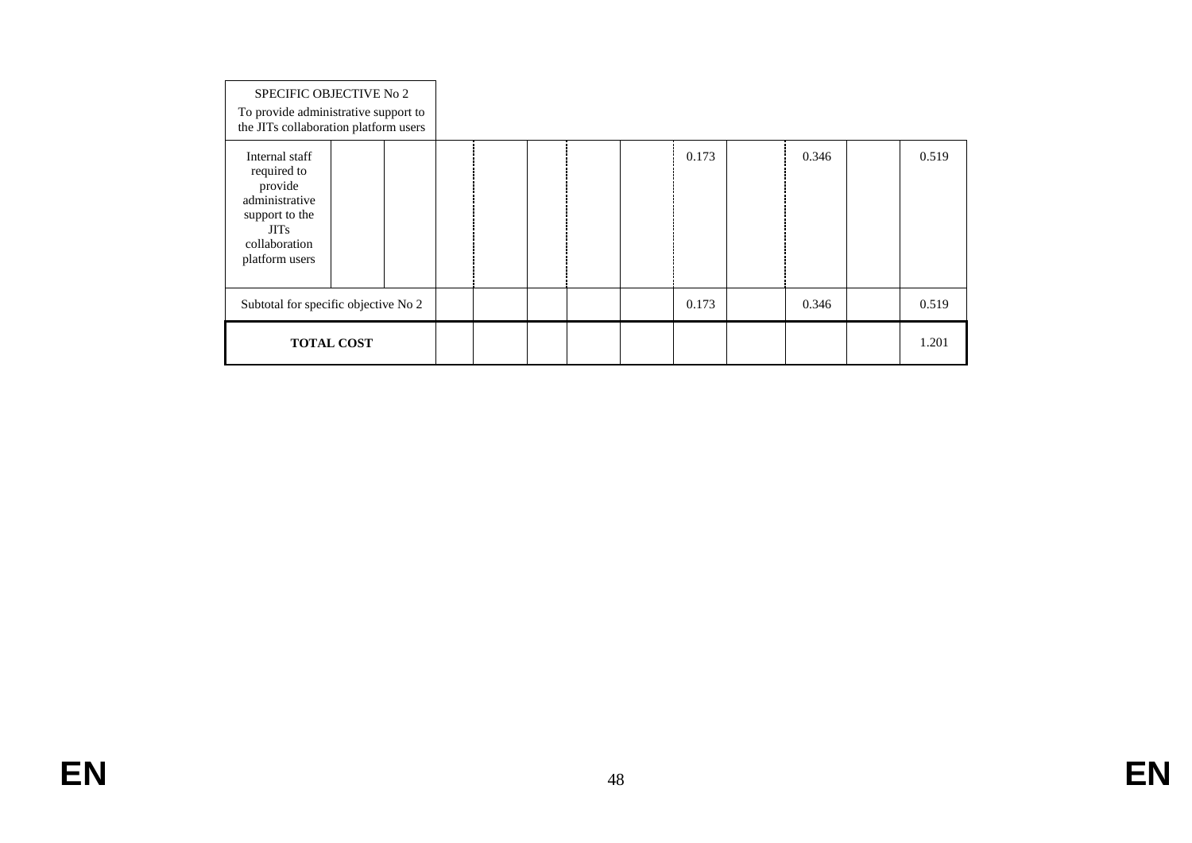| SPECIFIC OBJECTIVE No 2<br>To provide administrative support to the JITs collaboration platform users | | | | | | | | | | | | |
|---|---|---|---|---|---|---|---|---|---|---|---|---|
| Internal staff required to provide administrative support to the JITs collaboration platform users | | | | | | | | 0.173 | | 0.346 | | 0.519 |
| Subtotal for specific objective No 2 | | | | | | | | 0.173 | | 0.346 | | 0.519 |
| **TOTAL COST** | | | | | | | | | | | | 1.201 |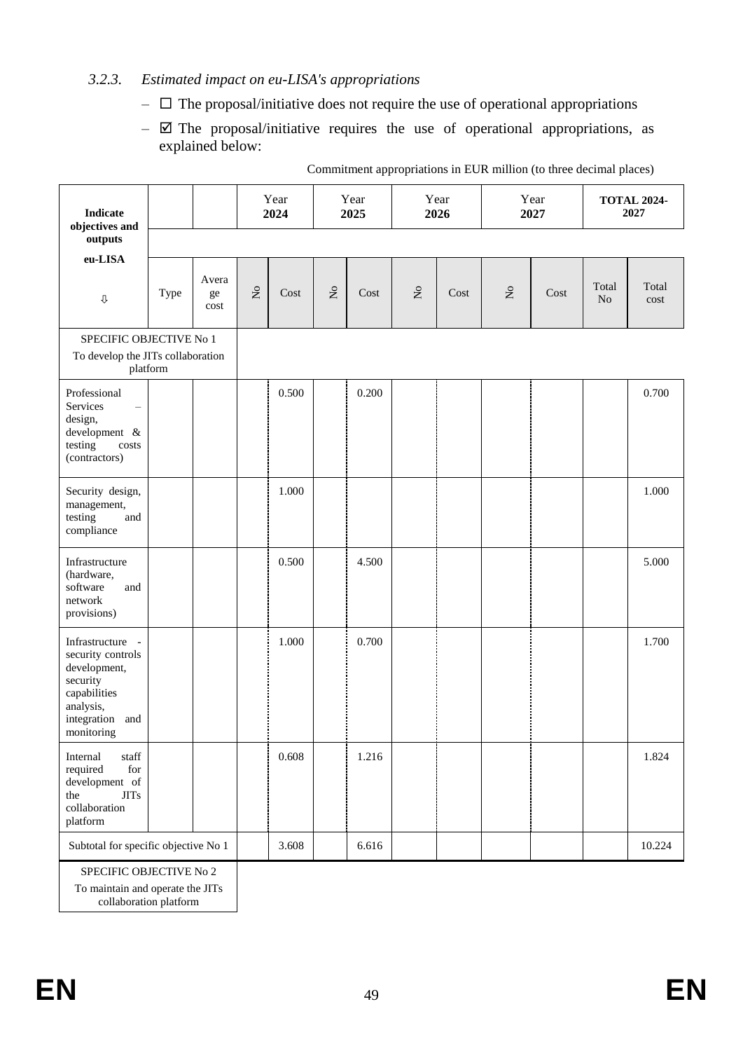### 3.2.3. *Estimated impact on eu-LISA's appropriations*

- ☐ The proposal/initiative does not require the use of operational appropriations
- ☑ The proposal/initiative requires the use of operational appropriations, as explained below:

Commitment appropriations in EUR million (to three decimal places)

| Indicate objectives and outputs eu-LISA ⇩ | | | Year **2024** | | Year **2025** | | Year **2026** | | Year **2027** | | **TOTAL 2024-2027** | |
|---|---|---|---|---|---|---|---|---|---|---|---|---|
| | Type | Average cost | No | Cost | No | Cost | No | Cost | No | Cost | Total No | Total cost |
| SPECIFIC OBJECTIVE No 1 To develop the JITs collaboration platform | | | | | | | | | | | | |
| Professional Services – design, development & testing costs (contractors) | | | | 0.500 | | 0.200 | | | | | | 0.700 |
| Security design, management, testing and compliance | | | | 1.000 | | | | | | | | 1.000 |
| Infrastructure (hardware, software and network provisions) | | | | 0.500 | | 4.500 | | | | | | 5.000 |
| Infrastructure - security controls development, security capabilities analysis, integration and monitoring | | | | 1.000 | | 0.700 | | | | | | 1.700 |
| Internal staff required for development of the JITs collaboration platform | | | | 0.608 | | 1.216 | | | | | | 1.824 |
| Subtotal for specific objective No 1 | | | | 3.608 | | 6.616 | | | | | | 10.224 |
| SPECIFIC OBJECTIVE No 2 To maintain and operate the JITs collaboration platform | | | | | | | | | | | | |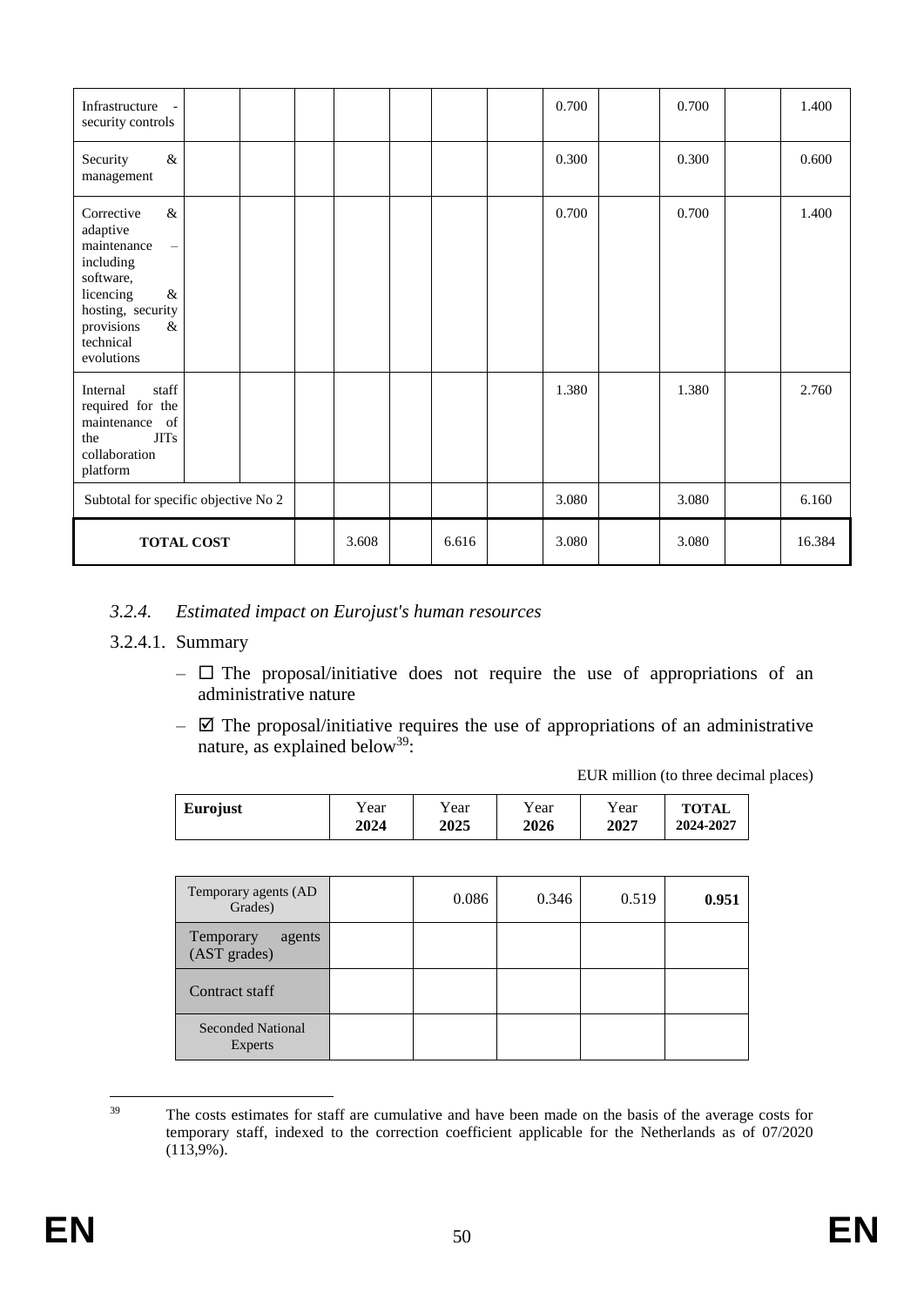| | | | | | | | | | | | | |
|---|---|---|---|---|---|---|---|---|---|---|---|---|
| Infrastructure - security controls | | | | | | | | 0.700 | | 0.700 | | 1.400 |
| Security & management | | | | | | | | 0.300 | | 0.300 | | 0.600 |
| Corrective & adaptive maintenance – including software, licencing & hosting, security provisions & technical evolutions | | | | | | | | 0.700 | | 0.700 | | 1.400 |
| Internal staff required for the maintenance of the JITs collaboration platform | | | | | | | | 1.380 | | 1.380 | | 2.760 |
| Subtotal for specific objective No 2 | | | | | | | | 3.080 | | 3.080 | | 6.160 |
| **TOTAL COST** | | | | 3.608 | | 6.616 | | 3.080 | | 3.080 | | 16.384 |

### *3.2.4. Estimated impact on Eurojust's human resources*

3.2.4.1. Summary

– ☐ The proposal/initiative does not require the use of appropriations of an administrative nature

– ☑ The proposal/initiative requires the use of appropriations of an administrative nature, as explained below[39]:

EUR million (to three decimal places)

| **Eurojust** | Year **2024** | Year **2025** | Year **2026** | Year **2027** | **TOTAL 2024-2027** |
|---|---|---|---|---|---|
| Temporary agents (AD Grades) | | 0.086 | 0.346 | 0.519 | **0.951** |
| Temporary agents (AST grades) | | | | | |
| Contract staff | | | | | |
| Seconded National Experts | | | | | |

[39] The costs estimates for staff are cumulative and have been made on the basis of the average costs for temporary staff, indexed to the correction coefficient applicable for the Netherlands as of 07/2020 (113,9%).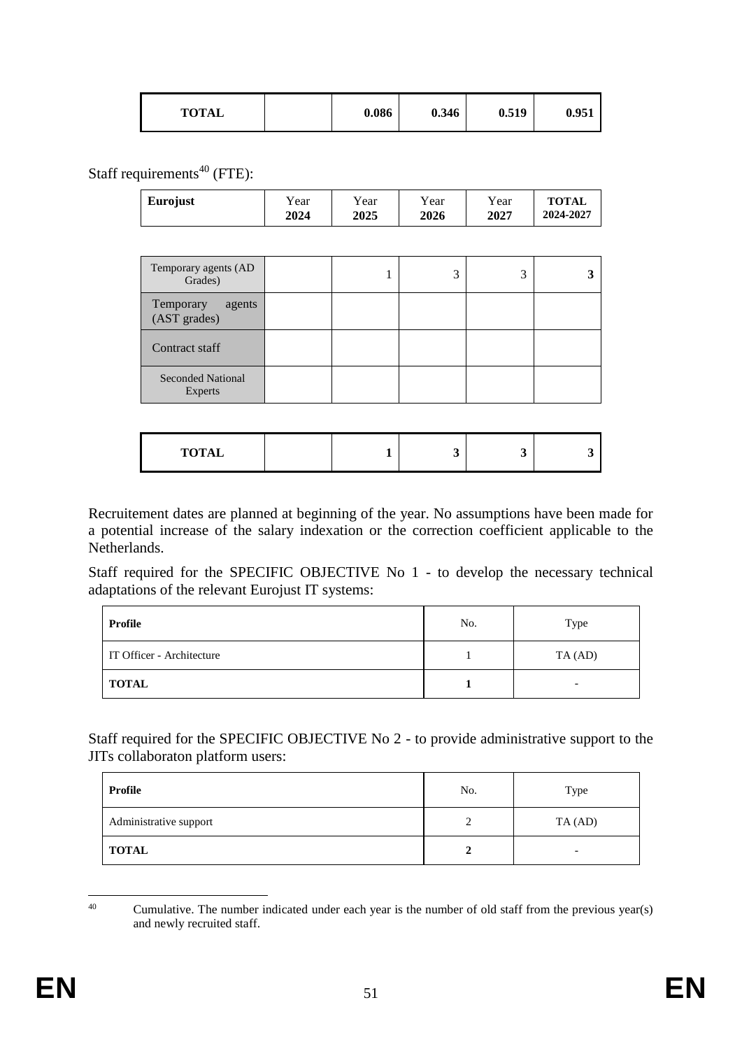| TOTAL | | 0.086 | 0.346 | 0.519 | 0.951 |
|---|---|---|---|---|---|

Staff requirements[40] (FTE):

| Eurojust | Year 2024 | Year 2025 | Year 2026 | Year 2027 | TOTAL 2024-2027 |
|---|---|---|---|---|---|
| Temporary agents (AD Grades) | | 1 | 3 | 3 | 3 |
| Temporary agents (AST grades) | | | | | |
| Contract staff | | | | | |
| Seconded National Experts | | | | | |
| **TOTAL** | | **1** | **3** | **3** | **3** |

Recruitement dates are planned at beginning of the year. No assumptions have been made for a potential increase of the salary indexation or the correction coefficient applicable to the Netherlands.

Staff required for the SPECIFIC OBJECTIVE No 1 - to develop the necessary technical adaptations of the relevant Eurojust IT systems:

| Profile | No. | Type |
|---|---|---|
| IT Officer - Architecture | 1 | TA (AD) |
| **TOTAL** | **1** | - |

Staff required for the SPECIFIC OBJECTIVE No 2 - to provide administrative support to the JITs collaboraton platform users:

| Profile | No. | Type |
|---|---|---|
| Administrative support | 2 | TA (AD) |
| **TOTAL** | **2** | - |

[40] Cumulative. The number indicated under each year is the number of old staff from the previous year(s) and newly recruited staff.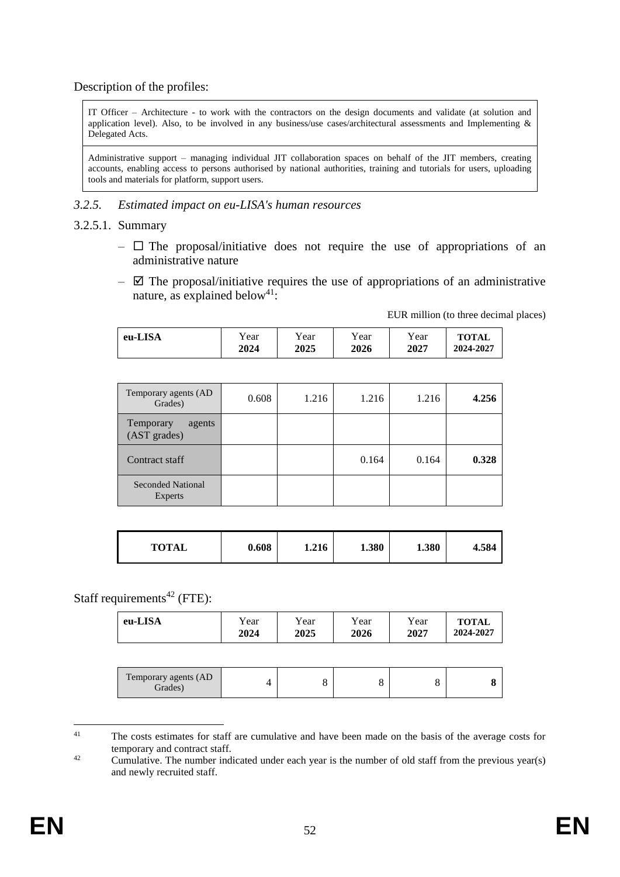Description of the profiles:

| |
|---|
| IT Officer – Architecture - to work with the contractors on the design documents and validate (at solution and application level). Also, to be involved in any business/use cases/architectural assessments and Implementing & Delegated Acts. |
| Administrative support – managing individual JIT collaboration spaces on behalf of the JIT members, creating accounts, enabling access to persons authorised by national authorities, training and tutorials for users, uploading tools and materials for platform, support users. |

### 3.2.5. *Estimated impact on eu-LISA's human resources*

#### 3.2.5.1. Summary

– ☐ The proposal/initiative does not require the use of appropriations of an administrative nature

– ☑ The proposal/initiative requires the use of appropriations of an administrative nature, as explained below[41]:

EUR million (to three decimal places)

| eu-LISA | Year 2024 | Year 2025 | Year 2026 | Year 2027 | TOTAL 2024-2027 |
|---|---|---|---|---|---|
| Temporary agents (AD Grades) | 0.608 | 1.216 | 1.216 | 1.216 | **4.256** |
| Temporary agents (AST grades) | | | | | |
| Contract staff | | | 0.164 | 0.164 | **0.328** |
| Seconded National Experts | | | | | |
| **TOTAL** | **0.608** | **1.216** | **1.380** | **1.380** | **4.584** |

Staff requirements[42] (FTE):

| eu-LISA | Year 2024 | Year 2025 | Year 2026 | Year 2027 | TOTAL 2024-2027 |
|---|---|---|---|---|---|
| Temporary agents (AD Grades) | 4 | 8 | 8 | 8 | **8** |

[41] The costs estimates for staff are cumulative and have been made on the basis of the average costs for temporary and contract staff.

[42] Cumulative. The number indicated under each year is the number of old staff from the previous year(s) and newly recruited staff.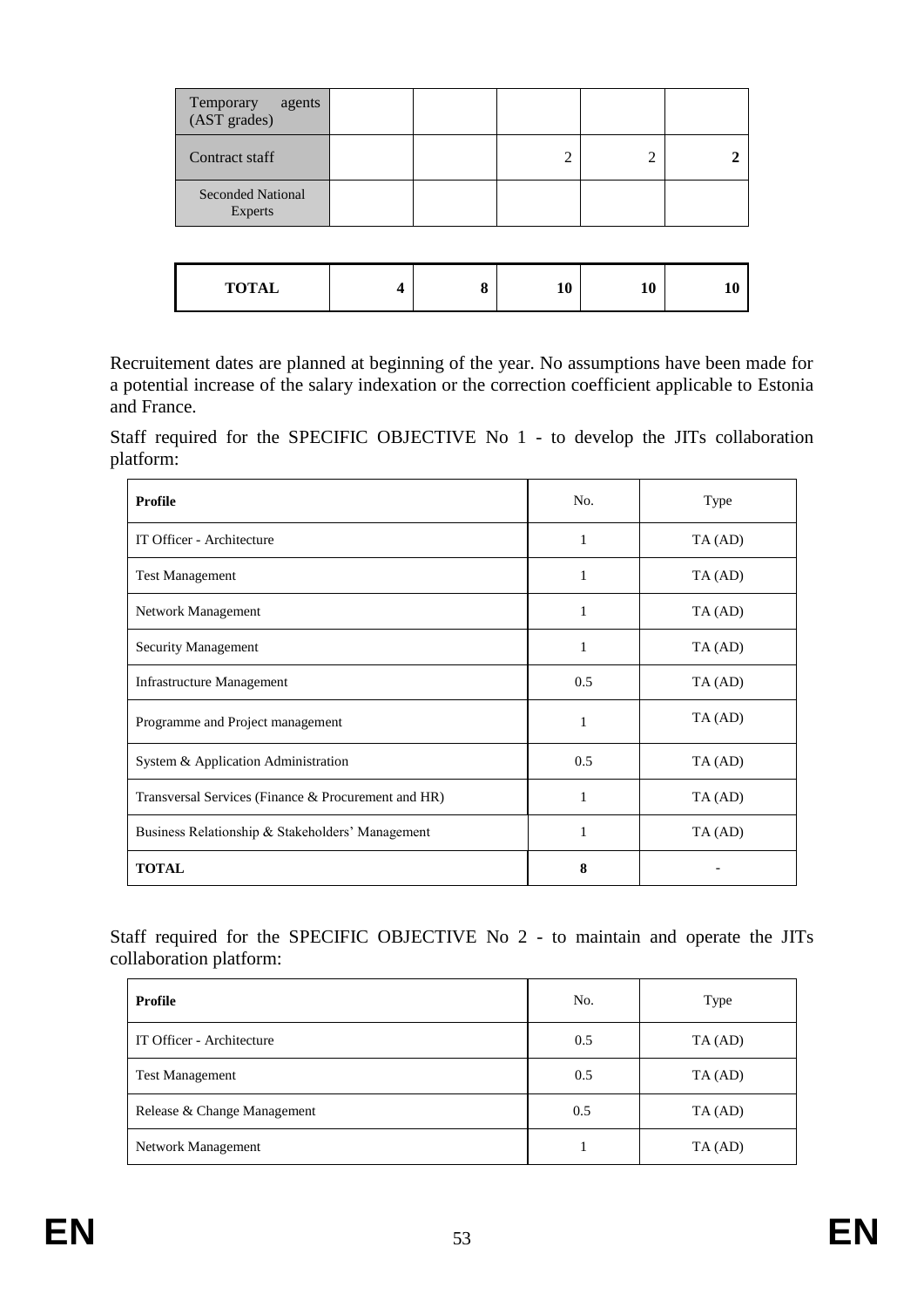| Temporary agents (AST grades) | | | | | |
|---|---|---|---|---|---|
| Contract staff | | | 2 | 2 | **2** |
| Seconded National Experts | | | | | |
| **TOTAL** | **4** | **8** | **10** | **10** | **10** |

Recruitement dates are planned at beginning of the year. No assumptions have been made for a potential increase of the salary indexation or the correction coefficient applicable to Estonia and France.

Staff required for the SPECIFIC OBJECTIVE No 1 - to develop the JITs collaboration platform:

| **Profile** | No. | Type |
|---|---|---|
| IT Officer - Architecture | 1 | TA (AD) |
| Test Management | 1 | TA (AD) |
| Network Management | 1 | TA (AD) |
| Security Management | 1 | TA (AD) |
| Infrastructure Management | 0.5 | TA (AD) |
| Programme and Project management | 1 | TA (AD) |
| System & Application Administration | 0.5 | TA (AD) |
| Transversal Services (Finance & Procurement and HR) | 1 | TA (AD) |
| Business Relationship & Stakeholders' Management | 1 | TA (AD) |
| **TOTAL** | **8** | - |

Staff required for the SPECIFIC OBJECTIVE No 2 - to maintain and operate the JITs collaboration platform:

| **Profile** | No. | Type |
|---|---|---|
| IT Officer - Architecture | 0.5 | TA (AD) |
| Test Management | 0.5 | TA (AD) |
| Release & Change Management | 0.5 | TA (AD) |
| Network Management | 1 | TA (AD) |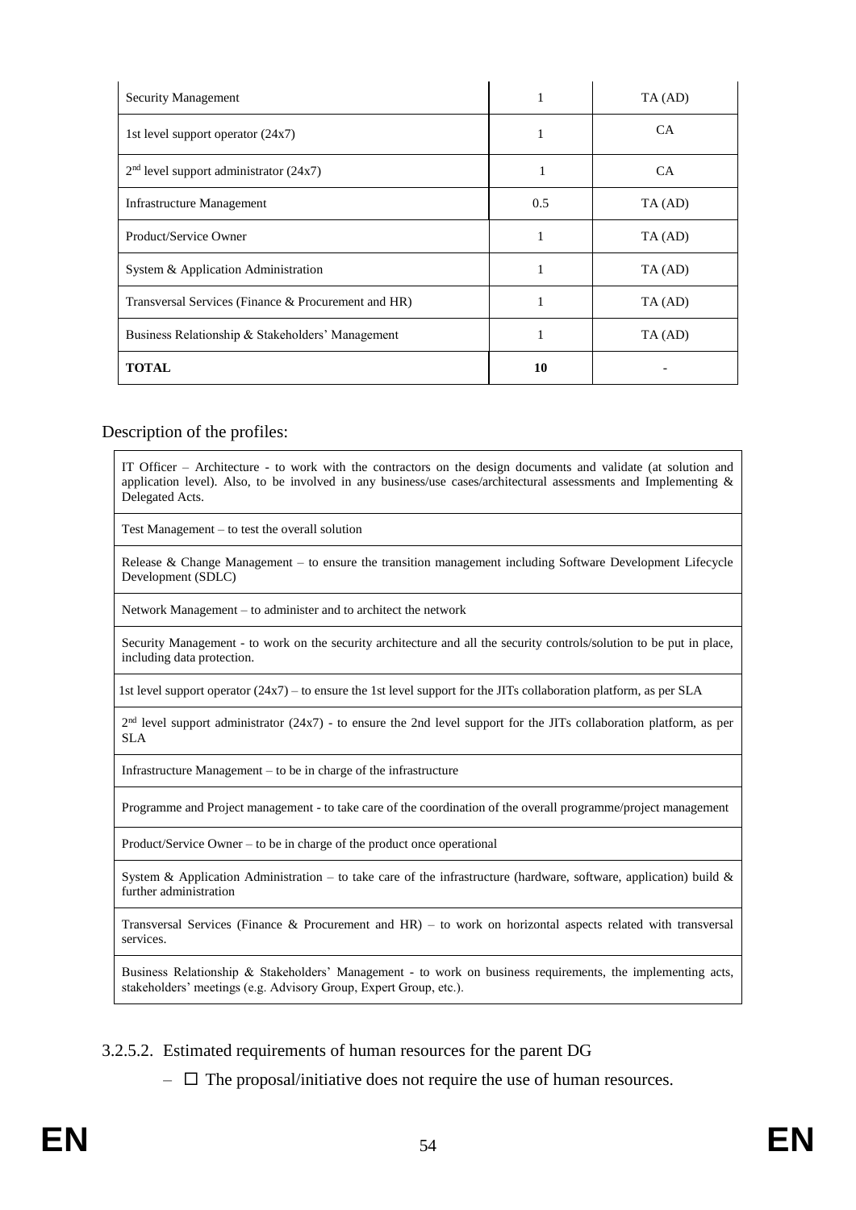| Security Management | 1 | TA (AD) |
|---|---|---|
| 1st level support operator (24x7) | 1 | CA |
| 2nd level support administrator (24x7) | 1 | CA |
| Infrastructure Management | 0.5 | TA (AD) |
| Product/Service Owner | 1 | TA (AD) |
| System & Application Administration | 1 | TA (AD) |
| Transversal Services (Finance & Procurement and HR) | 1 | TA (AD) |
| Business Relationship & Stakeholders' Management | 1 | TA (AD) |
| **TOTAL** | **10** | - |

Description of the profiles:

| |
|---|
| IT Officer – Architecture - to work with the contractors on the design documents and validate (at solution and application level). Also, to be involved in any business/use cases/architectural assessments and Implementing & Delegated Acts. |
| Test Management – to test the overall solution |
| Release & Change Management – to ensure the transition management including Software Development Lifecycle Development (SDLC) |
| Network Management – to administer and to architect the network |
| Security Management - to work on the security architecture and all the security controls/solution to be put in place, including data protection. |
| 1st level support operator (24x7) – to ensure the 1st level support for the JITs collaboration platform, as per SLA |
| 2nd level support administrator (24x7) - to ensure the 2nd level support for the JITs collaboration platform, as per SLA |
| Infrastructure Management – to be in charge of the infrastructure |
| Programme and Project management - to take care of the coordination of the overall programme/project management |
| Product/Service Owner – to be in charge of the product once operational |
| System & Application Administration – to take care of the infrastructure (hardware, software, application) build & further administration |
| Transversal Services (Finance & Procurement and HR) – to work on horizontal aspects related with transversal services. |
| Business Relationship & Stakeholders' Management - to work on business requirements, the implementing acts, stakeholders' meetings (e.g. Advisory Group, Expert Group, etc.). |

3.2.5.2. Estimated requirements of human resources for the parent DG

– ☐ The proposal/initiative does not require the use of human resources.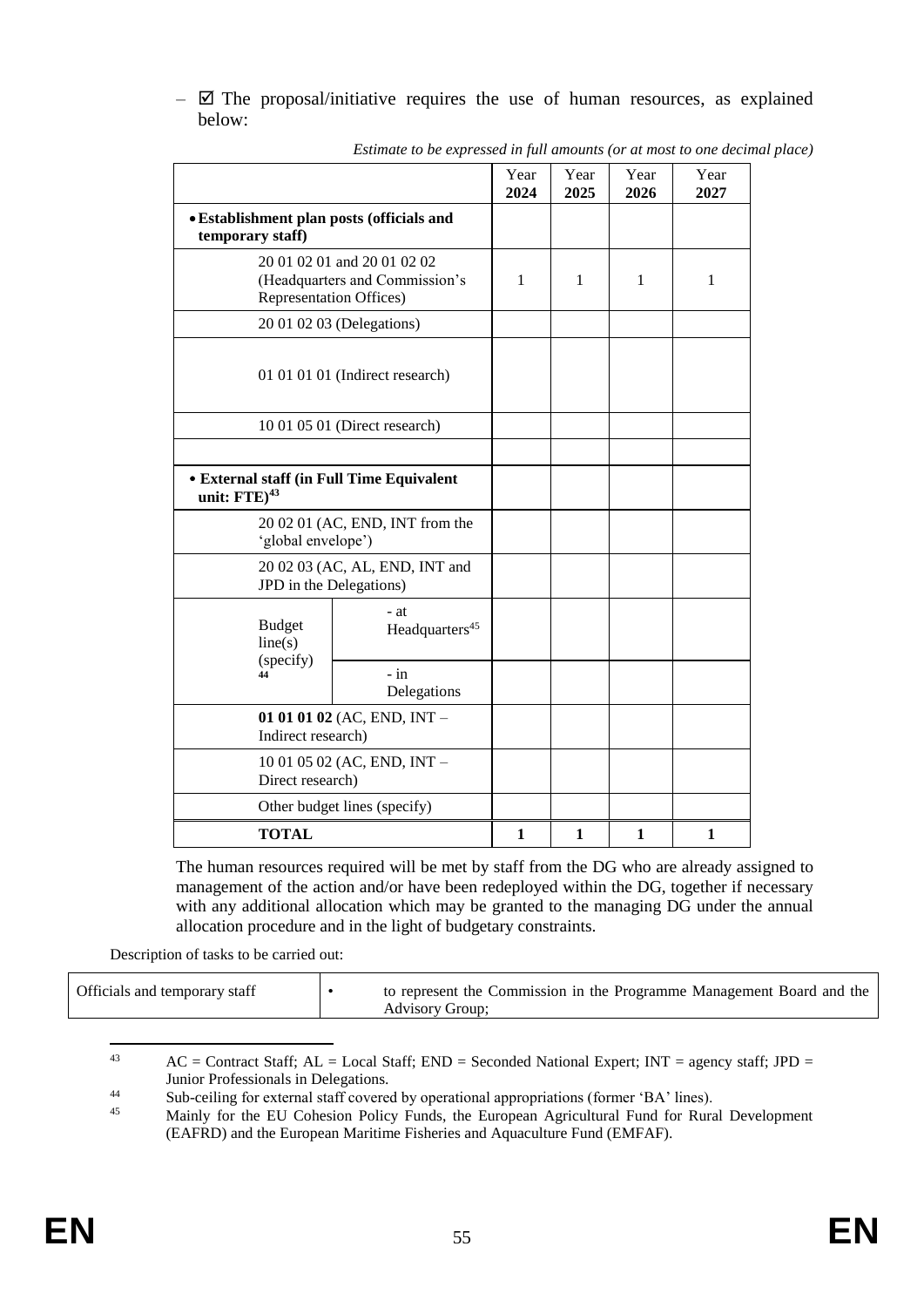– ☑ The proposal/initiative requires the use of human resources, as explained below:

*Estimate to be expressed in full amounts (or at most to one decimal place)*

| | | Year **2024** | Year **2025** | Year **2026** | Year **2027** |
|---|---|---|---|---|---|
| • **Establishment plan posts (officials and temporary staff)** | | | | | |
| 20 01 02 01 and 20 01 02 02 (Headquarters and Commission's Representation Offices) | | 1 | 1 | 1 | 1 |
| 20 01 02 03 (Delegations) | | | | | |
| 01 01 01 01 (Indirect research) | | | | | |
| 10 01 05 01 (Direct research) | | | | | |
| | | | | | |
| • **External staff (in Full Time Equivalent unit: FTE)**[43] | | | | | |
| 20 02 01 (AC, END, INT from the 'global envelope') | | | | | |
| 20 02 03 (AC, AL, END, INT and JPD in the Delegations) | | | | | |
| Budget line(s) (specify) [44] | - at Headquarters[45] | | | | |
| | - in Delegations | | | | |
| **01 01 01 02** (AC, END, INT – Indirect research) | | | | | |
| 10 01 05 02 (AC, END, INT – Direct research) | | | | | |
| Other budget lines (specify) | | | | | |
| **TOTAL** | | **1** | **1** | **1** | **1** |

The human resources required will be met by staff from the DG who are already assigned to management of the action and/or have been redeployed within the DG, together if necessary with any additional allocation which may be granted to the managing DG under the annual allocation procedure and in the light of budgetary constraints.

Description of tasks to be carried out:

| Officials and temporary staff | • | to represent the Commission in the Programme Management Board and the Advisory Group; |
|---|---|---|

[43] AC = Contract Staff; AL = Local Staff; END = Seconded National Expert; INT = agency staff; JPD = Junior Professionals in Delegations.

[44] Sub-ceiling for external staff covered by operational appropriations (former 'BA' lines).

[45] Mainly for the EU Cohesion Policy Funds, the European Agricultural Fund for Rural Development (EAFRD) and the European Maritime Fisheries and Aquaculture Fund (EMFAF).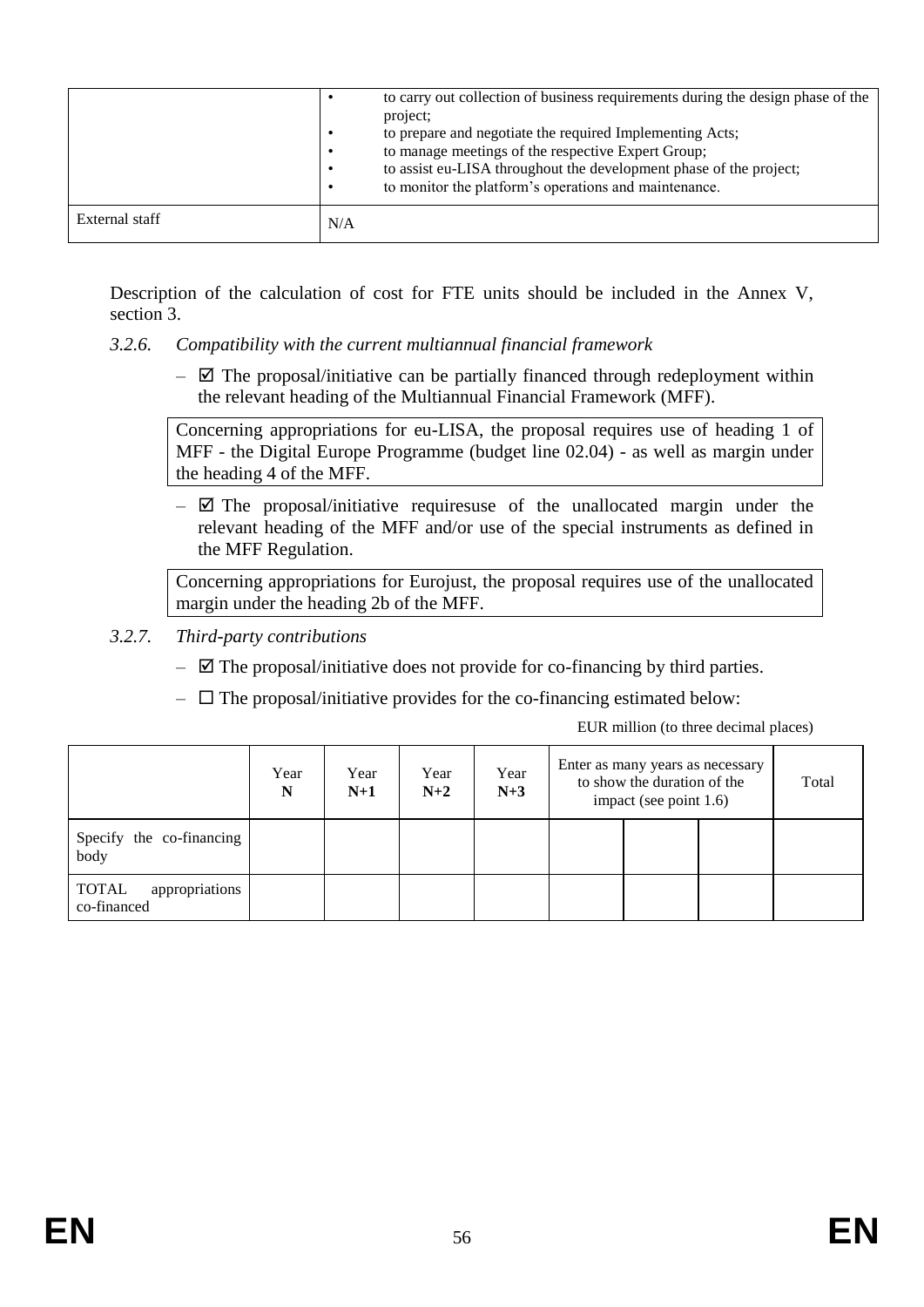| | |
|---|---|
| | • to carry out collection of business requirements during the design phase of the project;<br>• to prepare and negotiate the required Implementing Acts;<br>• to manage meetings of the respective Expert Group;<br>• to assist eu-LISA throughout the development phase of the project;<br>• to monitor the platform's operations and maintenance. |
| External staff | N/A |

Description of the calculation of cost for FTE units should be included in the Annex V, section 3.

*3.2.6. Compatibility with the current multiannual financial framework*

– ☑ The proposal/initiative can be partially financed through redeployment within the relevant heading of the Multiannual Financial Framework (MFF).

Concerning appropriations for eu-LISA, the proposal requires use of heading 1 of MFF - the Digital Europe Programme (budget line 02.04) - as well as margin under the heading 4 of the MFF.

– ☑ The proposal/initiative requiresuse of the unallocated margin under the relevant heading of the MFF and/or use of the special instruments as defined in the MFF Regulation.

Concerning appropriations for Eurojust, the proposal requires use of the unallocated margin under the heading 2b of the MFF.

*3.2.7. Third-party contributions*

– ☑ The proposal/initiative does not provide for co-financing by third parties.

– ☐ The proposal/initiative provides for the co-financing estimated below:

EUR million (to three decimal places)

| | Year **N** | Year **N+1** | Year **N+2** | Year **N+3** | Enter as many years as necessary to show the duration of the impact (see point 1.6) | | | Total |
|---|---|---|---|---|---|---|---|---|
| Specify the co-financing body | | | | | | | | |
| TOTAL appropriations co-financed | | | | | | | | |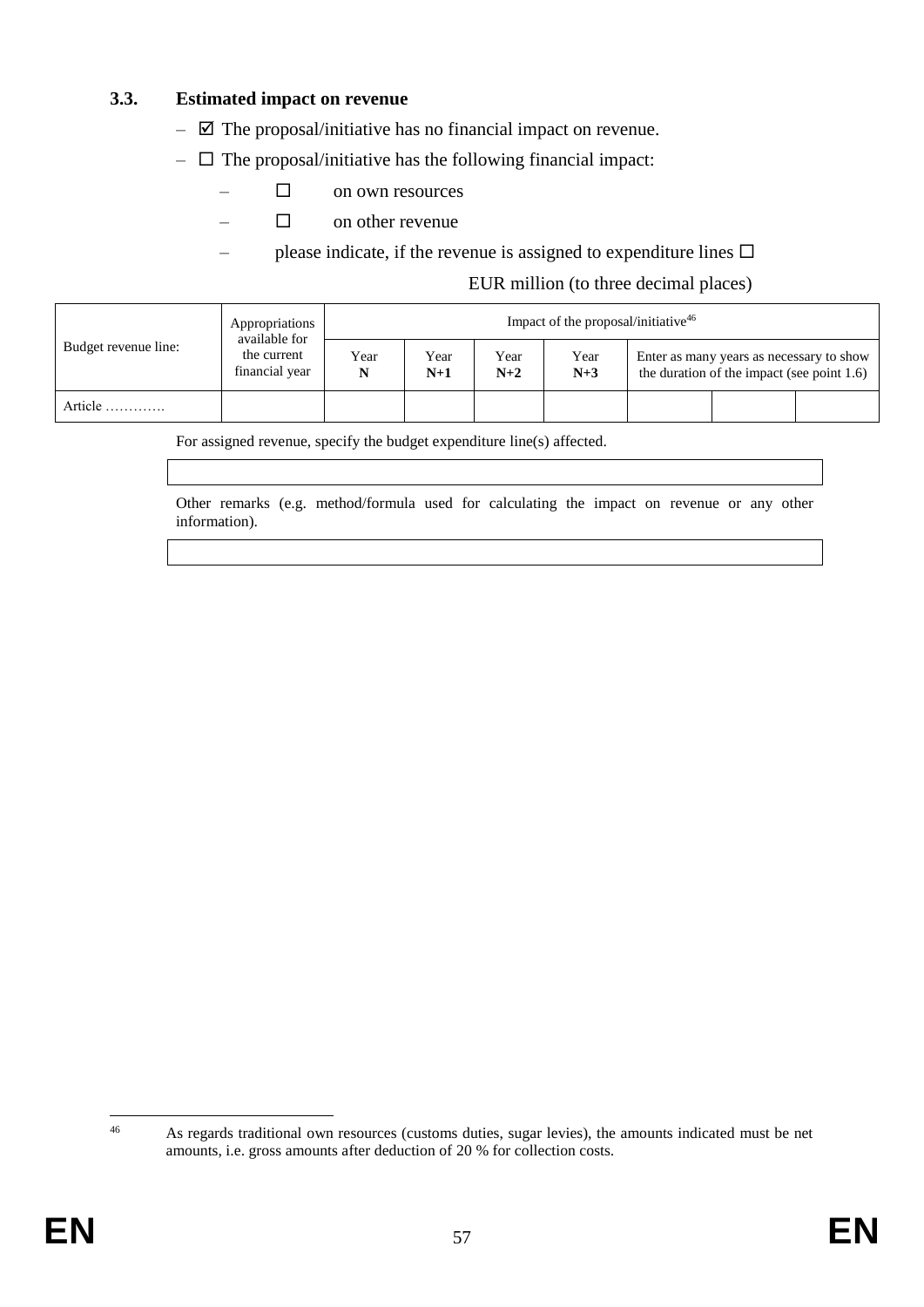### 3.3. Estimated impact on revenue

- ☑ The proposal/initiative has no financial impact on revenue.
- ☐ The proposal/initiative has the following financial impact:
  - ☐ on own resources
  - ☐ on other revenue
  - please indicate, if the revenue is assigned to expenditure lines ☐

EUR million (to three decimal places)

| Budget revenue line: | Appropriations available for the current financial year | Impact of the proposal/initiative[46] | | | | | | |
|---|---|---|---|---|---|---|---|---|
| | | Year **N** | Year **N+1** | Year **N+2** | Year **N+3** | Enter as many years as necessary to show the duration of the impact (see point 1.6) | | |
| Article …………. | | | | | | | | |

For assigned revenue, specify the budget expenditure line(s) affected.

| |
|---|
| |

Other remarks (e.g. method/formula used for calculating the impact on revenue or any other information).

| |
|---|
| |

[46] As regards traditional own resources (customs duties, sugar levies), the amounts indicated must be net amounts, i.e. gross amounts after deduction of 20 % for collection costs.